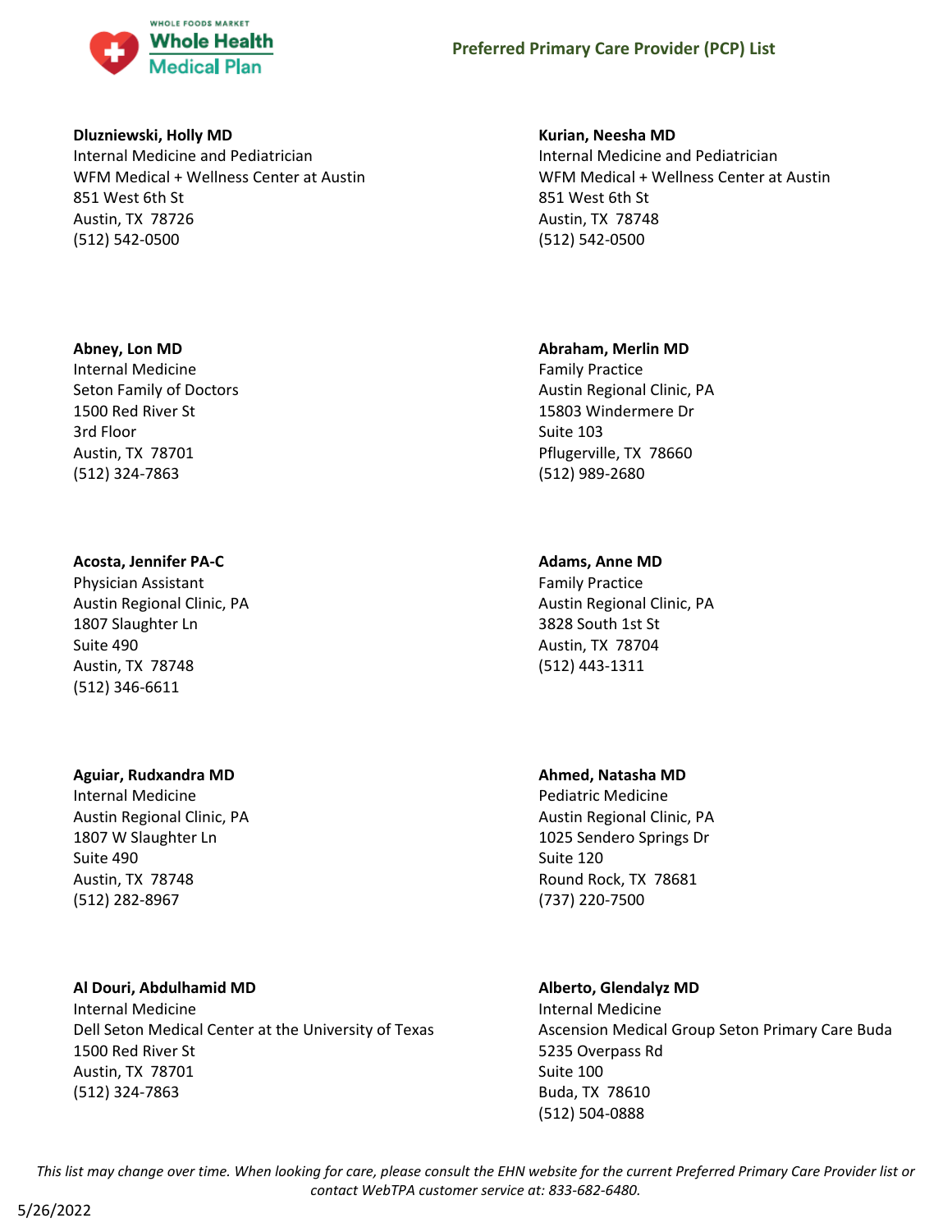# Preferred Primary Care Provider (PCP) List

**Dluzniewski, Holly MD**
Internal Medicine and Pediatrician
WFM Medical + Wellness Center at Austin
851 West 6th St
Austin, TX 78726
(512) 542-0500

**Kurian, Neesha MD**
Internal Medicine and Pediatrician
WFM Medical + Wellness Center at Austin
851 West 6th St
Austin, TX 78748
(512) 542-0500

**Abney, Lon MD**
Internal Medicine
Seton Family of Doctors
1500 Red River St
3rd Floor
Austin, TX 78701
(512) 324-7863

**Abraham, Merlin MD**
Family Practice
Austin Regional Clinic, PA
15803 Windermere Dr
Suite 103
Pflugerville, TX 78660
(512) 989-2680

**Acosta, Jennifer PA-C**
Physician Assistant
Austin Regional Clinic, PA
1807 Slaughter Ln
Suite 490
Austin, TX 78748
(512) 346-6611

**Adams, Anne MD**
Family Practice
Austin Regional Clinic, PA
3828 South 1st St
Austin, TX 78704
(512) 443-1311

**Aguiar, Rudxandra MD**
Internal Medicine
Austin Regional Clinic, PA
1807 W Slaughter Ln
Suite 490
Austin, TX 78748
(512) 282-8967

**Ahmed, Natasha MD**
Pediatric Medicine
Austin Regional Clinic, PA
1025 Sendero Springs Dr
Suite 120
Round Rock, TX 78681
(737) 220-7500

**Al Douri, Abdulhamid MD**
Internal Medicine
Dell Seton Medical Center at the University of Texas
1500 Red River St
Austin, TX 78701
(512) 324-7863

**Alberto, Glendalyz MD**
Internal Medicine
Ascension Medical Group Seton Primary Care Buda
5235 Overpass Rd
Suite 100
Buda, TX 78610
(512) 504-0888

*This list may change over time. When looking for care, please consult the EHN website for the current Preferred Primary Care Provider list or contact WebTPA customer service at: 833-682-6480.*

5/26/2022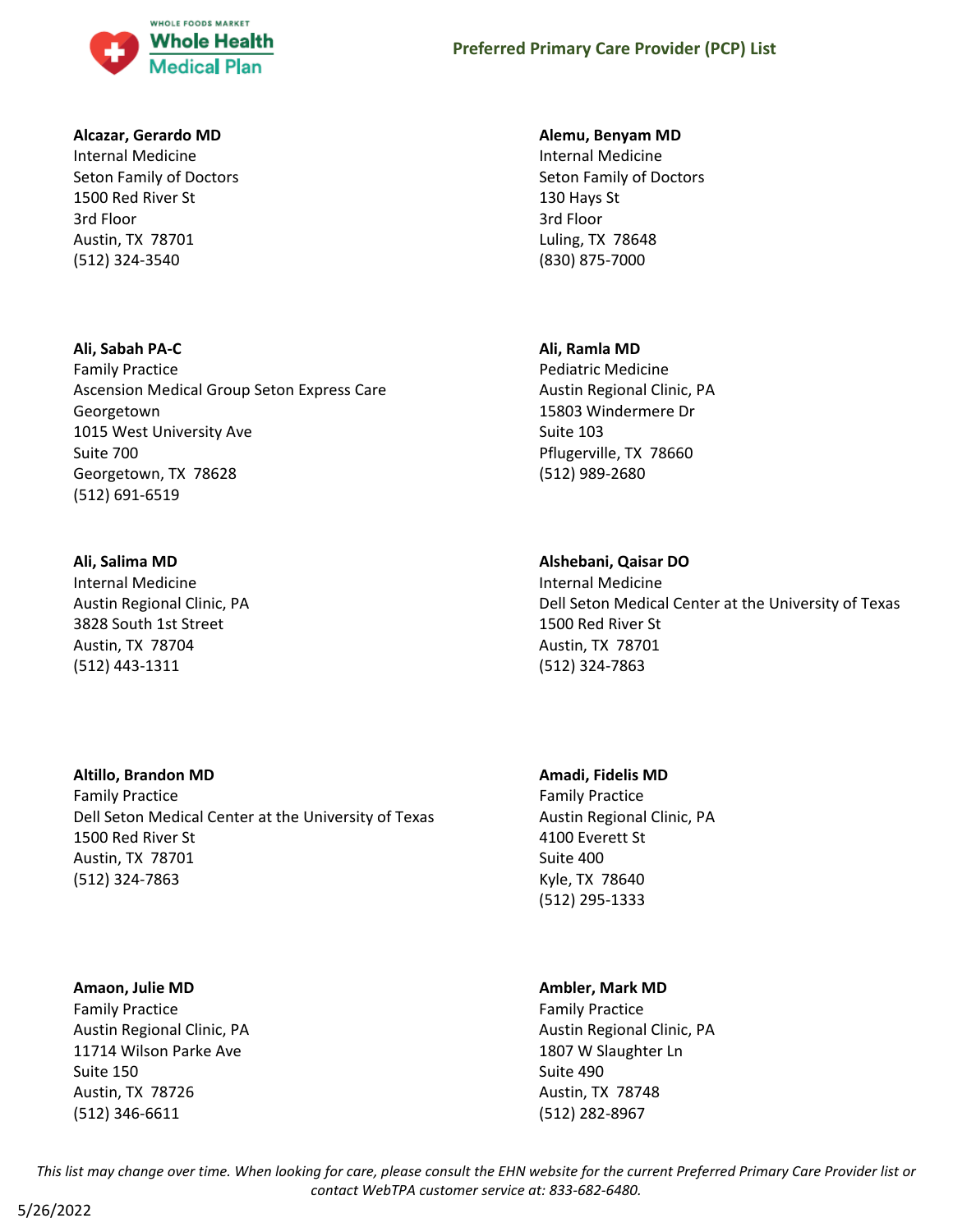**Alcazar, Gerardo MD**
Internal Medicine
Seton Family of Doctors
1500 Red River St
3rd Floor
Austin, TX 78701
(512) 324-3540

**Alemu, Benyam MD**
Internal Medicine
Seton Family of Doctors
130 Hays St
3rd Floor
Luling, TX 78648
(830) 875-7000

**Ali, Sabah PA-C**
Family Practice
Ascension Medical Group Seton Express Care Georgetown
1015 West University Ave
Suite 700
Georgetown, TX 78628
(512) 691-6519

**Ali, Ramla MD**
Pediatric Medicine
Austin Regional Clinic, PA
15803 Windermere Dr
Suite 103
Pflugerville, TX 78660
(512) 989-2680

**Ali, Salima MD**
Internal Medicine
Austin Regional Clinic, PA
3828 South 1st Street
Austin, TX 78704
(512) 443-1311

**Alshebani, Qaisar DO**
Internal Medicine
Dell Seton Medical Center at the University of Texas
1500 Red River St
Austin, TX 78701
(512) 324-7863

**Altillo, Brandon MD**
Family Practice
Dell Seton Medical Center at the University of Texas
1500 Red River St
Austin, TX 78701
(512) 324-7863

**Amadi, Fidelis MD**
Family Practice
Austin Regional Clinic, PA
4100 Everett St
Suite 400
Kyle, TX 78640
(512) 295-1333

**Amaon, Julie MD**
Family Practice
Austin Regional Clinic, PA
11714 Wilson Parke Ave
Suite 150
Austin, TX 78726
(512) 346-6611

**Ambler, Mark MD**
Family Practice
Austin Regional Clinic, PA
1807 W Slaughter Ln
Suite 490
Austin, TX 78748
(512) 282-8967

*This list may change over time. When looking for care, please consult the EHN website for the current Preferred Primary Care Provider list or contact WebTPA customer service at: 833-682-6480.*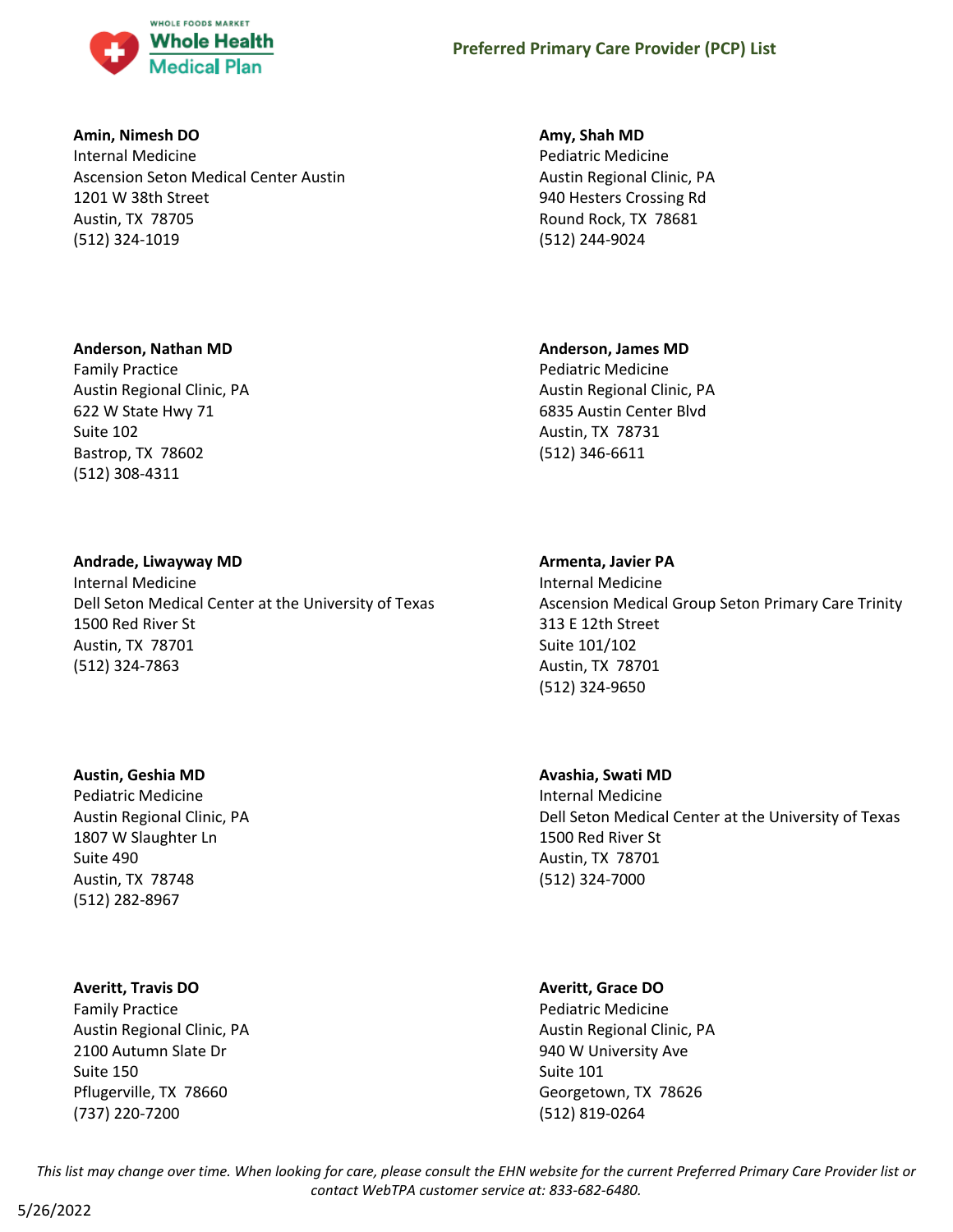**Amin, Nimesh DO**
Internal Medicine
Ascension Seton Medical Center Austin
1201 W 38th Street
Austin, TX 78705
(512) 324-1019

**Amy, Shah MD**
Pediatric Medicine
Austin Regional Clinic, PA
940 Hesters Crossing Rd
Round Rock, TX 78681
(512) 244-9024

**Anderson, Nathan MD**
Family Practice
Austin Regional Clinic, PA
622 W State Hwy 71
Suite 102
Bastrop, TX 78602
(512) 308-4311

**Anderson, James MD**
Pediatric Medicine
Austin Regional Clinic, PA
6835 Austin Center Blvd
Austin, TX 78731
(512) 346-6611

**Andrade, Liwayway MD**
Internal Medicine
Dell Seton Medical Center at the University of Texas
1500 Red River St
Austin, TX 78701
(512) 324-7863

**Armenta, Javier PA**
Internal Medicine
Ascension Medical Group Seton Primary Care Trinity
313 E 12th Street
Suite 101/102
Austin, TX 78701
(512) 324-9650

**Austin, Geshia MD**
Pediatric Medicine
Austin Regional Clinic, PA
1807 W Slaughter Ln
Suite 490
Austin, TX 78748
(512) 282-8967

**Avashia, Swati MD**
Internal Medicine
Dell Seton Medical Center at the University of Texas
1500 Red River St
Austin, TX 78701
(512) 324-7000

**Averitt, Travis DO**
Family Practice
Austin Regional Clinic, PA
2100 Autumn Slate Dr
Suite 150
Pflugerville, TX 78660
(737) 220-7200

**Averitt, Grace DO**
Pediatric Medicine
Austin Regional Clinic, PA
940 W University Ave
Suite 101
Georgetown, TX 78626
(512) 819-0264

*This list may change over time. When looking for care, please consult the EHN website for the current Preferred Primary Care Provider list or contact WebTPA customer service at: 833-682-6480.*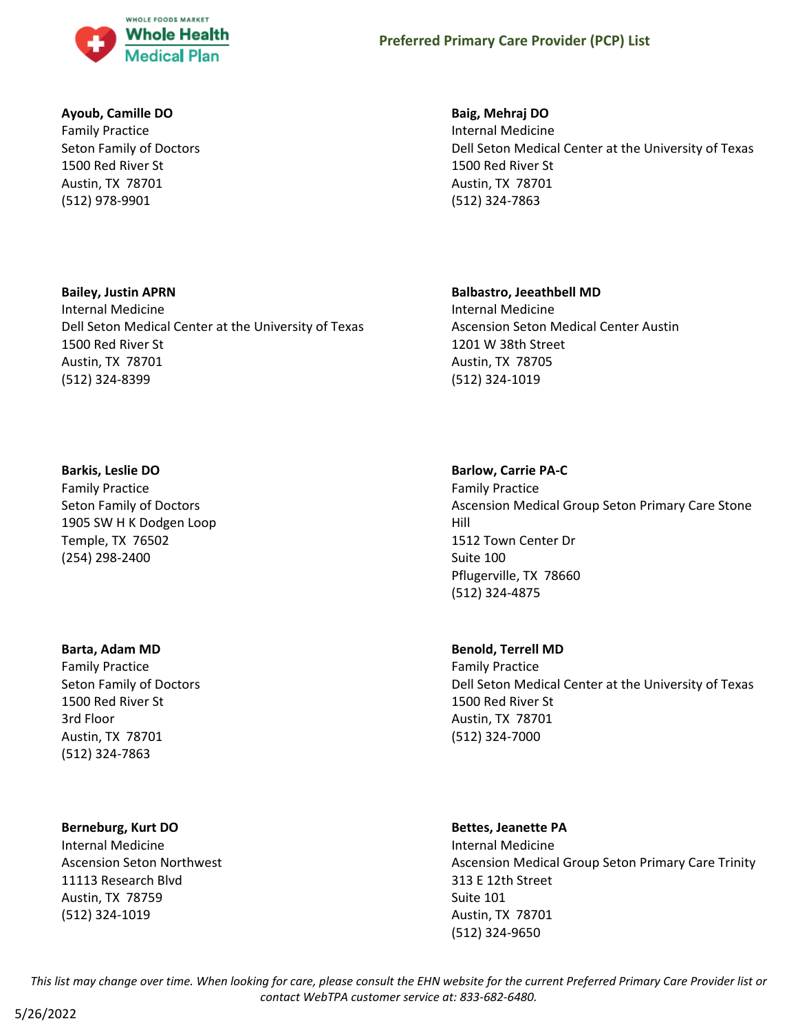**Ayoub, Camille DO**
Family Practice
Seton Family of Doctors
1500 Red River St
Austin, TX 78701
(512) 978-9901

**Baig, Mehraj DO**
Internal Medicine
Dell Seton Medical Center at the University of Texas
1500 Red River St
Austin, TX 78701
(512) 324-7863

**Bailey, Justin APRN**
Internal Medicine
Dell Seton Medical Center at the University of Texas
1500 Red River St
Austin, TX 78701
(512) 324-8399

**Balbastro, Jeeathbell MD**
Internal Medicine
Ascension Seton Medical Center Austin
1201 W 38th Street
Austin, TX 78705
(512) 324-1019

**Barkis, Leslie DO**
Family Practice
Seton Family of Doctors
1905 SW H K Dodgen Loop
Temple, TX 76502
(254) 298-2400

**Barlow, Carrie PA-C**
Family Practice
Ascension Medical Group Seton Primary Care Stone Hill
1512 Town Center Dr
Suite 100
Pflugerville, TX 78660
(512) 324-4875

**Barta, Adam MD**
Family Practice
Seton Family of Doctors
1500 Red River St
3rd Floor
Austin, TX 78701
(512) 324-7863

**Benold, Terrell MD**
Family Practice
Dell Seton Medical Center at the University of Texas
1500 Red River St
Austin, TX 78701
(512) 324-7000

**Berneburg, Kurt DO**
Internal Medicine
Ascension Seton Northwest
11113 Research Blvd
Austin, TX 78759
(512) 324-1019

**Bettes, Jeanette PA**
Internal Medicine
Ascension Medical Group Seton Primary Care Trinity
313 E 12th Street
Suite 101
Austin, TX 78701
(512) 324-9650

*This list may change over time. When looking for care, please consult the EHN website for the current Preferred Primary Care Provider list or contact WebTPA customer service at: 833-682-6480.*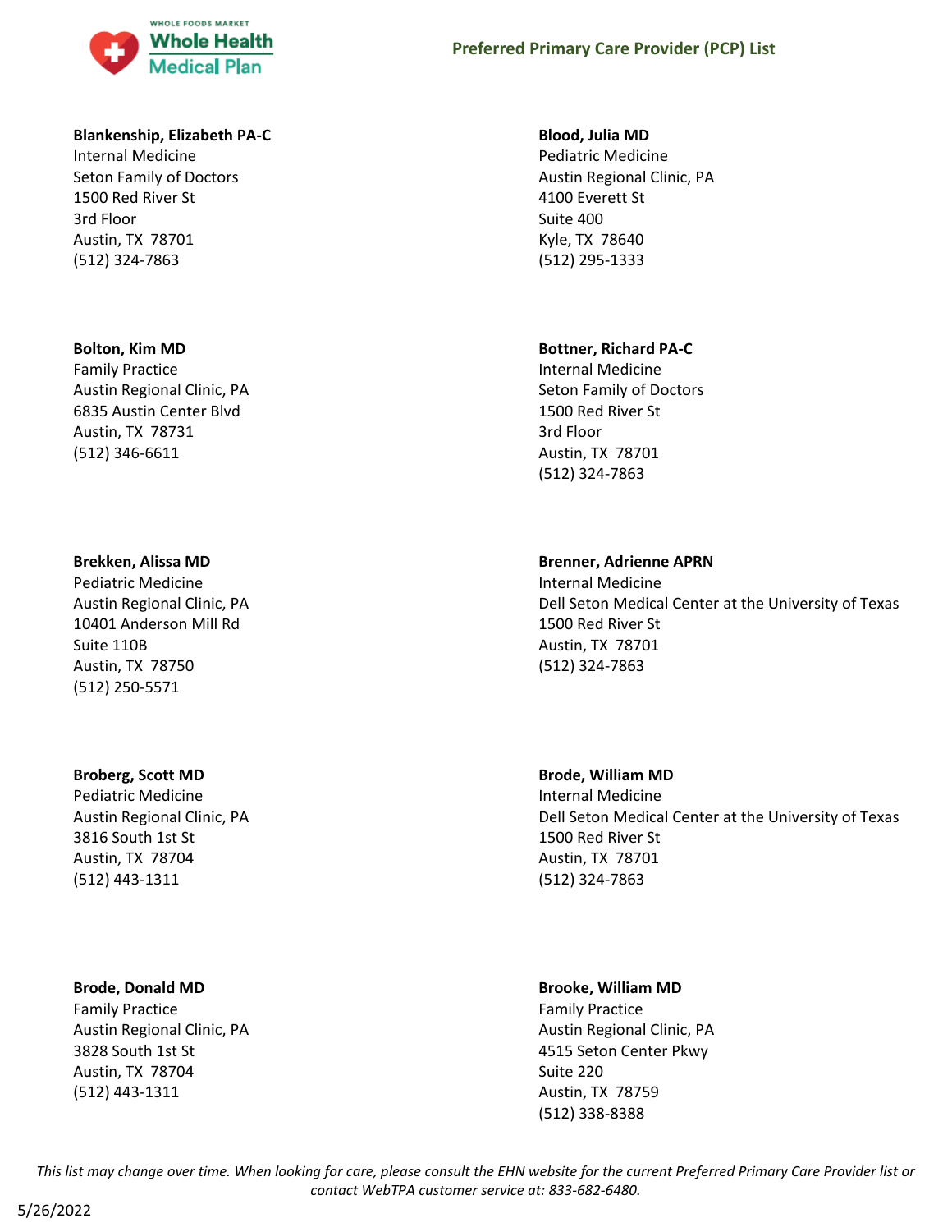**Blankenship, Elizabeth PA-C**
Internal Medicine
Seton Family of Doctors
1500 Red River St
3rd Floor
Austin, TX 78701
(512) 324-7863

**Blood, Julia MD**
Pediatric Medicine
Austin Regional Clinic, PA
4100 Everett St
Suite 400
Kyle, TX 78640
(512) 295-1333

**Bolton, Kim MD**
Family Practice
Austin Regional Clinic, PA
6835 Austin Center Blvd
Austin, TX 78731
(512) 346-6611

**Bottner, Richard PA-C**
Internal Medicine
Seton Family of Doctors
1500 Red River St
3rd Floor
Austin, TX 78701
(512) 324-7863

**Brekken, Alissa MD**
Pediatric Medicine
Austin Regional Clinic, PA
10401 Anderson Mill Rd
Suite 110B
Austin, TX 78750
(512) 250-5571

**Brenner, Adrienne APRN**
Internal Medicine
Dell Seton Medical Center at the University of Texas
1500 Red River St
Austin, TX 78701
(512) 324-7863

**Broberg, Scott MD**
Pediatric Medicine
Austin Regional Clinic, PA
3816 South 1st St
Austin, TX 78704
(512) 443-1311

**Brode, William MD**
Internal Medicine
Dell Seton Medical Center at the University of Texas
1500 Red River St
Austin, TX 78701
(512) 324-7863

**Brode, Donald MD**
Family Practice
Austin Regional Clinic, PA
3828 South 1st St
Austin, TX 78704
(512) 443-1311

**Brooke, William MD**
Family Practice
Austin Regional Clinic, PA
4515 Seton Center Pkwy
Suite 220
Austin, TX 78759
(512) 338-8388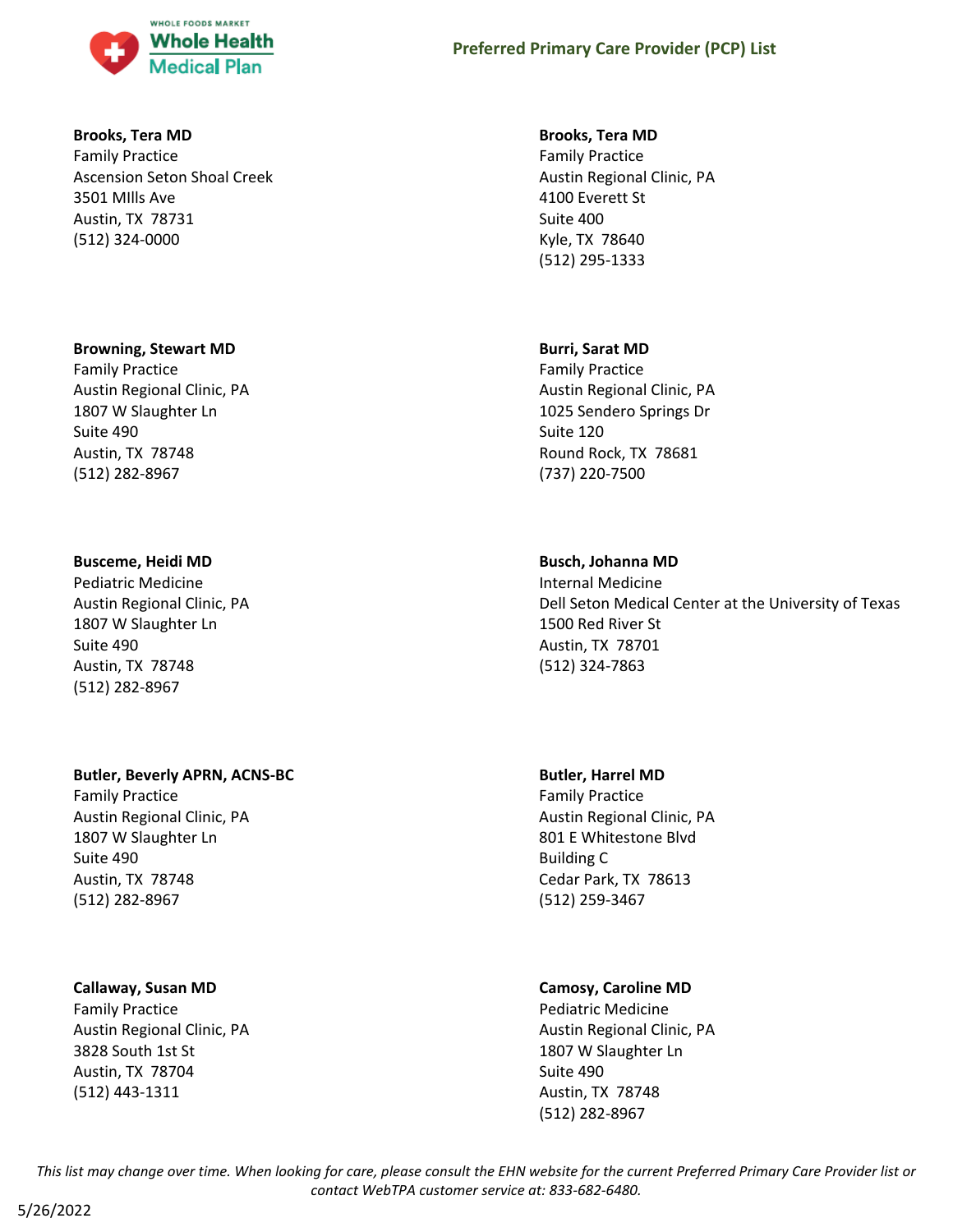**Brooks, Tera MD**
Family Practice
Ascension Seton Shoal Creek
3501 MIlls Ave
Austin, TX 78731
(512) 324-0000

**Brooks, Tera MD**
Family Practice
Austin Regional Clinic, PA
4100 Everett St
Suite 400
Kyle, TX 78640
(512) 295-1333

**Browning, Stewart MD**
Family Practice
Austin Regional Clinic, PA
1807 W Slaughter Ln
Suite 490
Austin, TX 78748
(512) 282-8967

**Burri, Sarat MD**
Family Practice
Austin Regional Clinic, PA
1025 Sendero Springs Dr
Suite 120
Round Rock, TX 78681
(737) 220-7500

**Busceme, Heidi MD**
Pediatric Medicine
Austin Regional Clinic, PA
1807 W Slaughter Ln
Suite 490
Austin, TX 78748
(512) 282-8967

**Busch, Johanna MD**
Internal Medicine
Dell Seton Medical Center at the University of Texas
1500 Red River St
Austin, TX 78701
(512) 324-7863

**Butler, Beverly APRN, ACNS-BC**
Family Practice
Austin Regional Clinic, PA
1807 W Slaughter Ln
Suite 490
Austin, TX 78748
(512) 282-8967

**Butler, Harrel MD**
Family Practice
Austin Regional Clinic, PA
801 E Whitestone Blvd
Building C
Cedar Park, TX 78613
(512) 259-3467

**Callaway, Susan MD**
Family Practice
Austin Regional Clinic, PA
3828 South 1st St
Austin, TX 78704
(512) 443-1311

**Camosy, Caroline MD**
Pediatric Medicine
Austin Regional Clinic, PA
1807 W Slaughter Ln
Suite 490
Austin, TX 78748
(512) 282-8967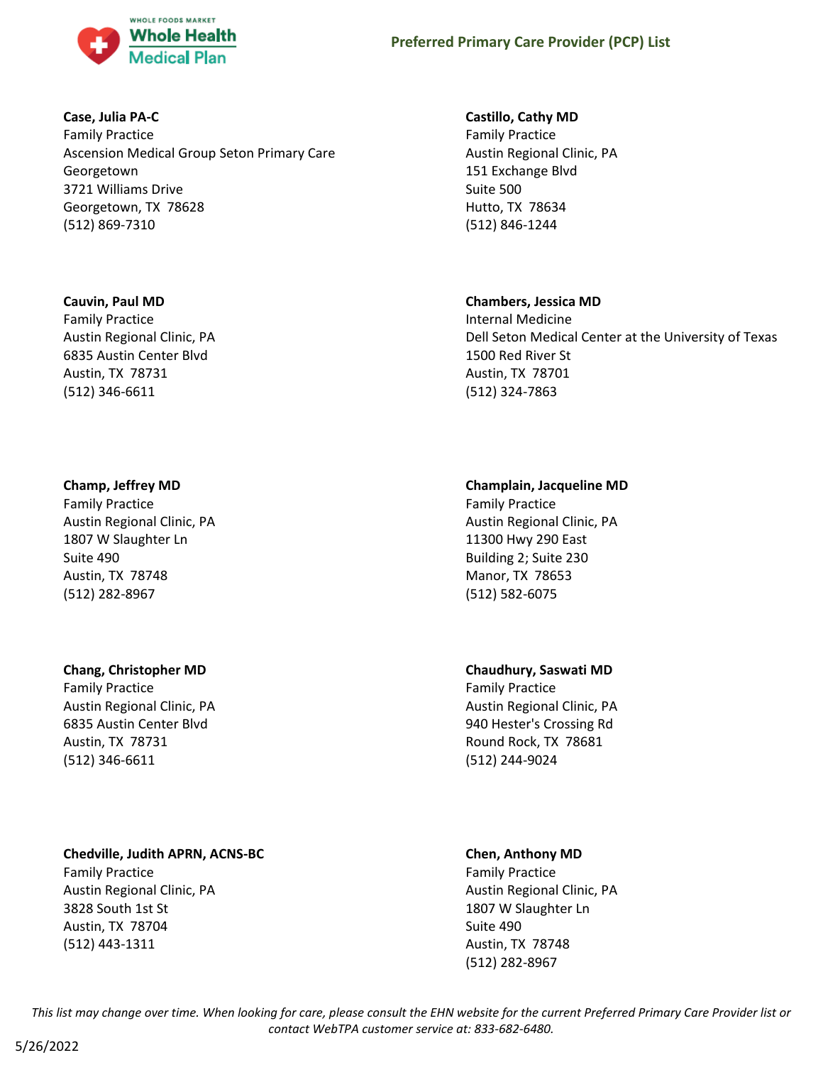**Case, Julia PA-C**
Family Practice
Ascension Medical Group Seton Primary Care Georgetown
3721 Williams Drive
Georgetown, TX 78628
(512) 869-7310

**Castillo, Cathy MD**
Family Practice
Austin Regional Clinic, PA
151 Exchange Blvd
Suite 500
Hutto, TX 78634
(512) 846-1244

**Cauvin, Paul MD**
Family Practice
Austin Regional Clinic, PA
6835 Austin Center Blvd
Austin, TX 78731
(512) 346-6611

**Chambers, Jessica MD**
Internal Medicine
Dell Seton Medical Center at the University of Texas
1500 Red River St
Austin, TX 78701
(512) 324-7863

**Champ, Jeffrey MD**
Family Practice
Austin Regional Clinic, PA
1807 W Slaughter Ln
Suite 490
Austin, TX 78748
(512) 282-8967

**Champlain, Jacqueline MD**
Family Practice
Austin Regional Clinic, PA
11300 Hwy 290 East
Building 2; Suite 230
Manor, TX 78653
(512) 582-6075

**Chang, Christopher MD**
Family Practice
Austin Regional Clinic, PA
6835 Austin Center Blvd
Austin, TX 78731
(512) 346-6611

**Chaudhury, Saswati MD**
Family Practice
Austin Regional Clinic, PA
940 Hester's Crossing Rd
Round Rock, TX 78681
(512) 244-9024

**Chedville, Judith APRN, ACNS-BC**
Family Practice
Austin Regional Clinic, PA
3828 South 1st St
Austin, TX 78704
(512) 443-1311

**Chen, Anthony MD**
Family Practice
Austin Regional Clinic, PA
1807 W Slaughter Ln
Suite 490
Austin, TX 78748
(512) 282-8967

*This list may change over time. When looking for care, please consult the EHN website for the current Preferred Primary Care Provider list or contact WebTPA customer service at: 833-682-6480.*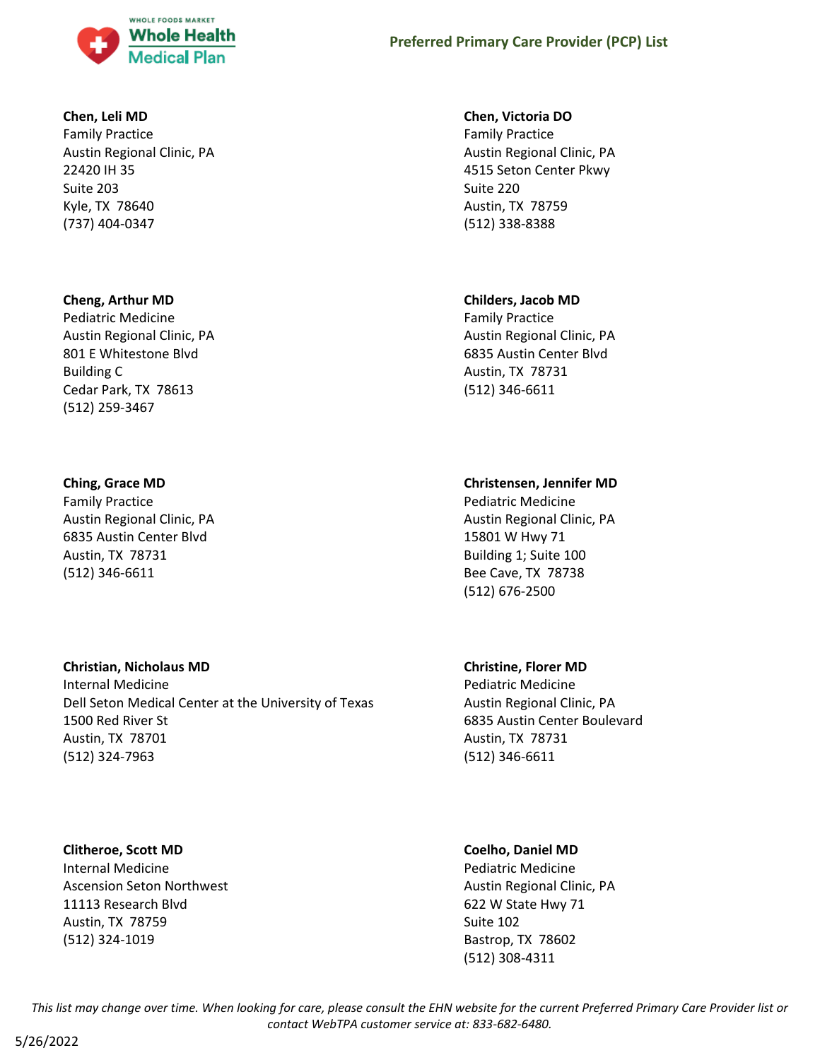**Chen, Leli MD**
Family Practice
Austin Regional Clinic, PA
22420 IH 35
Suite 203
Kyle, TX 78640
(737) 404-0347

**Chen, Victoria DO**
Family Practice
Austin Regional Clinic, PA
4515 Seton Center Pkwy
Suite 220
Austin, TX 78759
(512) 338-8388

**Cheng, Arthur MD**
Pediatric Medicine
Austin Regional Clinic, PA
801 E Whitestone Blvd
Building C
Cedar Park, TX 78613
(512) 259-3467

**Childers, Jacob MD**
Family Practice
Austin Regional Clinic, PA
6835 Austin Center Blvd
Austin, TX 78731
(512) 346-6611

**Ching, Grace MD**
Family Practice
Austin Regional Clinic, PA
6835 Austin Center Blvd
Austin, TX 78731
(512) 346-6611

**Christensen, Jennifer MD**
Pediatric Medicine
Austin Regional Clinic, PA
15801 W Hwy 71
Building 1; Suite 100
Bee Cave, TX 78738
(512) 676-2500

**Christian, Nicholaus MD**
Internal Medicine
Dell Seton Medical Center at the University of Texas
1500 Red River St
Austin, TX 78701
(512) 324-7963

**Christine, Florer MD**
Pediatric Medicine
Austin Regional Clinic, PA
6835 Austin Center Boulevard
Austin, TX 78731
(512) 346-6611

**Clitheroe, Scott MD**
Internal Medicine
Ascension Seton Northwest
11113 Research Blvd
Austin, TX 78759
(512) 324-1019

**Coelho, Daniel MD**
Pediatric Medicine
Austin Regional Clinic, PA
622 W State Hwy 71
Suite 102
Bastrop, TX 78602
(512) 308-4311

*This list may change over time. When looking for care, please consult the EHN website for the current Preferred Primary Care Provider list or contact WebTPA customer service at: 833-682-6480.*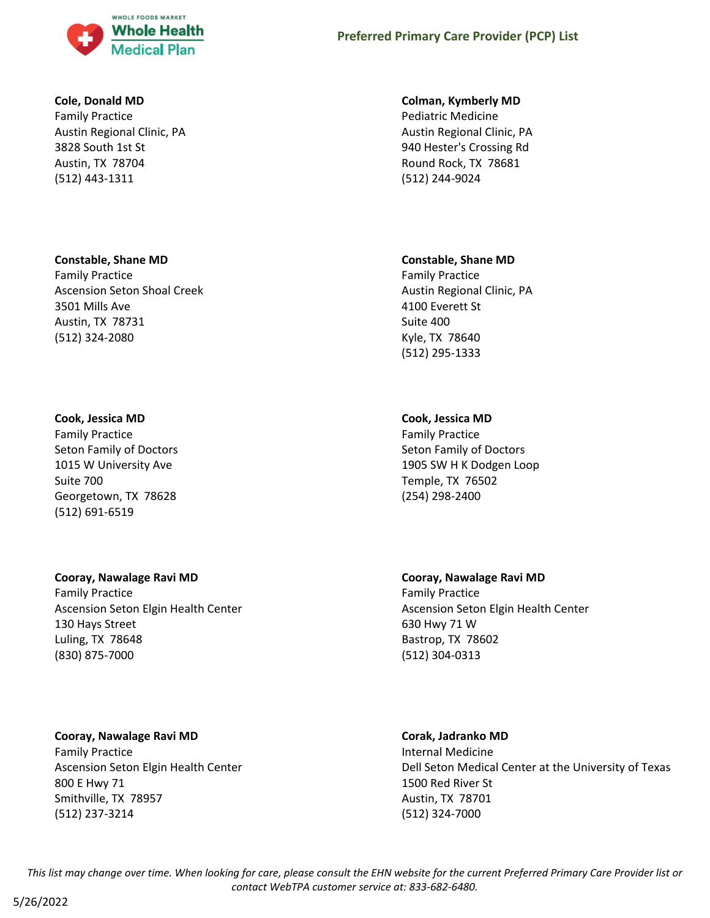**Cole, Donald MD**
Family Practice
Austin Regional Clinic, PA
3828 South 1st St
Austin, TX 78704
(512) 443-1311

**Colman, Kymberly MD**
Pediatric Medicine
Austin Regional Clinic, PA
940 Hester's Crossing Rd
Round Rock, TX 78681
(512) 244-9024

**Constable, Shane MD**
Family Practice
Ascension Seton Shoal Creek
3501 Mills Ave
Austin, TX 78731
(512) 324-2080

**Constable, Shane MD**
Family Practice
Austin Regional Clinic, PA
4100 Everett St
Suite 400
Kyle, TX 78640
(512) 295-1333

**Cook, Jessica MD**
Family Practice
Seton Family of Doctors
1015 W University Ave
Suite 700
Georgetown, TX 78628
(512) 691-6519

**Cook, Jessica MD**
Family Practice
Seton Family of Doctors
1905 SW H K Dodgen Loop
Temple, TX 76502
(254) 298-2400

**Cooray, Nawalage Ravi MD**
Family Practice
Ascension Seton Elgin Health Center
130 Hays Street
Luling, TX 78648
(830) 875-7000

**Cooray, Nawalage Ravi MD**
Family Practice
Ascension Seton Elgin Health Center
630 Hwy 71 W
Bastrop, TX 78602
(512) 304-0313

**Cooray, Nawalage Ravi MD**
Family Practice
Ascension Seton Elgin Health Center
800 E Hwy 71
Smithville, TX 78957
(512) 237-3214

**Corak, Jadranko MD**
Internal Medicine
Dell Seton Medical Center at the University of Texas
1500 Red River St
Austin, TX 78701
(512) 324-7000

*This list may change over time. When looking for care, please consult the EHN website for the current Preferred Primary Care Provider list or contact WebTPA customer service at: 833-682-6480.*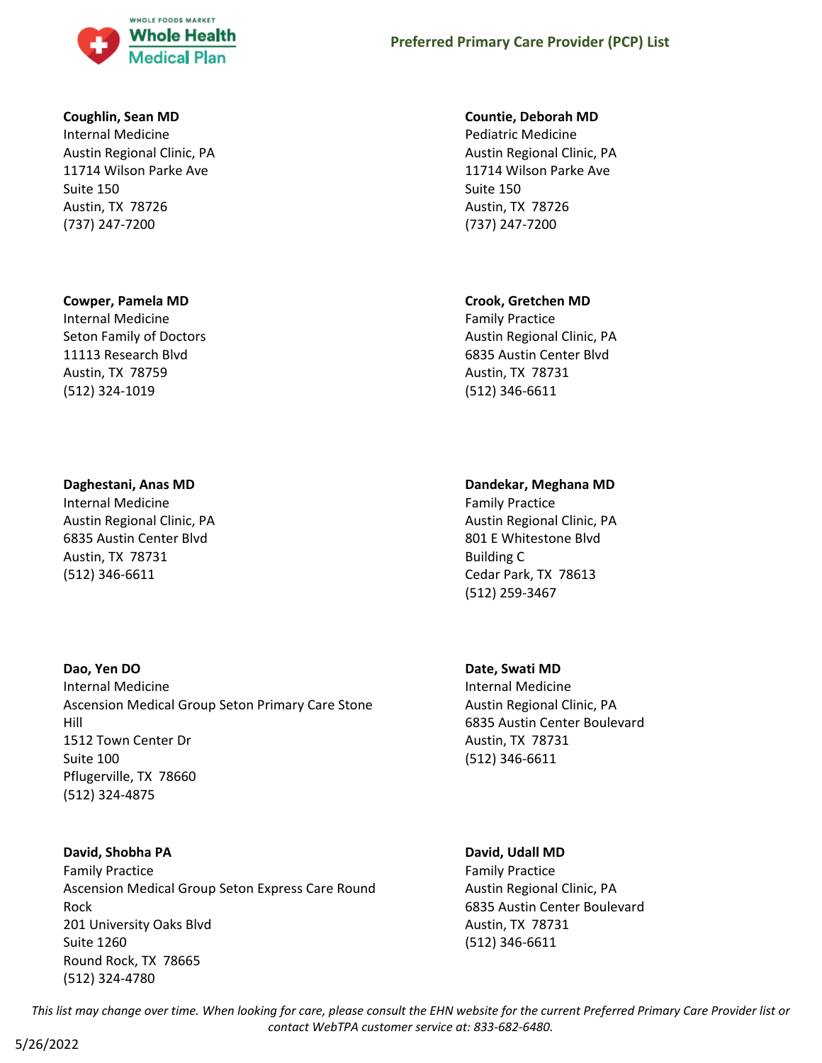**Coughlin, Sean MD**
Internal Medicine
Austin Regional Clinic, PA
11714 Wilson Parke Ave
Suite 150
Austin, TX 78726
(737) 247-7200

**Countie, Deborah MD**
Pediatric Medicine
Austin Regional Clinic, PA
11714 Wilson Parke Ave
Suite 150
Austin, TX 78726
(737) 247-7200

**Cowper, Pamela MD**
Internal Medicine
Seton Family of Doctors
11113 Research Blvd
Austin, TX 78759
(512) 324-1019

**Crook, Gretchen MD**
Family Practice
Austin Regional Clinic, PA
6835 Austin Center Blvd
Austin, TX 78731
(512) 346-6611

**Daghestani, Anas MD**
Internal Medicine
Austin Regional Clinic, PA
6835 Austin Center Blvd
Austin, TX 78731
(512) 346-6611

**Dandekar, Meghana MD**
Family Practice
Austin Regional Clinic, PA
801 E Whitestone Blvd
Building C
Cedar Park, TX 78613
(512) 259-3467

**Dao, Yen DO**
Internal Medicine
Ascension Medical Group Seton Primary Care Stone Hill
1512 Town Center Dr
Suite 100
Pflugerville, TX 78660
(512) 324-4875

**Date, Swati MD**
Internal Medicine
Austin Regional Clinic, PA
6835 Austin Center Boulevard
Austin, TX 78731
(512) 346-6611

**David, Shobha PA**
Family Practice
Ascension Medical Group Seton Express Care Round Rock
201 University Oaks Blvd
Suite 1260
Round Rock, TX 78665
(512) 324-4780

**David, Udall MD**
Family Practice
Austin Regional Clinic, PA
6835 Austin Center Boulevard
Austin, TX 78731
(512) 346-6611

*This list may change over time. When looking for care, please consult the EHN website for the current Preferred Primary Care Provider list or contact WebTPA customer service at: 833-682-6480.*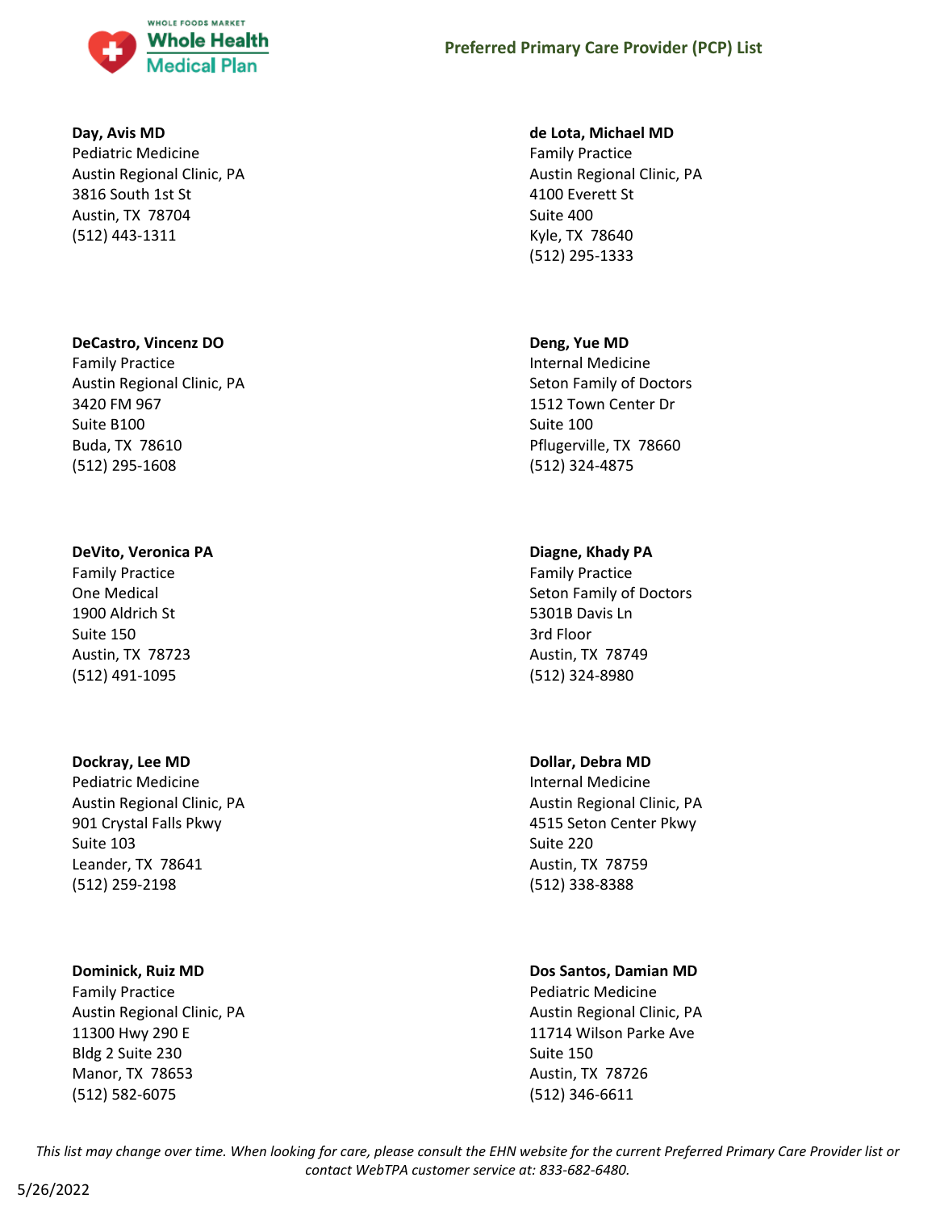**Day, Avis MD**
Pediatric Medicine
Austin Regional Clinic, PA
3816 South 1st St
Austin, TX  78704
(512) 443-1311

**de Lota, Michael MD**
Family Practice
Austin Regional Clinic, PA
4100 Everett St
Suite 400
Kyle, TX  78640
(512) 295-1333

**DeCastro, Vincenz DO**
Family Practice
Austin Regional Clinic, PA
3420 FM 967
Suite B100
Buda, TX  78610
(512) 295-1608

**Deng, Yue MD**
Internal Medicine
Seton Family of Doctors
1512 Town Center Dr
Suite 100
Pflugerville, TX  78660
(512) 324-4875

**DeVito, Veronica PA**
Family Practice
One Medical
1900 Aldrich St
Suite 150
Austin, TX  78723
(512) 491-1095

**Diagne, Khady PA**
Family Practice
Seton Family of Doctors
5301B Davis Ln
3rd Floor
Austin, TX  78749
(512) 324-8980

**Dockray, Lee MD**
Pediatric Medicine
Austin Regional Clinic, PA
901 Crystal Falls Pkwy
Suite 103
Leander, TX  78641
(512) 259-2198

**Dollar, Debra MD**
Internal Medicine
Austin Regional Clinic, PA
4515 Seton Center Pkwy
Suite 220
Austin, TX  78759
(512) 338-8388

**Dominick, Ruiz MD**
Family Practice
Austin Regional Clinic, PA
11300 Hwy 290 E
Bldg 2 Suite 230
Manor, TX  78653
(512) 582-6075

**Dos Santos, Damian MD**
Pediatric Medicine
Austin Regional Clinic, PA
11714 Wilson Parke Ave
Suite 150
Austin, TX  78726
(512) 346-6611

*This list may change over time. When looking for care, please consult the EHN website for the current Preferred Primary Care Provider list or contact WebTPA customer service at: 833-682-6480.*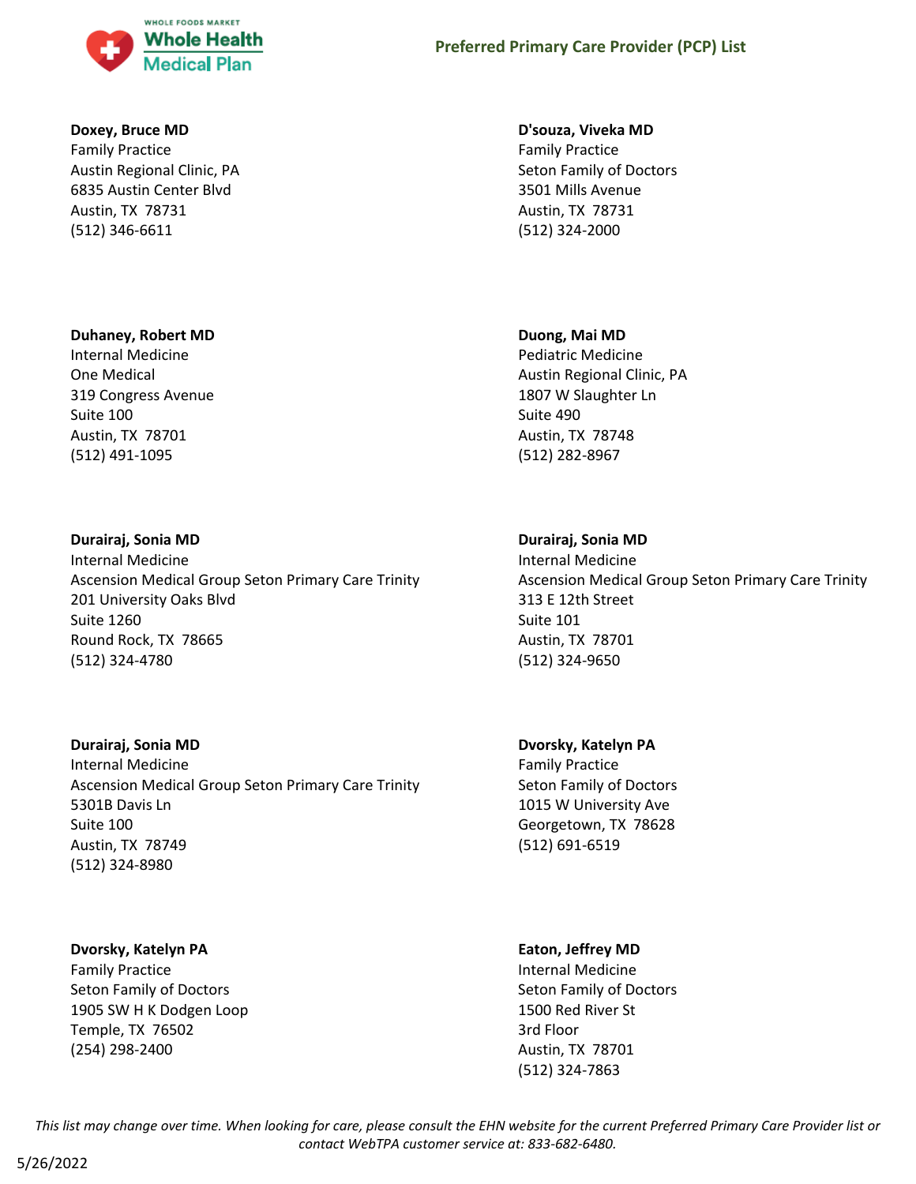**Doxey, Bruce MD**
Family Practice
Austin Regional Clinic, PA
6835 Austin Center Blvd
Austin, TX 78731
(512) 346-6611

**D'souza, Viveka MD**
Family Practice
Seton Family of Doctors
3501 Mills Avenue
Austin, TX 78731
(512) 324-2000

**Duhaney, Robert MD**
Internal Medicine
One Medical
319 Congress Avenue
Suite 100
Austin, TX 78701
(512) 491-1095

**Duong, Mai MD**
Pediatric Medicine
Austin Regional Clinic, PA
1807 W Slaughter Ln
Suite 490
Austin, TX 78748
(512) 282-8967

**Durairaj, Sonia MD**
Internal Medicine
Ascension Medical Group Seton Primary Care Trinity
201 University Oaks Blvd
Suite 1260
Round Rock, TX 78665
(512) 324-4780

**Durairaj, Sonia MD**
Internal Medicine
Ascension Medical Group Seton Primary Care Trinity
313 E 12th Street
Suite 101
Austin, TX 78701
(512) 324-9650

**Durairaj, Sonia MD**
Internal Medicine
Ascension Medical Group Seton Primary Care Trinity
5301B Davis Ln
Suite 100
Austin, TX 78749
(512) 324-8980

**Dvorsky, Katelyn PA**
Family Practice
Seton Family of Doctors
1015 W University Ave
Georgetown, TX 78628
(512) 691-6519

**Dvorsky, Katelyn PA**
Family Practice
Seton Family of Doctors
1905 SW H K Dodgen Loop
Temple, TX 76502
(254) 298-2400

**Eaton, Jeffrey MD**
Internal Medicine
Seton Family of Doctors
1500 Red River St
3rd Floor
Austin, TX 78701
(512) 324-7863

*This list may change over time. When looking for care, please consult the EHN website for the current Preferred Primary Care Provider list or contact WebTPA customer service at: 833-682-6480.*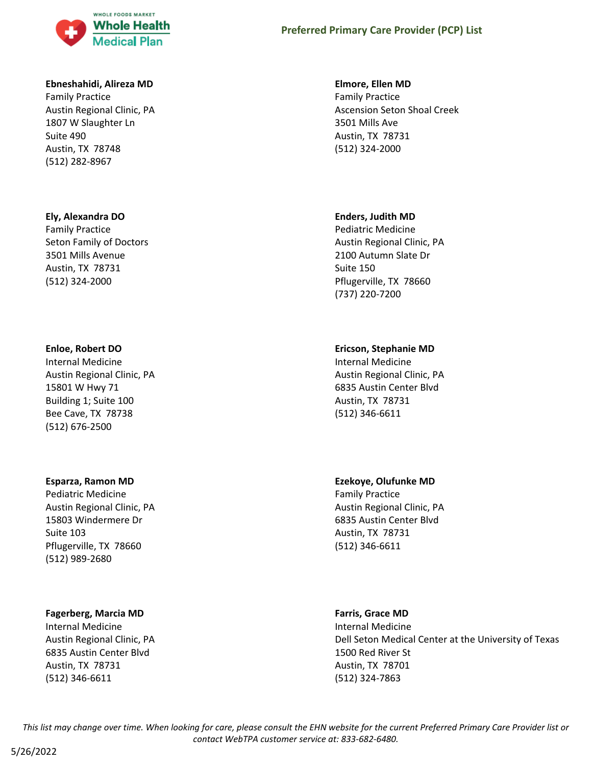**Ebneshahidi, Alireza MD**
Family Practice
Austin Regional Clinic, PA
1807 W Slaughter Ln
Suite 490
Austin, TX 78748
(512) 282-8967

**Elmore, Ellen MD**
Family Practice
Ascension Seton Shoal Creek
3501 Mills Ave
Austin, TX 78731
(512) 324-2000

**Ely, Alexandra DO**
Family Practice
Seton Family of Doctors
3501 Mills Avenue
Austin, TX 78731
(512) 324-2000

**Enders, Judith MD**
Pediatric Medicine
Austin Regional Clinic, PA
2100 Autumn Slate Dr
Suite 150
Pflugerville, TX 78660
(737) 220-7200

**Enloe, Robert DO**
Internal Medicine
Austin Regional Clinic, PA
15801 W Hwy 71
Building 1; Suite 100
Bee Cave, TX 78738
(512) 676-2500

**Ericson, Stephanie MD**
Internal Medicine
Austin Regional Clinic, PA
6835 Austin Center Blvd
Austin, TX 78731
(512) 346-6611

**Esparza, Ramon MD**
Pediatric Medicine
Austin Regional Clinic, PA
15803 Windermere Dr
Suite 103
Pflugerville, TX 78660
(512) 989-2680

**Ezekoye, Olufunke MD**
Family Practice
Austin Regional Clinic, PA
6835 Austin Center Blvd
Austin, TX 78731
(512) 346-6611

**Fagerberg, Marcia MD**
Internal Medicine
Austin Regional Clinic, PA
6835 Austin Center Blvd
Austin, TX 78731
(512) 346-6611

**Farris, Grace MD**
Internal Medicine
Dell Seton Medical Center at the University of Texas
1500 Red River St
Austin, TX 78701
(512) 324-7863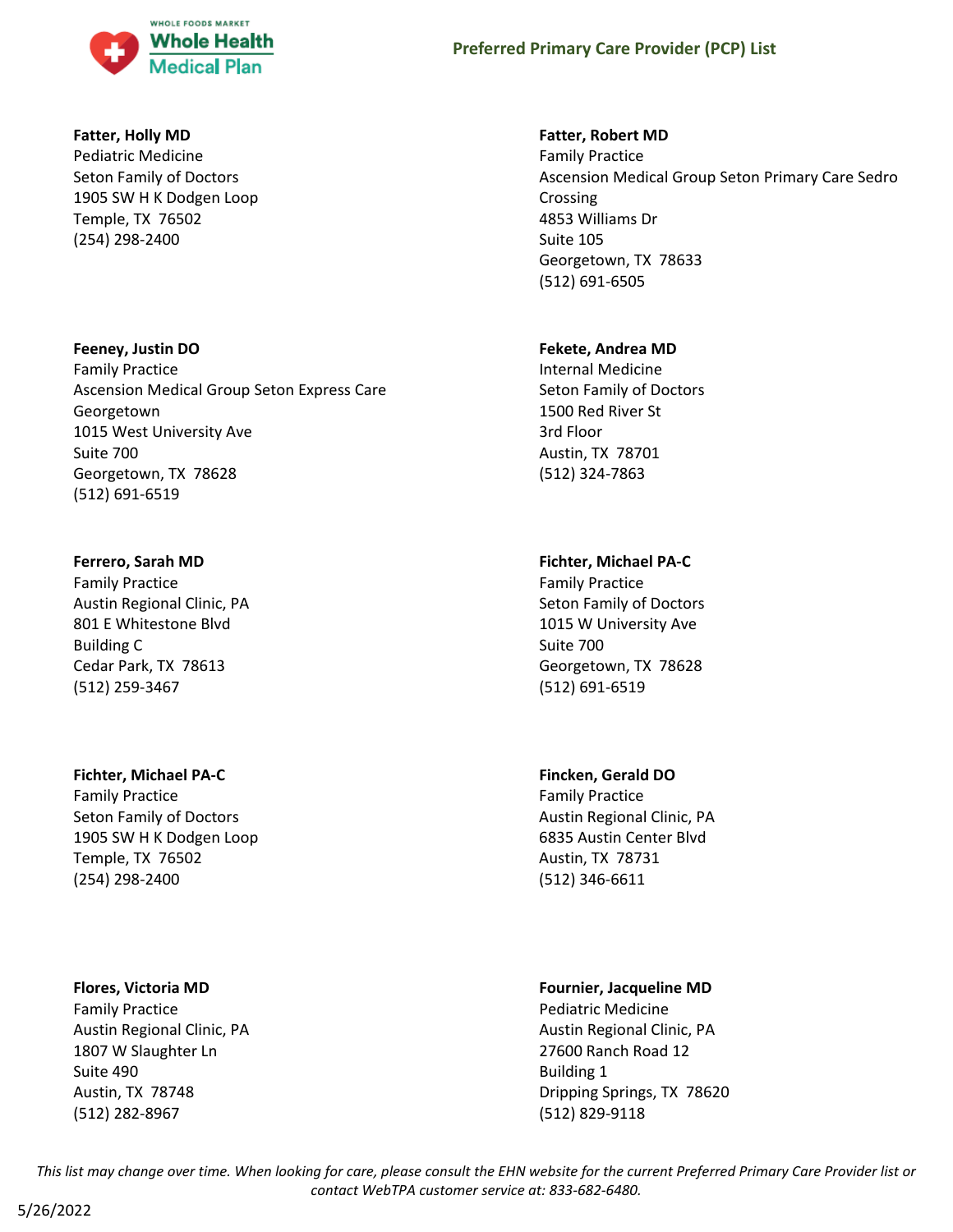**Fatter, Holly MD**
Pediatric Medicine
Seton Family of Doctors
1905 SW H K Dodgen Loop
Temple, TX 76502
(254) 298-2400

**Fatter, Robert MD**
Family Practice
Ascension Medical Group Seton Primary Care Sedro Crossing
4853 Williams Dr
Suite 105
Georgetown, TX 78633
(512) 691-6505

**Feeney, Justin DO**
Family Practice
Ascension Medical Group Seton Express Care Georgetown
1015 West University Ave
Suite 700
Georgetown, TX 78628
(512) 691-6519

**Fekete, Andrea MD**
Internal Medicine
Seton Family of Doctors
1500 Red River St
3rd Floor
Austin, TX 78701
(512) 324-7863

**Ferrero, Sarah MD**
Family Practice
Austin Regional Clinic, PA
801 E Whitestone Blvd
Building C
Cedar Park, TX 78613
(512) 259-3467

**Fichter, Michael PA-C**
Family Practice
Seton Family of Doctors
1015 W University Ave
Suite 700
Georgetown, TX 78628
(512) 691-6519

**Fichter, Michael PA-C**
Family Practice
Seton Family of Doctors
1905 SW H K Dodgen Loop
Temple, TX 76502
(254) 298-2400

**Fincken, Gerald DO**
Family Practice
Austin Regional Clinic, PA
6835 Austin Center Blvd
Austin, TX 78731
(512) 346-6611

**Flores, Victoria MD**
Family Practice
Austin Regional Clinic, PA
1807 W Slaughter Ln
Suite 490
Austin, TX 78748
(512) 282-8967

**Fournier, Jacqueline MD**
Pediatric Medicine
Austin Regional Clinic, PA
27600 Ranch Road 12
Building 1
Dripping Springs, TX 78620
(512) 829-9118

*This list may change over time. When looking for care, please consult the EHN website for the current Preferred Primary Care Provider list or contact WebTPA customer service at: 833-682-6480.*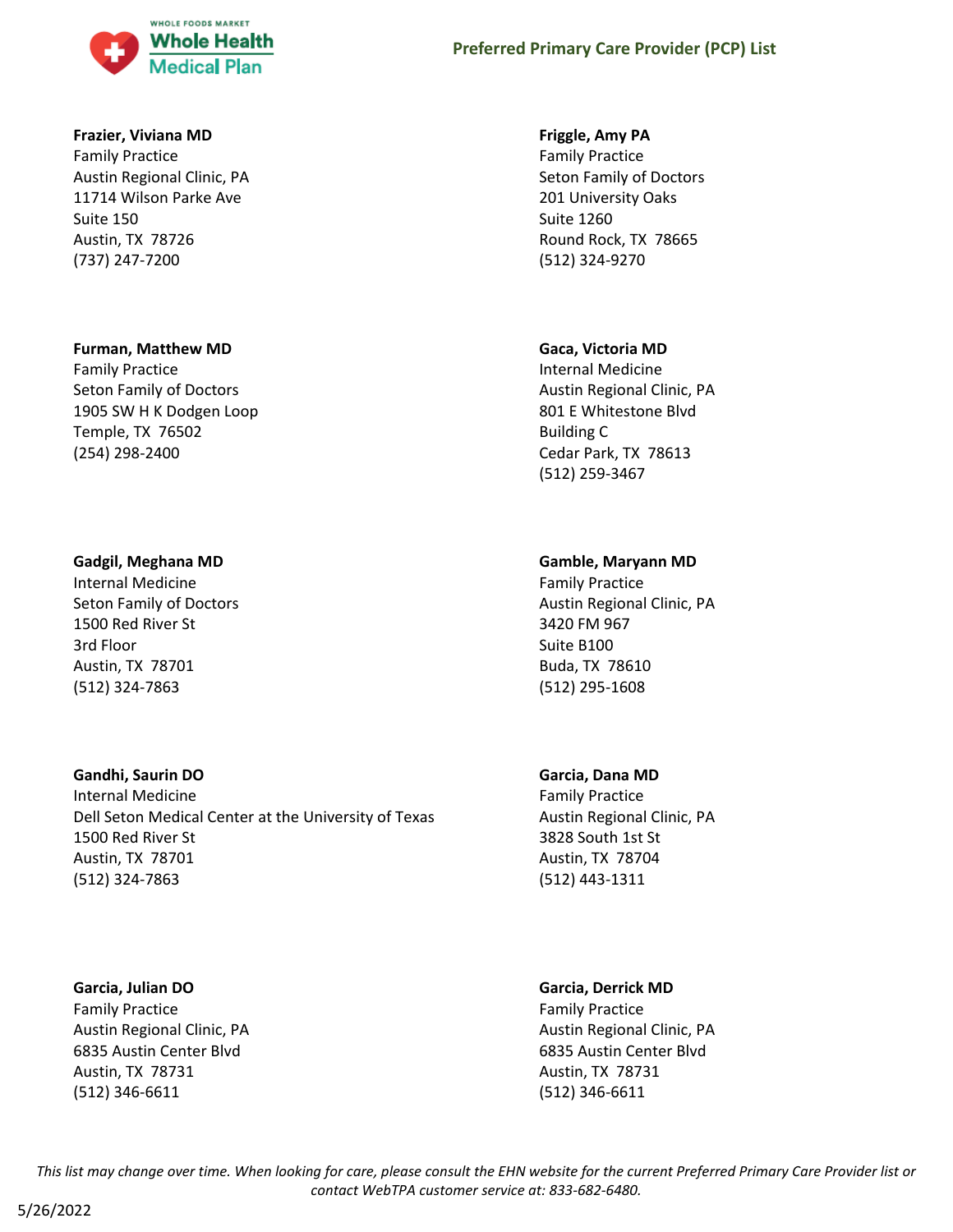**Frazier, Viviana MD**
Family Practice
Austin Regional Clinic, PA
11714 Wilson Parke Ave
Suite 150
Austin, TX  78726
(737) 247-7200

**Friggle, Amy PA**
Family Practice
Seton Family of Doctors
201 University Oaks
Suite 1260
Round Rock, TX  78665
(512) 324-9270

**Furman, Matthew MD**
Family Practice
Seton Family of Doctors
1905 SW H K Dodgen Loop
Temple, TX  76502
(254) 298-2400

**Gaca, Victoria MD**
Internal Medicine
Austin Regional Clinic, PA
801 E Whitestone Blvd
Building C
Cedar Park, TX  78613
(512) 259-3467

**Gadgil, Meghana MD**
Internal Medicine
Seton Family of Doctors
1500 Red River St
3rd Floor
Austin, TX  78701
(512) 324-7863

**Gamble, Maryann MD**
Family Practice
Austin Regional Clinic, PA
3420 FM 967
Suite B100
Buda, TX  78610
(512) 295-1608

**Gandhi, Saurin DO**
Internal Medicine
Dell Seton Medical Center at the University of Texas
1500 Red River St
Austin, TX  78701
(512) 324-7863

**Garcia, Dana MD**
Family Practice
Austin Regional Clinic, PA
3828 South 1st St
Austin, TX  78704
(512) 443-1311

**Garcia, Julian DO**
Family Practice
Austin Regional Clinic, PA
6835 Austin Center Blvd
Austin, TX  78731
(512) 346-6611

**Garcia, Derrick MD**
Family Practice
Austin Regional Clinic, PA
6835 Austin Center Blvd
Austin, TX  78731
(512) 346-6611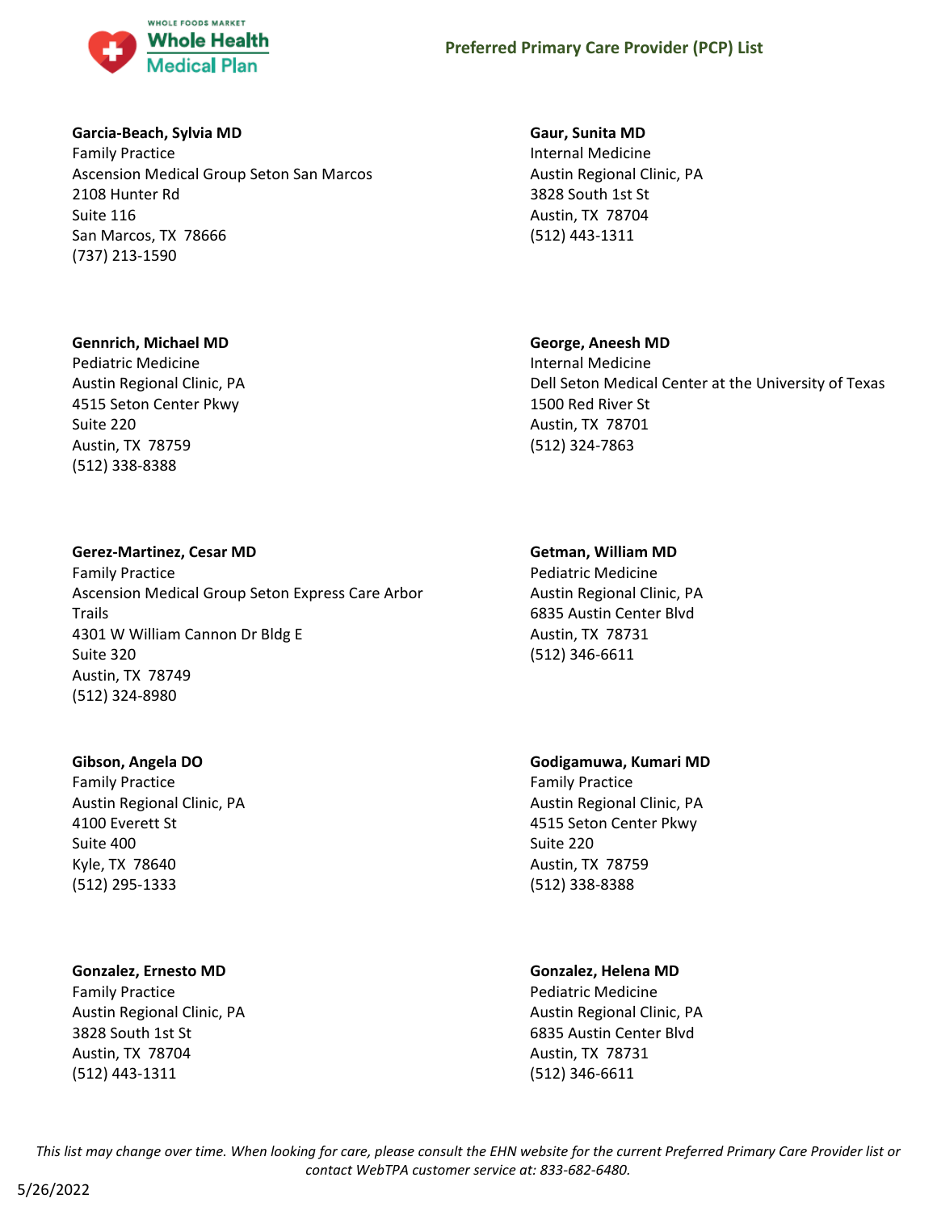**Garcia-Beach, Sylvia MD**
Family Practice
Ascension Medical Group Seton San Marcos
2108 Hunter Rd
Suite 116
San Marcos, TX 78666
(737) 213-1590

**Gaur, Sunita MD**
Internal Medicine
Austin Regional Clinic, PA
3828 South 1st St
Austin, TX 78704
(512) 443-1311

**Gennrich, Michael MD**
Pediatric Medicine
Austin Regional Clinic, PA
4515 Seton Center Pkwy
Suite 220
Austin, TX 78759
(512) 338-8388

**George, Aneesh MD**
Internal Medicine
Dell Seton Medical Center at the University of Texas
1500 Red River St
Austin, TX 78701
(512) 324-7863

**Gerez-Martinez, Cesar MD**
Family Practice
Ascension Medical Group Seton Express Care Arbor Trails
4301 W William Cannon Dr Bldg E
Suite 320
Austin, TX 78749
(512) 324-8980

**Getman, William MD**
Pediatric Medicine
Austin Regional Clinic, PA
6835 Austin Center Blvd
Austin, TX 78731
(512) 346-6611

**Gibson, Angela DO**
Family Practice
Austin Regional Clinic, PA
4100 Everett St
Suite 400
Kyle, TX 78640
(512) 295-1333

**Godigamuwa, Kumari MD**
Family Practice
Austin Regional Clinic, PA
4515 Seton Center Pkwy
Suite 220
Austin, TX 78759
(512) 338-8388

**Gonzalez, Ernesto MD**
Family Practice
Austin Regional Clinic, PA
3828 South 1st St
Austin, TX 78704
(512) 443-1311

**Gonzalez, Helena MD**
Pediatric Medicine
Austin Regional Clinic, PA
6835 Austin Center Blvd
Austin, TX 78731
(512) 346-6611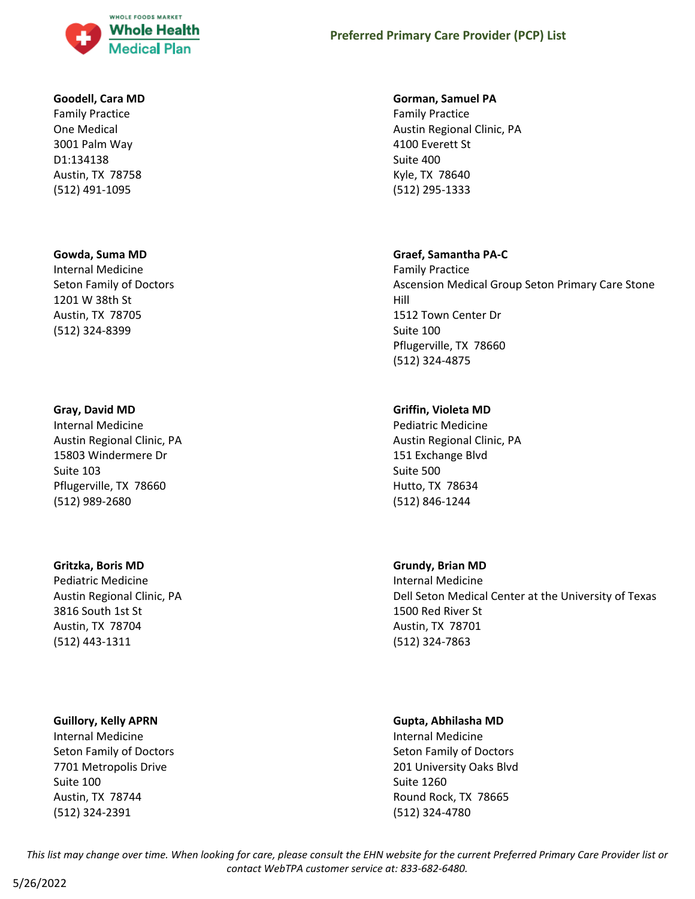**Goodell, Cara MD**
Family Practice
One Medical
3001 Palm Way
D1:134138
Austin, TX 78758
(512) 491-1095

**Gorman, Samuel PA**
Family Practice
Austin Regional Clinic, PA
4100 Everett St
Suite 400
Kyle, TX 78640
(512) 295-1333

**Gowda, Suma MD**
Internal Medicine
Seton Family of Doctors
1201 W 38th St
Austin, TX 78705
(512) 324-8399

**Graef, Samantha PA-C**
Family Practice
Ascension Medical Group Seton Primary Care Stone Hill
1512 Town Center Dr
Suite 100
Pflugerville, TX 78660
(512) 324-4875

**Gray, David MD**
Internal Medicine
Austin Regional Clinic, PA
15803 Windermere Dr
Suite 103
Pflugerville, TX 78660
(512) 989-2680

**Griffin, Violeta MD**
Pediatric Medicine
Austin Regional Clinic, PA
151 Exchange Blvd
Suite 500
Hutto, TX 78634
(512) 846-1244

**Gritzka, Boris MD**
Pediatric Medicine
Austin Regional Clinic, PA
3816 South 1st St
Austin, TX 78704
(512) 443-1311

**Grundy, Brian MD**
Internal Medicine
Dell Seton Medical Center at the University of Texas
1500 Red River St
Austin, TX 78701
(512) 324-7863

**Guillory, Kelly APRN**
Internal Medicine
Seton Family of Doctors
7701 Metropolis Drive
Suite 100
Austin, TX 78744
(512) 324-2391

**Gupta, Abhilasha MD**
Internal Medicine
Seton Family of Doctors
201 University Oaks Blvd
Suite 1260
Round Rock, TX 78665
(512) 324-4780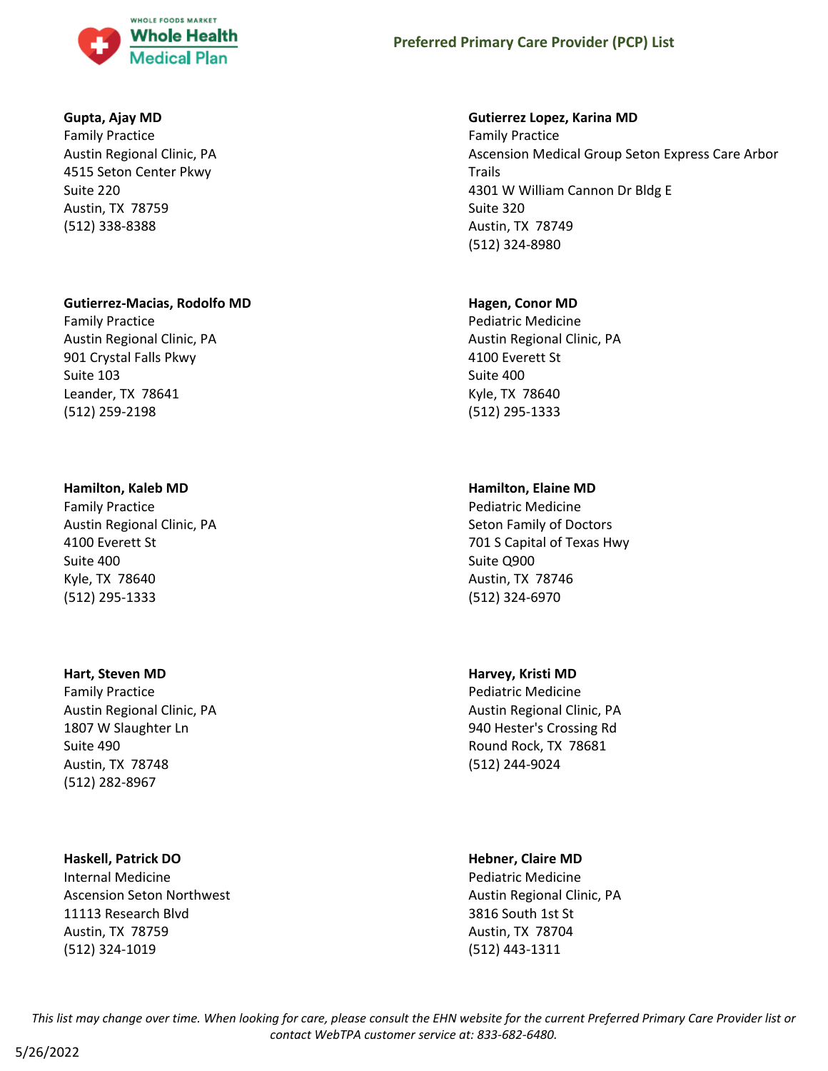**Gupta, Ajay MD**
Family Practice
Austin Regional Clinic, PA
4515 Seton Center Pkwy
Suite 220
Austin, TX 78759
(512) 338-8388

**Gutierrez Lopez, Karina MD**
Family Practice
Ascension Medical Group Seton Express Care Arbor Trails
4301 W William Cannon Dr Bldg E
Suite 320
Austin, TX 78749
(512) 324-8980

**Gutierrez-Macias, Rodolfo MD**
Family Practice
Austin Regional Clinic, PA
901 Crystal Falls Pkwy
Suite 103
Leander, TX 78641
(512) 259-2198

**Hagen, Conor MD**
Pediatric Medicine
Austin Regional Clinic, PA
4100 Everett St
Suite 400
Kyle, TX 78640
(512) 295-1333

**Hamilton, Kaleb MD**
Family Practice
Austin Regional Clinic, PA
4100 Everett St
Suite 400
Kyle, TX 78640
(512) 295-1333

**Hamilton, Elaine MD**
Pediatric Medicine
Seton Family of Doctors
701 S Capital of Texas Hwy
Suite Q900
Austin, TX 78746
(512) 324-6970

**Hart, Steven MD**
Family Practice
Austin Regional Clinic, PA
1807 W Slaughter Ln
Suite 490
Austin, TX 78748
(512) 282-8967

**Harvey, Kristi MD**
Pediatric Medicine
Austin Regional Clinic, PA
940 Hester's Crossing Rd
Round Rock, TX 78681
(512) 244-9024

**Haskell, Patrick DO**
Internal Medicine
Ascension Seton Northwest
11113 Research Blvd
Austin, TX 78759
(512) 324-1019

**Hebner, Claire MD**
Pediatric Medicine
Austin Regional Clinic, PA
3816 South 1st St
Austin, TX 78704
(512) 443-1311

*This list may change over time. When looking for care, please consult the EHN website for the current Preferred Primary Care Provider list or contact WebTPA customer service at: 833-682-6480.*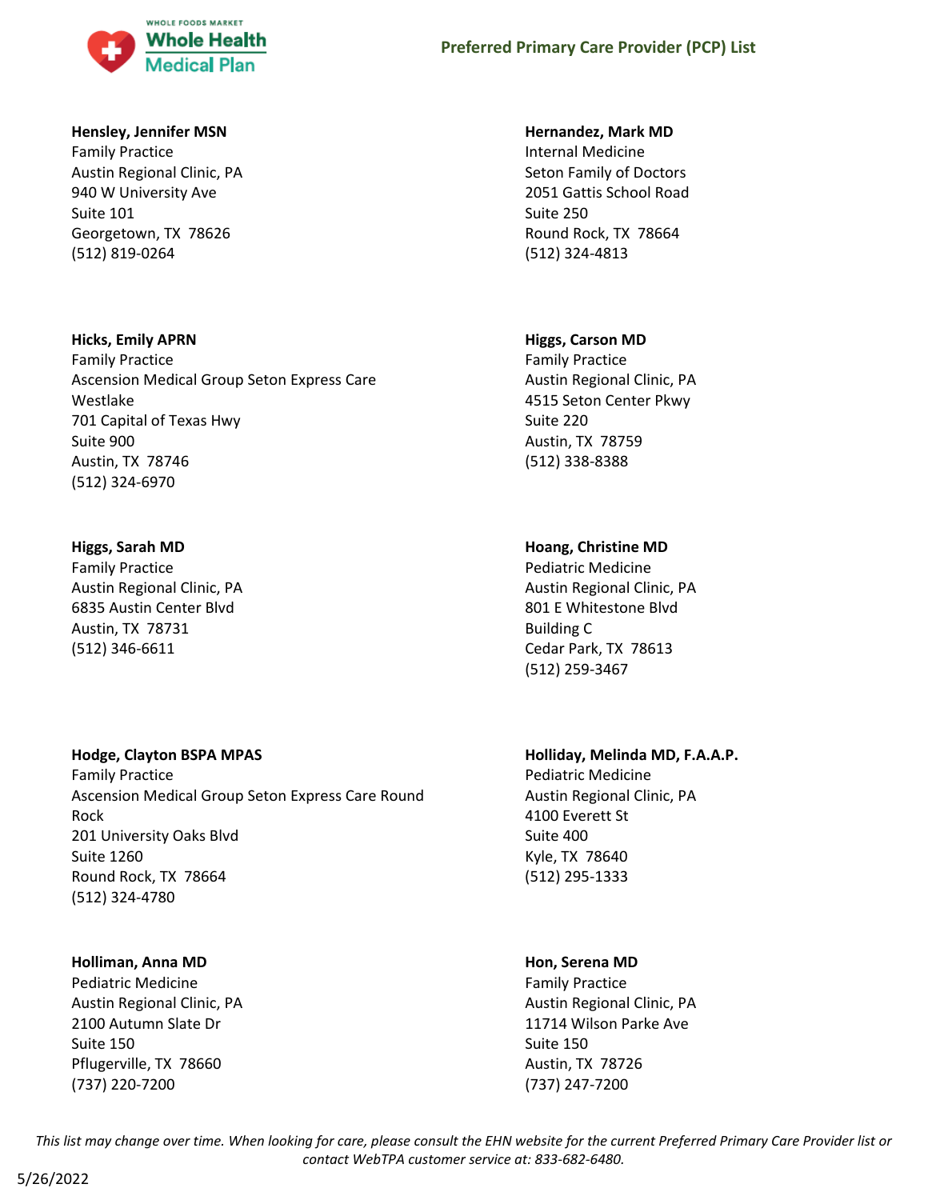**Hensley, Jennifer MSN**
Family Practice
Austin Regional Clinic, PA
940 W University Ave
Suite 101
Georgetown, TX 78626
(512) 819-0264

**Hernandez, Mark MD**
Internal Medicine
Seton Family of Doctors
2051 Gattis School Road
Suite 250
Round Rock, TX 78664
(512) 324-4813

**Hicks, Emily APRN**
Family Practice
Ascension Medical Group Seton Express Care Westlake
701 Capital of Texas Hwy
Suite 900
Austin, TX 78746
(512) 324-6970

**Higgs, Carson MD**
Family Practice
Austin Regional Clinic, PA
4515 Seton Center Pkwy
Suite 220
Austin, TX 78759
(512) 338-8388

**Higgs, Sarah MD**
Family Practice
Austin Regional Clinic, PA
6835 Austin Center Blvd
Austin, TX 78731
(512) 346-6611

**Hoang, Christine MD**
Pediatric Medicine
Austin Regional Clinic, PA
801 E Whitestone Blvd
Building C
Cedar Park, TX 78613
(512) 259-3467

**Hodge, Clayton BSPA MPAS**
Family Practice
Ascension Medical Group Seton Express Care Round Rock
201 University Oaks Blvd
Suite 1260
Round Rock, TX 78664
(512) 324-4780

**Holliday, Melinda MD, F.A.A.P.**
Pediatric Medicine
Austin Regional Clinic, PA
4100 Everett St
Suite 400
Kyle, TX 78640
(512) 295-1333

**Holliman, Anna MD**
Pediatric Medicine
Austin Regional Clinic, PA
2100 Autumn Slate Dr
Suite 150
Pflugerville, TX 78660
(737) 220-7200

**Hon, Serena MD**
Family Practice
Austin Regional Clinic, PA
11714 Wilson Parke Ave
Suite 150
Austin, TX 78726
(737) 247-7200

*This list may change over time. When looking for care, please consult the EHN website for the current Preferred Primary Care Provider list or contact WebTPA customer service at: 833-682-6480.*

5/26/2022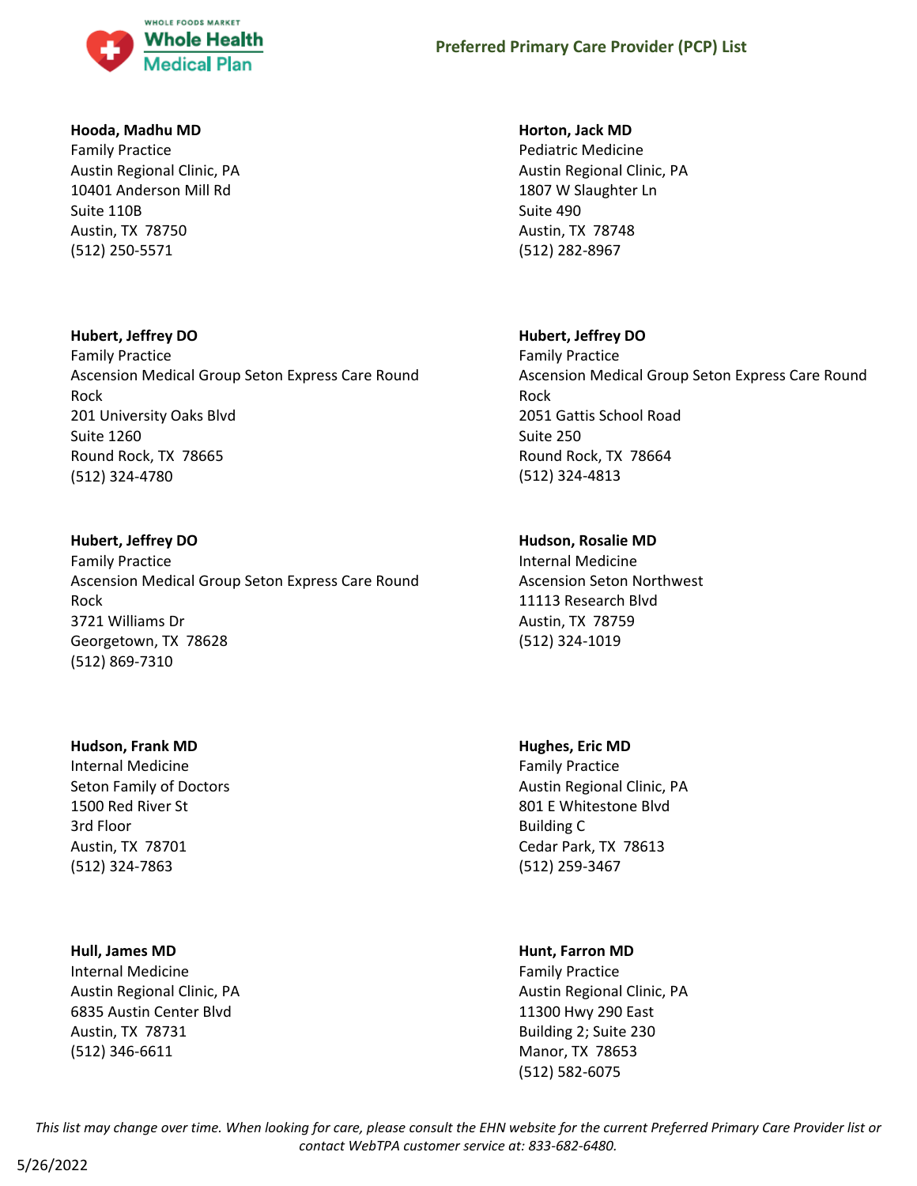**Hooda, Madhu MD**
Family Practice
Austin Regional Clinic, PA
10401 Anderson Mill Rd
Suite 110B
Austin, TX 78750
(512) 250-5571

**Horton, Jack MD**
Pediatric Medicine
Austin Regional Clinic, PA
1807 W Slaughter Ln
Suite 490
Austin, TX 78748
(512) 282-8967

**Hubert, Jeffrey DO**
Family Practice
Ascension Medical Group Seton Express Care Round Rock
201 University Oaks Blvd
Suite 1260
Round Rock, TX 78665
(512) 324-4780

**Hubert, Jeffrey DO**
Family Practice
Ascension Medical Group Seton Express Care Round Rock
2051 Gattis School Road
Suite 250
Round Rock, TX 78664
(512) 324-4813

**Hubert, Jeffrey DO**
Family Practice
Ascension Medical Group Seton Express Care Round Rock
3721 Williams Dr
Georgetown, TX 78628
(512) 869-7310

**Hudson, Rosalie MD**
Internal Medicine
Ascension Seton Northwest
11113 Research Blvd
Austin, TX 78759
(512) 324-1019

**Hudson, Frank MD**
Internal Medicine
Seton Family of Doctors
1500 Red River St
3rd Floor
Austin, TX 78701
(512) 324-7863

**Hughes, Eric MD**
Family Practice
Austin Regional Clinic, PA
801 E Whitestone Blvd
Building C
Cedar Park, TX 78613
(512) 259-3467

**Hull, James MD**
Internal Medicine
Austin Regional Clinic, PA
6835 Austin Center Blvd
Austin, TX 78731
(512) 346-6611

**Hunt, Farron MD**
Family Practice
Austin Regional Clinic, PA
11300 Hwy 290 East
Building 2; Suite 230
Manor, TX 78653
(512) 582-6075

*This list may change over time. When looking for care, please consult the EHN website for the current Preferred Primary Care Provider list or contact WebTPA customer service at: 833-682-6480.*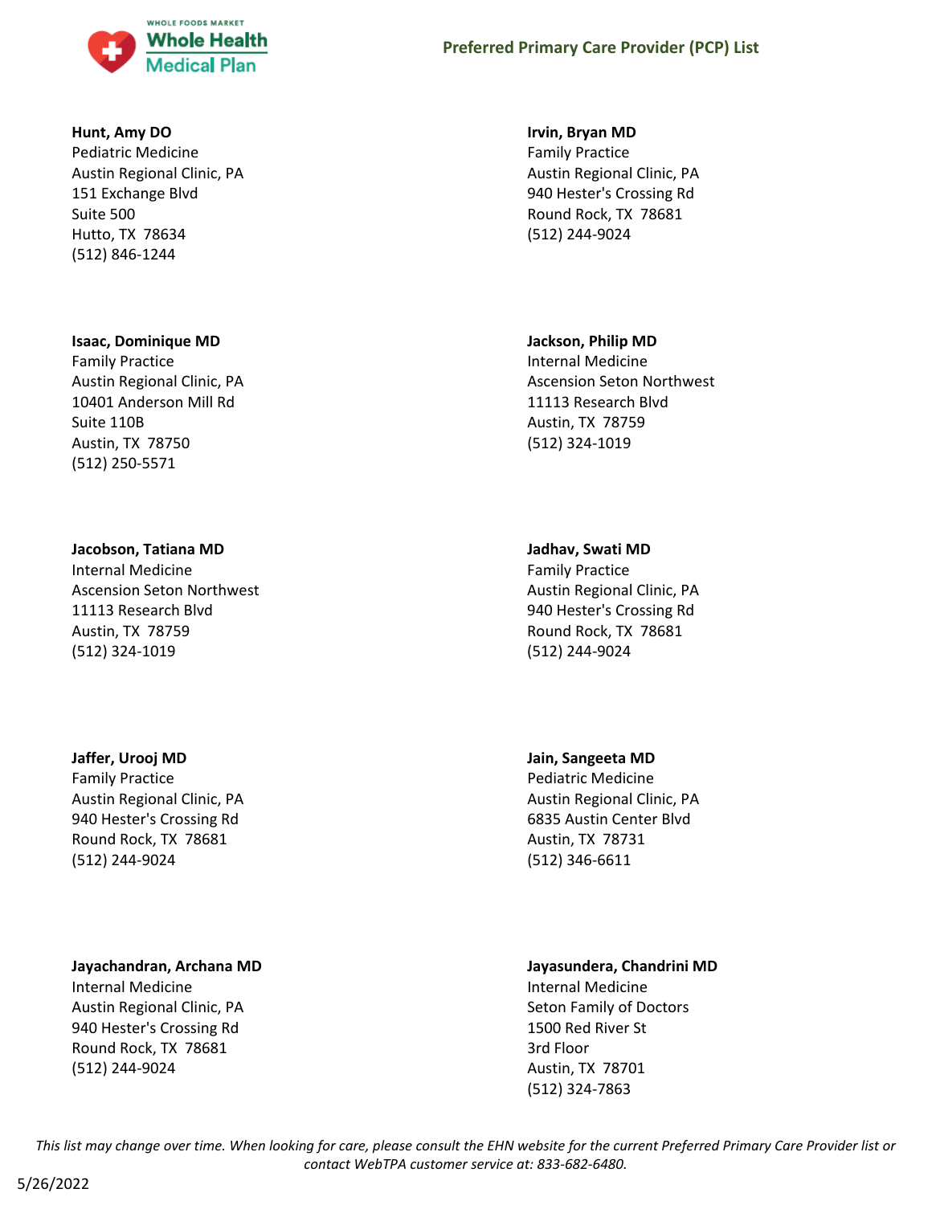**Hunt, Amy DO**
Pediatric Medicine
Austin Regional Clinic, PA
151 Exchange Blvd
Suite 500
Hutto, TX 78634
(512) 846-1244

**Irvin, Bryan MD**
Family Practice
Austin Regional Clinic, PA
940 Hester's Crossing Rd
Round Rock, TX 78681
(512) 244-9024

**Isaac, Dominique MD**
Family Practice
Austin Regional Clinic, PA
10401 Anderson Mill Rd
Suite 110B
Austin, TX 78750
(512) 250-5571

**Jackson, Philip MD**
Internal Medicine
Ascension Seton Northwest
11113 Research Blvd
Austin, TX 78759
(512) 324-1019

**Jacobson, Tatiana MD**
Internal Medicine
Ascension Seton Northwest
11113 Research Blvd
Austin, TX 78759
(512) 324-1019

**Jadhav, Swati MD**
Family Practice
Austin Regional Clinic, PA
940 Hester's Crossing Rd
Round Rock, TX 78681
(512) 244-9024

**Jaffer, Urooj MD**
Family Practice
Austin Regional Clinic, PA
940 Hester's Crossing Rd
Round Rock, TX 78681
(512) 244-9024

**Jain, Sangeeta MD**
Pediatric Medicine
Austin Regional Clinic, PA
6835 Austin Center Blvd
Austin, TX 78731
(512) 346-6611

**Jayachandran, Archana MD**
Internal Medicine
Austin Regional Clinic, PA
940 Hester's Crossing Rd
Round Rock, TX 78681
(512) 244-9024

**Jayasundera, Chandrini MD**
Internal Medicine
Seton Family of Doctors
1500 Red River St
3rd Floor
Austin, TX 78701
(512) 324-7863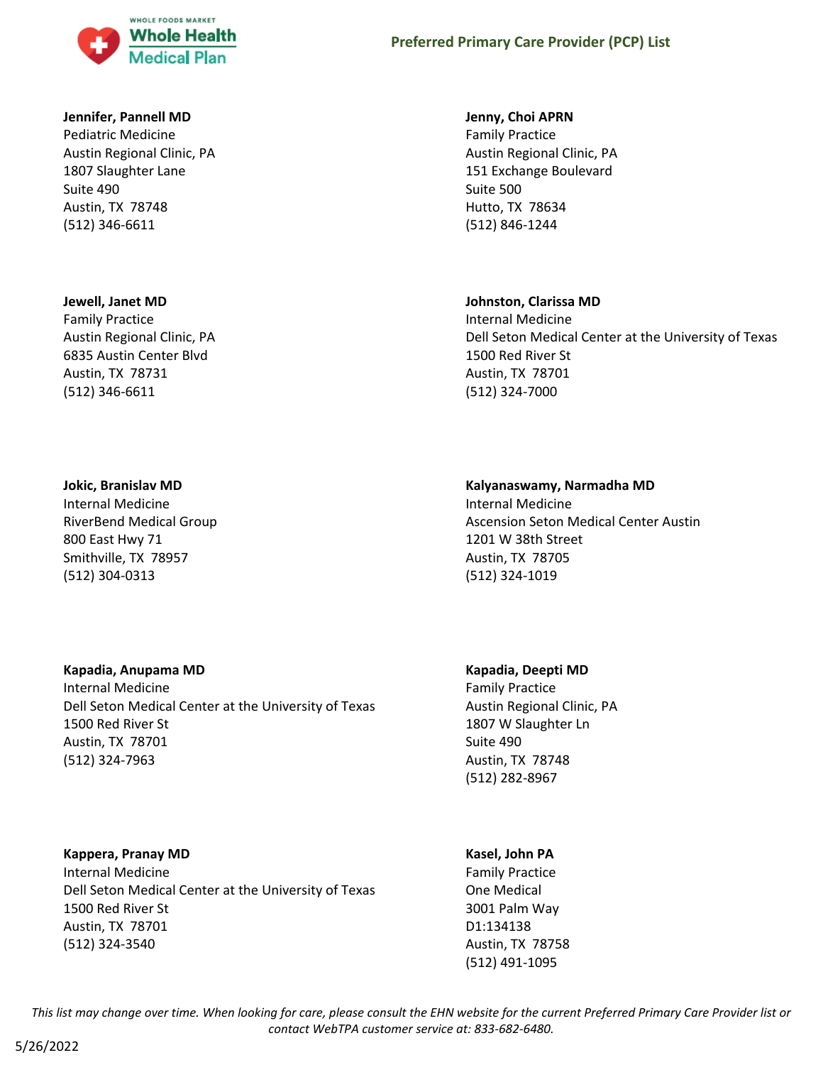**Jennifer, Pannell MD**
Pediatric Medicine
Austin Regional Clinic, PA
1807 Slaughter Lane
Suite 490
Austin, TX  78748
(512) 346-6611

**Jenny, Choi APRN**
Family Practice
Austin Regional Clinic, PA
151 Exchange Boulevard
Suite 500
Hutto, TX  78634
(512) 846-1244

**Jewell, Janet MD**
Family Practice
Austin Regional Clinic, PA
6835 Austin Center Blvd
Austin, TX  78731
(512) 346-6611

**Johnston, Clarissa MD**
Internal Medicine
Dell Seton Medical Center at the University of Texas
1500 Red River St
Austin, TX  78701
(512) 324-7000

**Jokic, Branislav MD**
Internal Medicine
RiverBend Medical Group
800 East Hwy 71
Smithville, TX  78957
(512) 304-0313

**Kalyanaswamy, Narmadha MD**
Internal Medicine
Ascension Seton Medical Center Austin
1201 W 38th Street
Austin, TX  78705
(512) 324-1019

**Kapadia, Anupama MD**
Internal Medicine
Dell Seton Medical Center at the University of Texas
1500 Red River St
Austin, TX  78701
(512) 324-7963

**Kapadia, Deepti MD**
Family Practice
Austin Regional Clinic, PA
1807 W Slaughter Ln
Suite 490
Austin, TX  78748
(512) 282-8967

**Kappera, Pranay MD**
Internal Medicine
Dell Seton Medical Center at the University of Texas
1500 Red River St
Austin, TX  78701
(512) 324-3540

**Kasel, John PA**
Family Practice
One Medical
3001 Palm Way
D1:134138
Austin, TX  78758
(512) 491-1095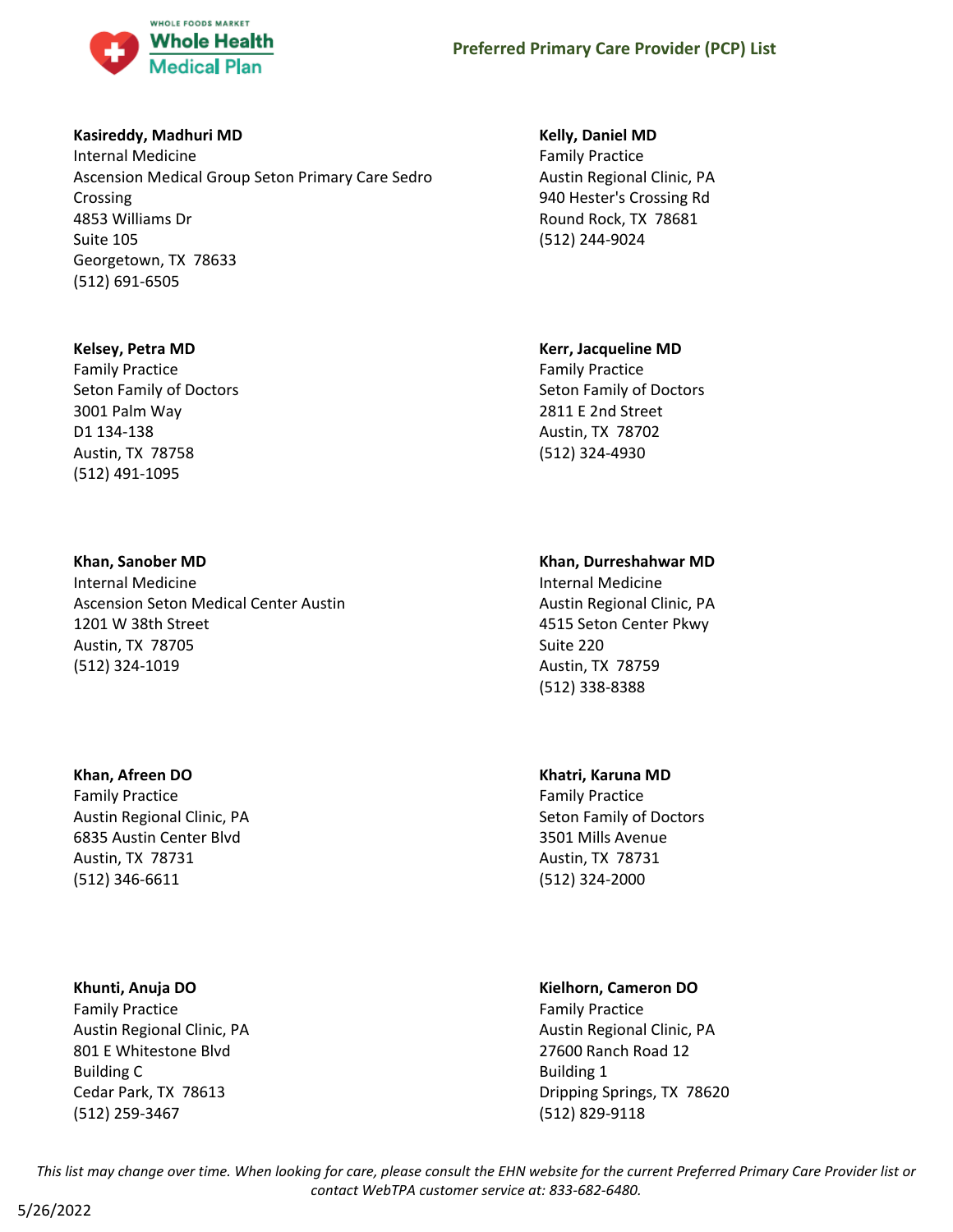**Kasireddy, Madhuri MD**
Internal Medicine
Ascension Medical Group Seton Primary Care Sedro Crossing
4853 Williams Dr
Suite 105
Georgetown, TX 78633
(512) 691-6505

**Kelly, Daniel MD**
Family Practice
Austin Regional Clinic, PA
940 Hester's Crossing Rd
Round Rock, TX 78681
(512) 244-9024

**Kelsey, Petra MD**
Family Practice
Seton Family of Doctors
3001 Palm Way
D1 134-138
Austin, TX 78758
(512) 491-1095

**Kerr, Jacqueline MD**
Family Practice
Seton Family of Doctors
2811 E 2nd Street
Austin, TX 78702
(512) 324-4930

**Khan, Sanober MD**
Internal Medicine
Ascension Seton Medical Center Austin
1201 W 38th Street
Austin, TX 78705
(512) 324-1019

**Khan, Durreshahwar MD**
Internal Medicine
Austin Regional Clinic, PA
4515 Seton Center Pkwy
Suite 220
Austin, TX 78759
(512) 338-8388

**Khan, Afreen DO**
Family Practice
Austin Regional Clinic, PA
6835 Austin Center Blvd
Austin, TX 78731
(512) 346-6611

**Khatri, Karuna MD**
Family Practice
Seton Family of Doctors
3501 Mills Avenue
Austin, TX 78731
(512) 324-2000

**Khunti, Anuja DO**
Family Practice
Austin Regional Clinic, PA
801 E Whitestone Blvd
Building C
Cedar Park, TX 78613
(512) 259-3467

**Kielhorn, Cameron DO**
Family Practice
Austin Regional Clinic, PA
27600 Ranch Road 12
Building 1
Dripping Springs, TX 78620
(512) 829-9118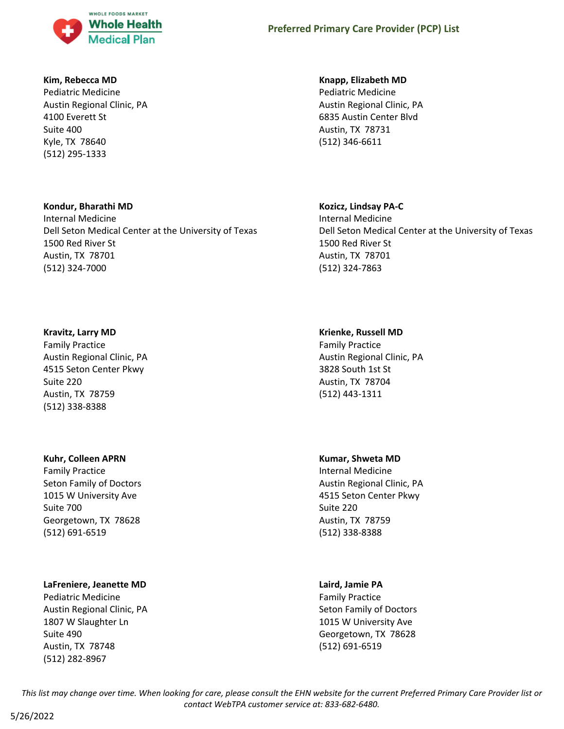**Kim, Rebecca MD**
Pediatric Medicine
Austin Regional Clinic, PA
4100 Everett St
Suite 400
Kyle, TX 78640
(512) 295-1333

**Knapp, Elizabeth MD**
Pediatric Medicine
Austin Regional Clinic, PA
6835 Austin Center Blvd
Austin, TX 78731
(512) 346-6611

**Kondur, Bharathi MD**
Internal Medicine
Dell Seton Medical Center at the University of Texas
1500 Red River St
Austin, TX 78701
(512) 324-7000

**Kozicz, Lindsay PA-C**
Internal Medicine
Dell Seton Medical Center at the University of Texas
1500 Red River St
Austin, TX 78701
(512) 324-7863

**Kravitz, Larry MD**
Family Practice
Austin Regional Clinic, PA
4515 Seton Center Pkwy
Suite 220
Austin, TX 78759
(512) 338-8388

**Krienke, Russell MD**
Family Practice
Austin Regional Clinic, PA
3828 South 1st St
Austin, TX 78704
(512) 443-1311

**Kuhr, Colleen APRN**
Family Practice
Seton Family of Doctors
1015 W University Ave
Suite 700
Georgetown, TX 78628
(512) 691-6519

**Kumar, Shweta MD**
Internal Medicine
Austin Regional Clinic, PA
4515 Seton Center Pkwy
Suite 220
Austin, TX 78759
(512) 338-8388

**LaFreniere, Jeanette MD**
Pediatric Medicine
Austin Regional Clinic, PA
1807 W Slaughter Ln
Suite 490
Austin, TX 78748
(512) 282-8967

**Laird, Jamie PA**
Family Practice
Seton Family of Doctors
1015 W University Ave
Georgetown, TX 78628
(512) 691-6519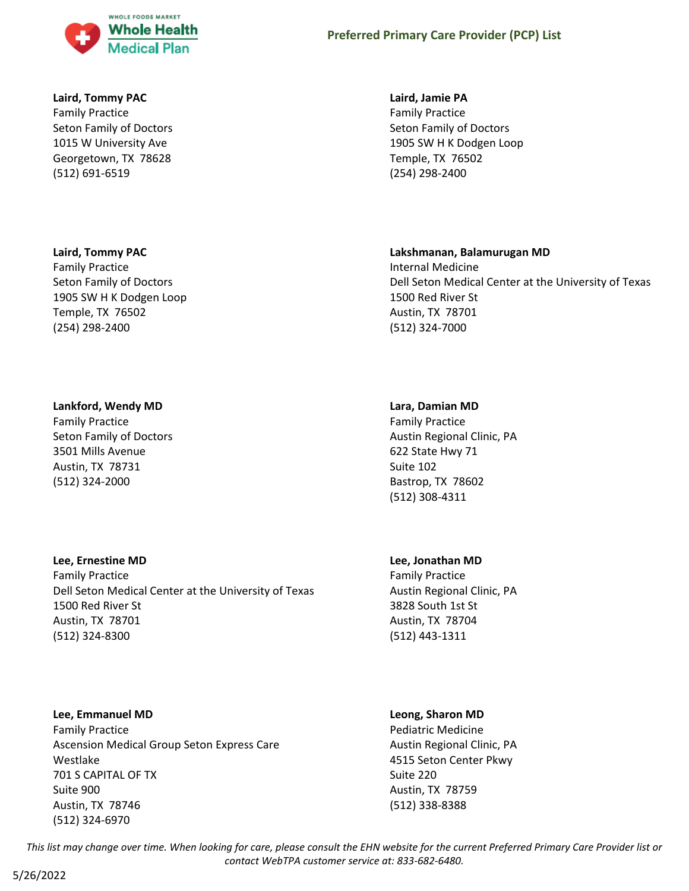**Laird, Tommy PAC**
Family Practice
Seton Family of Doctors
1015 W University Ave
Georgetown, TX 78628
(512) 691-6519

**Laird, Jamie PA**
Family Practice
Seton Family of Doctors
1905 SW H K Dodgen Loop
Temple, TX 76502
(254) 298-2400

**Laird, Tommy PAC**
Family Practice
Seton Family of Doctors
1905 SW H K Dodgen Loop
Temple, TX 76502
(254) 298-2400

**Lakshmanan, Balamurugan MD**
Internal Medicine
Dell Seton Medical Center at the University of Texas
1500 Red River St
Austin, TX 78701
(512) 324-7000

**Lankford, Wendy MD**
Family Practice
Seton Family of Doctors
3501 Mills Avenue
Austin, TX 78731
(512) 324-2000

**Lara, Damian MD**
Family Practice
Austin Regional Clinic, PA
622 State Hwy 71
Suite 102
Bastrop, TX 78602
(512) 308-4311

**Lee, Ernestine MD**
Family Practice
Dell Seton Medical Center at the University of Texas
1500 Red River St
Austin, TX 78701
(512) 324-8300

**Lee, Jonathan MD**
Family Practice
Austin Regional Clinic, PA
3828 South 1st St
Austin, TX 78704
(512) 443-1311

**Lee, Emmanuel MD**
Family Practice
Ascension Medical Group Seton Express Care Westlake
701 S CAPITAL OF TX
Suite 900
Austin, TX 78746
(512) 324-6970

**Leong, Sharon MD**
Pediatric Medicine
Austin Regional Clinic, PA
4515 Seton Center Pkwy
Suite 220
Austin, TX 78759
(512) 338-8388

*This list may change over time. When looking for care, please consult the EHN website for the current Preferred Primary Care Provider list or contact WebTPA customer service at: 833-682-6480.*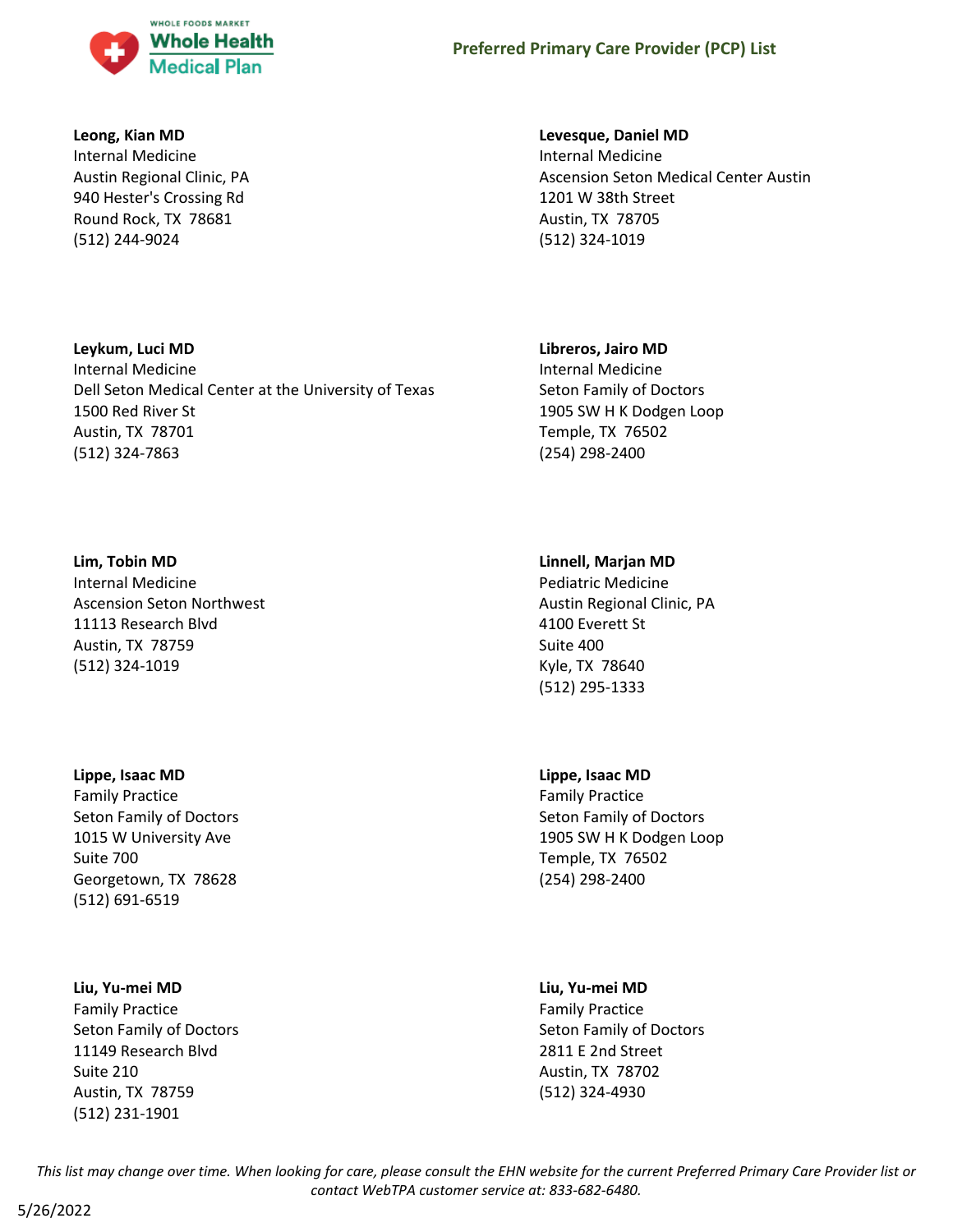**Leong, Kian MD**
Internal Medicine
Austin Regional Clinic, PA
940 Hester's Crossing Rd
Round Rock, TX 78681
(512) 244-9024

**Levesque, Daniel MD**
Internal Medicine
Ascension Seton Medical Center Austin
1201 W 38th Street
Austin, TX 78705
(512) 324-1019

**Leykum, Luci MD**
Internal Medicine
Dell Seton Medical Center at the University of Texas
1500 Red River St
Austin, TX 78701
(512) 324-7863

**Libreros, Jairo MD**
Internal Medicine
Seton Family of Doctors
1905 SW H K Dodgen Loop
Temple, TX 76502
(254) 298-2400

**Lim, Tobin MD**
Internal Medicine
Ascension Seton Northwest
11113 Research Blvd
Austin, TX 78759
(512) 324-1019

**Linnell, Marjan MD**
Pediatric Medicine
Austin Regional Clinic, PA
4100 Everett St
Suite 400
Kyle, TX 78640
(512) 295-1333

**Lippe, Isaac MD**
Family Practice
Seton Family of Doctors
1015 W University Ave
Suite 700
Georgetown, TX 78628
(512) 691-6519

**Lippe, Isaac MD**
Family Practice
Seton Family of Doctors
1905 SW H K Dodgen Loop
Temple, TX 76502
(254) 298-2400

**Liu, Yu-mei MD**
Family Practice
Seton Family of Doctors
11149 Research Blvd
Suite 210
Austin, TX 78759
(512) 231-1901

**Liu, Yu-mei MD**
Family Practice
Seton Family of Doctors
2811 E 2nd Street
Austin, TX 78702
(512) 324-4930

*This list may change over time. When looking for care, please consult the EHN website for the current Preferred Primary Care Provider list or contact WebTPA customer service at: 833-682-6480.*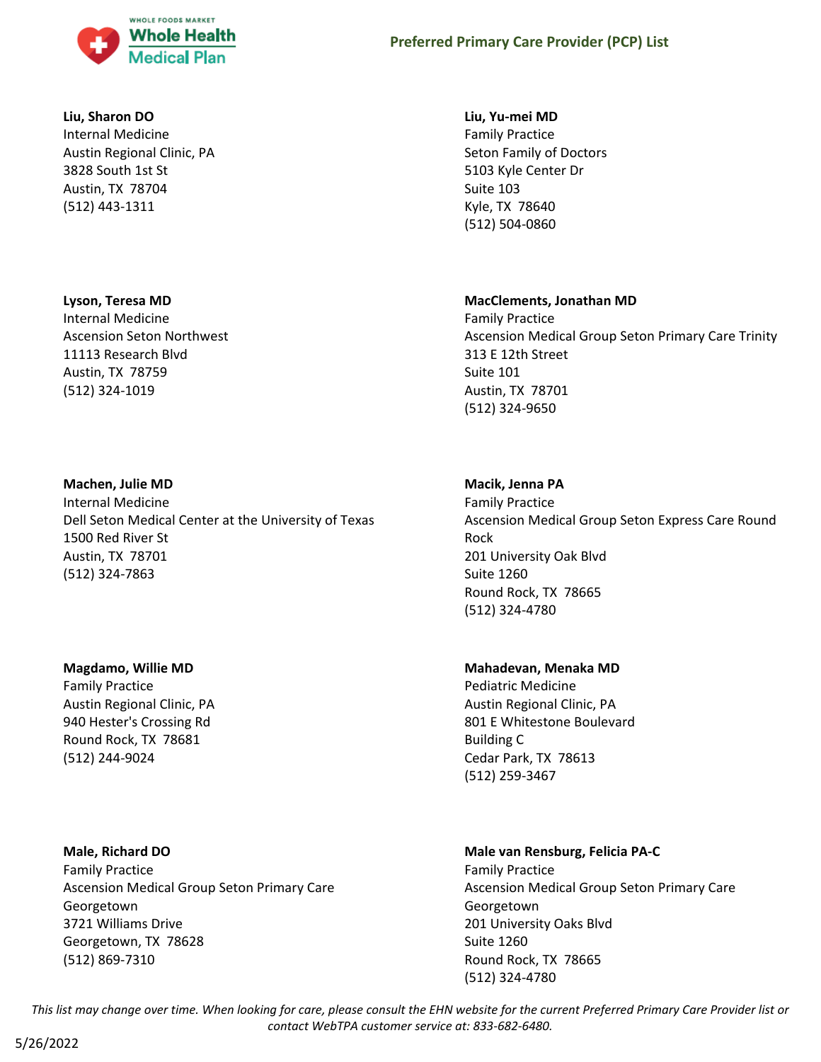**Liu, Sharon DO**
Internal Medicine
Austin Regional Clinic, PA
3828 South 1st St
Austin, TX 78704
(512) 443-1311

**Liu, Yu-mei MD**
Family Practice
Seton Family of Doctors
5103 Kyle Center Dr
Suite 103
Kyle, TX 78640
(512) 504-0860

**Lyson, Teresa MD**
Internal Medicine
Ascension Seton Northwest
11113 Research Blvd
Austin, TX 78759
(512) 324-1019

**MacClements, Jonathan MD**
Family Practice
Ascension Medical Group Seton Primary Care Trinity
313 E 12th Street
Suite 101
Austin, TX 78701
(512) 324-9650

**Machen, Julie MD**
Internal Medicine
Dell Seton Medical Center at the University of Texas
1500 Red River St
Austin, TX 78701
(512) 324-7863

**Macik, Jenna PA**
Family Practice
Ascension Medical Group Seton Express Care Round Rock
201 University Oak Blvd
Suite 1260
Round Rock, TX 78665
(512) 324-4780

**Magdamo, Willie MD**
Family Practice
Austin Regional Clinic, PA
940 Hester's Crossing Rd
Round Rock, TX 78681
(512) 244-9024

**Mahadevan, Menaka MD**
Pediatric Medicine
Austin Regional Clinic, PA
801 E Whitestone Boulevard
Building C
Cedar Park, TX 78613
(512) 259-3467

**Male, Richard DO**
Family Practice
Ascension Medical Group Seton Primary Care Georgetown
3721 Williams Drive
Georgetown, TX 78628
(512) 869-7310

**Male van Rensburg, Felicia PA-C**
Family Practice
Ascension Medical Group Seton Primary Care Georgetown
201 University Oaks Blvd
Suite 1260
Round Rock, TX 78665
(512) 324-4780

*This list may change over time. When looking for care, please consult the EHN website for the current Preferred Primary Care Provider list or contact WebTPA customer service at: 833-682-6480.*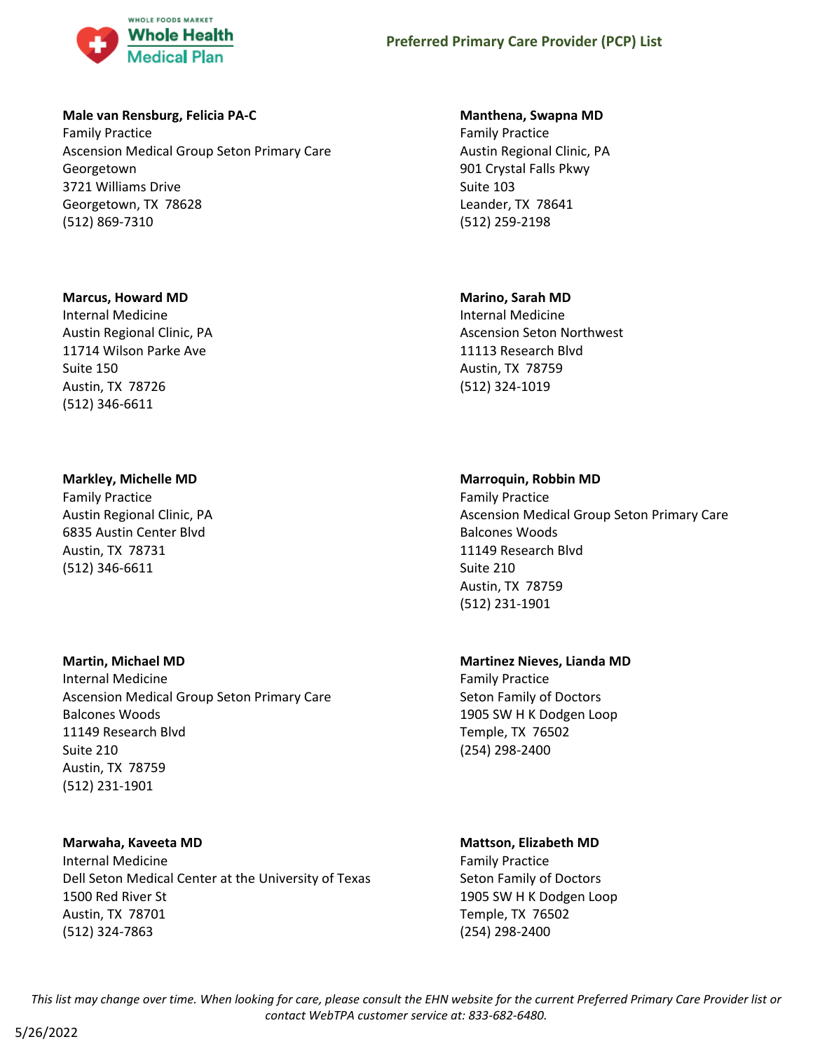**Male van Rensburg, Felicia PA-C**
Family Practice
Ascension Medical Group Seton Primary Care Georgetown
3721 Williams Drive
Georgetown, TX 78628
(512) 869-7310

**Manthena, Swapna MD**
Family Practice
Austin Regional Clinic, PA
901 Crystal Falls Pkwy
Suite 103
Leander, TX 78641
(512) 259-2198

**Marcus, Howard MD**
Internal Medicine
Austin Regional Clinic, PA
11714 Wilson Parke Ave
Suite 150
Austin, TX 78726
(512) 346-6611

**Marino, Sarah MD**
Internal Medicine
Ascension Seton Northwest
11113 Research Blvd
Austin, TX 78759
(512) 324-1019

**Markley, Michelle MD**
Family Practice
Austin Regional Clinic, PA
6835 Austin Center Blvd
Austin, TX 78731
(512) 346-6611

**Marroquin, Robbin MD**
Family Practice
Ascension Medical Group Seton Primary Care Balcones Woods
11149 Research Blvd
Suite 210
Austin, TX 78759
(512) 231-1901

**Martin, Michael MD**
Internal Medicine
Ascension Medical Group Seton Primary Care Balcones Woods
11149 Research Blvd
Suite 210
Austin, TX 78759
(512) 231-1901

**Martinez Nieves, Lianda MD**
Family Practice
Seton Family of Doctors
1905 SW H K Dodgen Loop
Temple, TX 76502
(254) 298-2400

**Marwaha, Kaveeta MD**
Internal Medicine
Dell Seton Medical Center at the University of Texas
1500 Red River St
Austin, TX 78701
(512) 324-7863

**Mattson, Elizabeth MD**
Family Practice
Seton Family of Doctors
1905 SW H K Dodgen Loop
Temple, TX 76502
(254) 298-2400

*This list may change over time. When looking for care, please consult the EHN website for the current Preferred Primary Care Provider list or contact WebTPA customer service at: 833-682-6480.*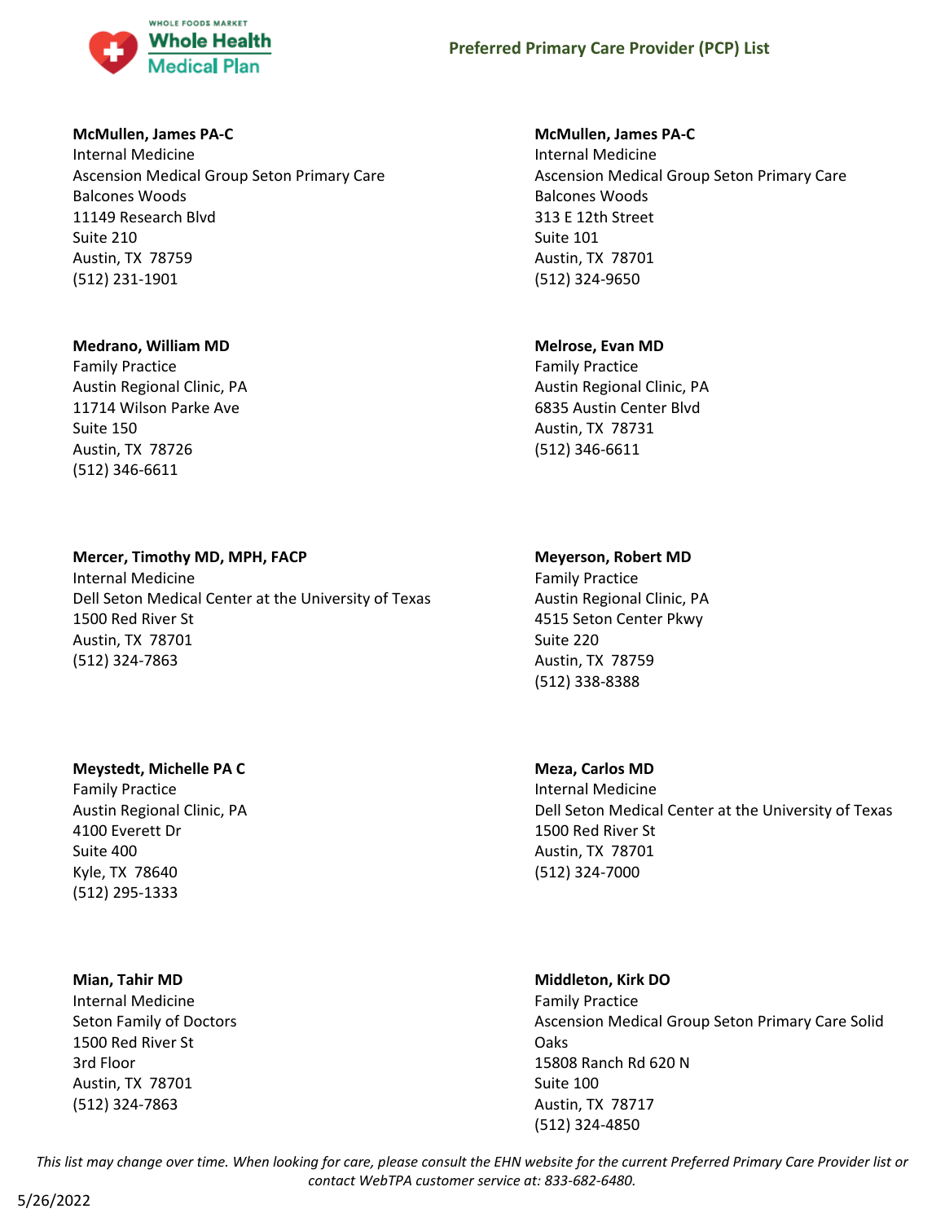**McMullen, James PA-C**
Internal Medicine
Ascension Medical Group Seton Primary Care Balcones Woods
11149 Research Blvd
Suite 210
Austin, TX 78759
(512) 231-1901

**McMullen, James PA-C**
Internal Medicine
Ascension Medical Group Seton Primary Care Balcones Woods
313 E 12th Street
Suite 101
Austin, TX 78701
(512) 324-9650

**Medrano, William MD**
Family Practice
Austin Regional Clinic, PA
11714 Wilson Parke Ave
Suite 150
Austin, TX 78726
(512) 346-6611

**Melrose, Evan MD**
Family Practice
Austin Regional Clinic, PA
6835 Austin Center Blvd
Austin, TX 78731
(512) 346-6611

**Mercer, Timothy MD, MPH, FACP**
Internal Medicine
Dell Seton Medical Center at the University of Texas
1500 Red River St
Austin, TX 78701
(512) 324-7863

**Meyerson, Robert MD**
Family Practice
Austin Regional Clinic, PA
4515 Seton Center Pkwy
Suite 220
Austin, TX 78759
(512) 338-8388

**Meystedt, Michelle PA C**
Family Practice
Austin Regional Clinic, PA
4100 Everett Dr
Suite 400
Kyle, TX 78640
(512) 295-1333

**Meza, Carlos MD**
Internal Medicine
Dell Seton Medical Center at the University of Texas
1500 Red River St
Austin, TX 78701
(512) 324-7000

**Mian, Tahir MD**
Internal Medicine
Seton Family of Doctors
1500 Red River St
3rd Floor
Austin, TX 78701
(512) 324-7863

**Middleton, Kirk DO**
Family Practice
Ascension Medical Group Seton Primary Care Solid Oaks
15808 Ranch Rd 620 N
Suite 100
Austin, TX 78717
(512) 324-4850

*This list may change over time. When looking for care, please consult the EHN website for the current Preferred Primary Care Provider list or contact WebTPA customer service at: 833-682-6480.*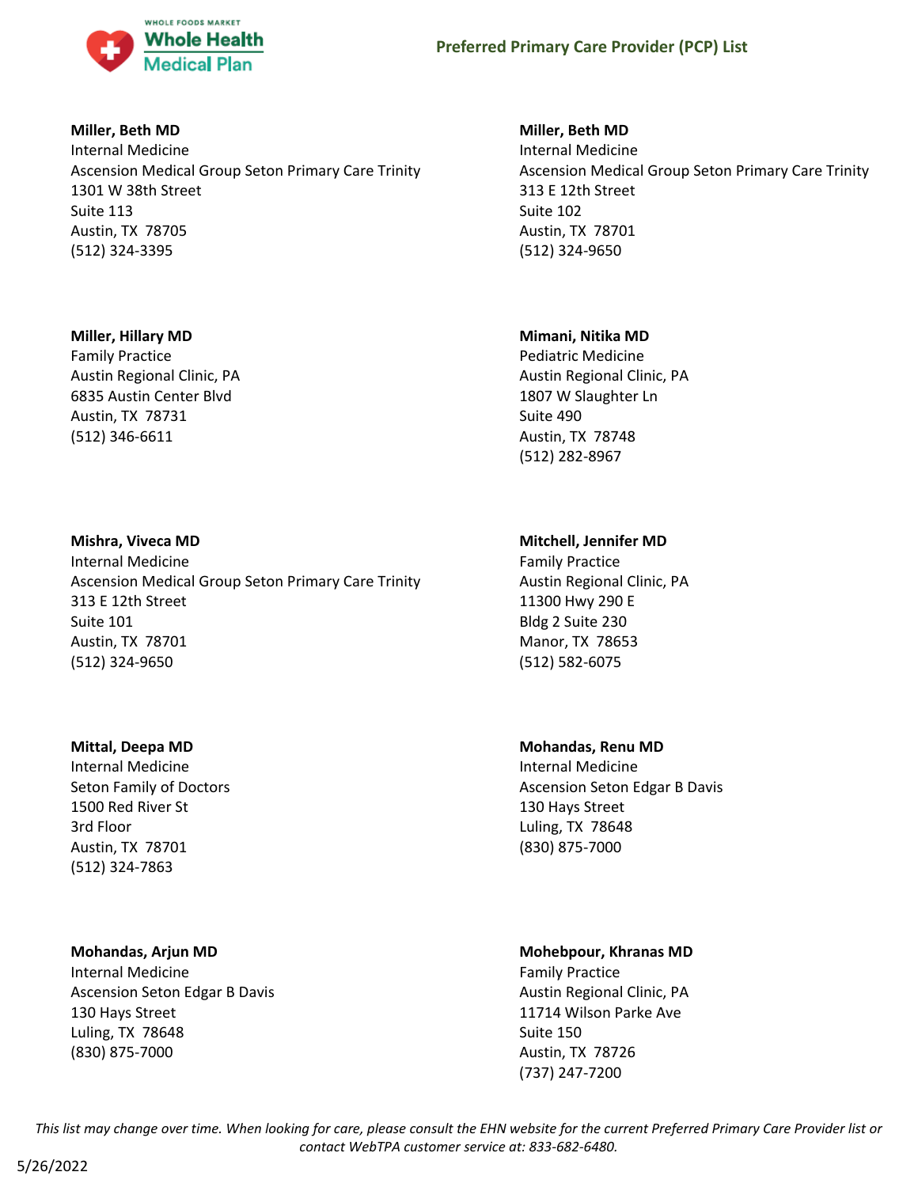**Miller, Beth MD**
Internal Medicine
Ascension Medical Group Seton Primary Care Trinity
1301 W 38th Street
Suite 113
Austin, TX 78705
(512) 324-3395

**Miller, Beth MD**
Internal Medicine
Ascension Medical Group Seton Primary Care Trinity
313 E 12th Street
Suite 102
Austin, TX 78701
(512) 324-9650

**Miller, Hillary MD**
Family Practice
Austin Regional Clinic, PA
6835 Austin Center Blvd
Austin, TX 78731
(512) 346-6611

**Mimani, Nitika MD**
Pediatric Medicine
Austin Regional Clinic, PA
1807 W Slaughter Ln
Suite 490
Austin, TX 78748
(512) 282-8967

**Mishra, Viveca MD**
Internal Medicine
Ascension Medical Group Seton Primary Care Trinity
313 E 12th Street
Suite 101
Austin, TX 78701
(512) 324-9650

**Mitchell, Jennifer MD**
Family Practice
Austin Regional Clinic, PA
11300 Hwy 290 E
Bldg 2 Suite 230
Manor, TX 78653
(512) 582-6075

**Mittal, Deepa MD**
Internal Medicine
Seton Family of Doctors
1500 Red River St
3rd Floor
Austin, TX 78701
(512) 324-7863

**Mohandas, Renu MD**
Internal Medicine
Ascension Seton Edgar B Davis
130 Hays Street
Luling, TX 78648
(830) 875-7000

**Mohandas, Arjun MD**
Internal Medicine
Ascension Seton Edgar B Davis
130 Hays Street
Luling, TX 78648
(830) 875-7000

**Mohebpour, Khranas MD**
Family Practice
Austin Regional Clinic, PA
11714 Wilson Parke Ave
Suite 150
Austin, TX 78726
(737) 247-7200

*This list may change over time. When looking for care, please consult the EHN website for the current Preferred Primary Care Provider list or contact WebTPA customer service at: 833-682-6480.*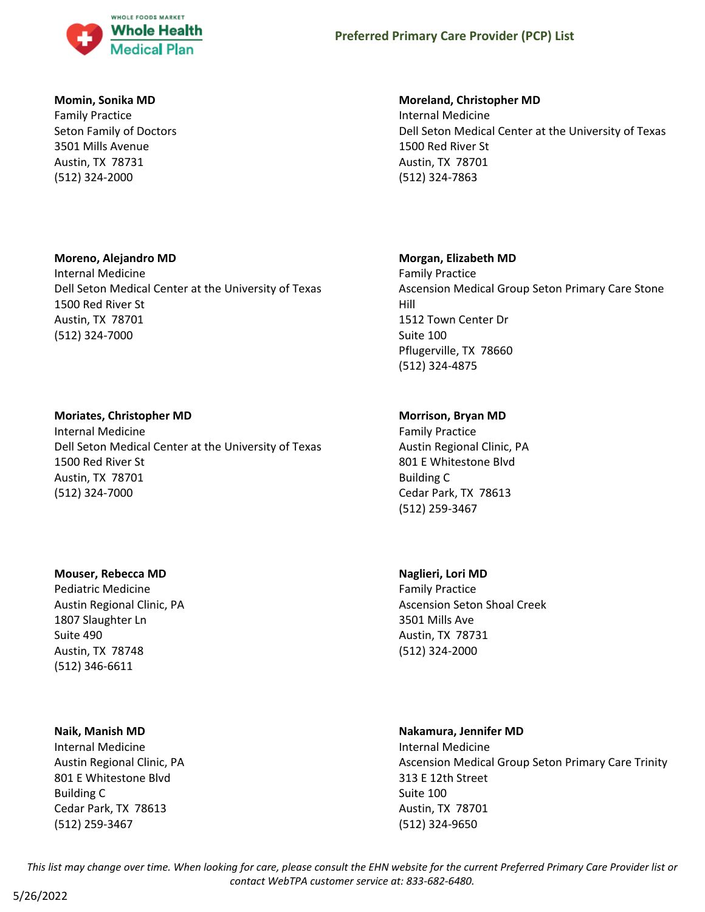**Momin, Sonika MD**
Family Practice
Seton Family of Doctors
3501 Mills Avenue
Austin, TX 78731
(512) 324-2000

**Moreland, Christopher MD**
Internal Medicine
Dell Seton Medical Center at the University of Texas
1500 Red River St
Austin, TX 78701
(512) 324-7863

**Moreno, Alejandro MD**
Internal Medicine
Dell Seton Medical Center at the University of Texas
1500 Red River St
Austin, TX 78701
(512) 324-7000

**Morgan, Elizabeth MD**
Family Practice
Ascension Medical Group Seton Primary Care Stone Hill
1512 Town Center Dr
Suite 100
Pflugerville, TX 78660
(512) 324-4875

**Moriates, Christopher MD**
Internal Medicine
Dell Seton Medical Center at the University of Texas
1500 Red River St
Austin, TX 78701
(512) 324-7000

**Morrison, Bryan MD**
Family Practice
Austin Regional Clinic, PA
801 E Whitestone Blvd
Building C
Cedar Park, TX 78613
(512) 259-3467

**Mouser, Rebecca MD**
Pediatric Medicine
Austin Regional Clinic, PA
1807 Slaughter Ln
Suite 490
Austin, TX 78748
(512) 346-6611

**Naglieri, Lori MD**
Family Practice
Ascension Seton Shoal Creek
3501 Mills Ave
Austin, TX 78731
(512) 324-2000

**Naik, Manish MD**
Internal Medicine
Austin Regional Clinic, PA
801 E Whitestone Blvd
Building C
Cedar Park, TX 78613
(512) 259-3467

**Nakamura, Jennifer MD**
Internal Medicine
Ascension Medical Group Seton Primary Care Trinity
313 E 12th Street
Suite 100
Austin, TX 78701
(512) 324-9650

*This list may change over time. When looking for care, please consult the EHN website for the current Preferred Primary Care Provider list or contact WebTPA customer service at: 833-682-6480.*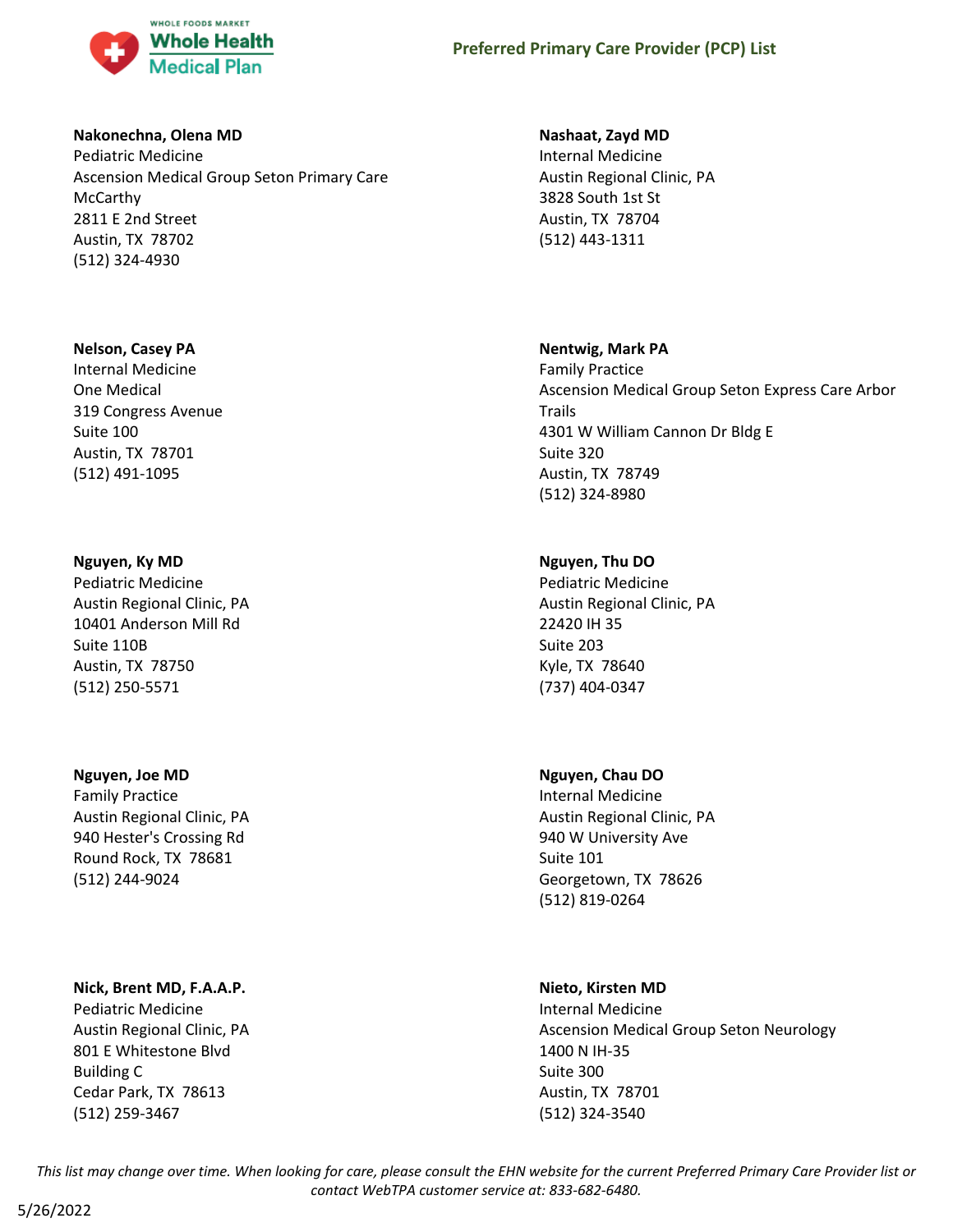**Nakonechna, Olena MD**
Pediatric Medicine
Ascension Medical Group Seton Primary Care McCarthy
2811 E 2nd Street
Austin, TX 78702
(512) 324-4930

**Nashaat, Zayd MD**
Internal Medicine
Austin Regional Clinic, PA
3828 South 1st St
Austin, TX 78704
(512) 443-1311

**Nelson, Casey PA**
Internal Medicine
One Medical
319 Congress Avenue
Suite 100
Austin, TX 78701
(512) 491-1095

**Nentwig, Mark PA**
Family Practice
Ascension Medical Group Seton Express Care Arbor Trails
4301 W William Cannon Dr Bldg E
Suite 320
Austin, TX 78749
(512) 324-8980

**Nguyen, Ky MD**
Pediatric Medicine
Austin Regional Clinic, PA
10401 Anderson Mill Rd
Suite 110B
Austin, TX 78750
(512) 250-5571

**Nguyen, Thu DO**
Pediatric Medicine
Austin Regional Clinic, PA
22420 IH 35
Suite 203
Kyle, TX 78640
(737) 404-0347

**Nguyen, Joe MD**
Family Practice
Austin Regional Clinic, PA
940 Hester's Crossing Rd
Round Rock, TX 78681
(512) 244-9024

**Nguyen, Chau DO**
Internal Medicine
Austin Regional Clinic, PA
940 W University Ave
Suite 101
Georgetown, TX 78626
(512) 819-0264

**Nick, Brent MD, F.A.A.P.**
Pediatric Medicine
Austin Regional Clinic, PA
801 E Whitestone Blvd
Building C
Cedar Park, TX 78613
(512) 259-3467

**Nieto, Kirsten MD**
Internal Medicine
Ascension Medical Group Seton Neurology
1400 N IH-35
Suite 300
Austin, TX 78701
(512) 324-3540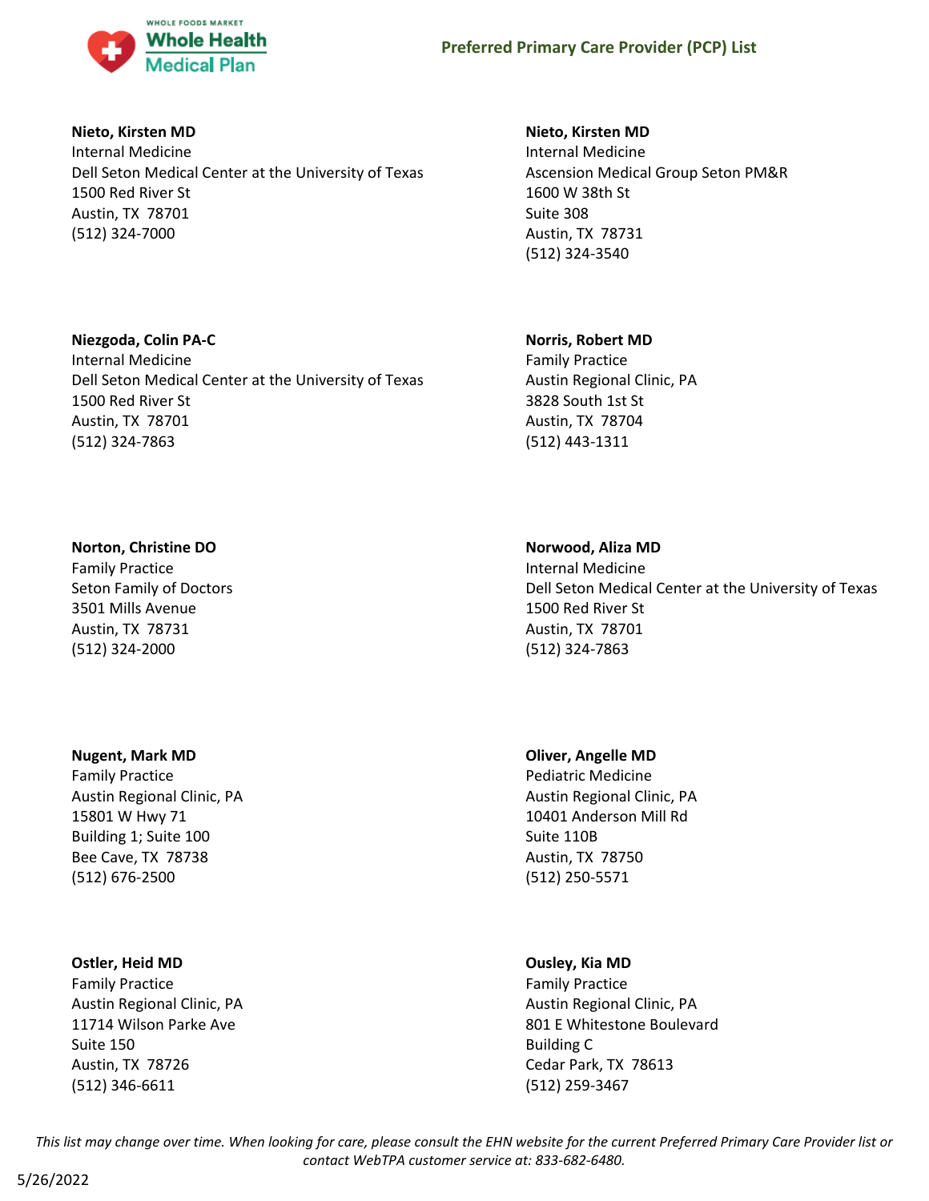**Nieto, Kirsten MD**
Internal Medicine
Dell Seton Medical Center at the University of Texas
1500 Red River St
Austin, TX 78701
(512) 324-7000

**Nieto, Kirsten MD**
Internal Medicine
Ascension Medical Group Seton PM&R
1600 W 38th St
Suite 308
Austin, TX 78731
(512) 324-3540

**Niezgoda, Colin PA-C**
Internal Medicine
Dell Seton Medical Center at the University of Texas
1500 Red River St
Austin, TX 78701
(512) 324-7863

**Norris, Robert MD**
Family Practice
Austin Regional Clinic, PA
3828 South 1st St
Austin, TX 78704
(512) 443-1311

**Norton, Christine DO**
Family Practice
Seton Family of Doctors
3501 Mills Avenue
Austin, TX 78731
(512) 324-2000

**Norwood, Aliza MD**
Internal Medicine
Dell Seton Medical Center at the University of Texas
1500 Red River St
Austin, TX 78701
(512) 324-7863

**Nugent, Mark MD**
Family Practice
Austin Regional Clinic, PA
15801 W Hwy 71
Building 1; Suite 100
Bee Cave, TX 78738
(512) 676-2500

**Oliver, Angelle MD**
Pediatric Medicine
Austin Regional Clinic, PA
10401 Anderson Mill Rd
Suite 110B
Austin, TX 78750
(512) 250-5571

**Ostler, Heid MD**
Family Practice
Austin Regional Clinic, PA
11714 Wilson Parke Ave
Suite 150
Austin, TX 78726
(512) 346-6611

**Ousley, Kia MD**
Family Practice
Austin Regional Clinic, PA
801 E Whitestone Boulevard
Building C
Cedar Park, TX 78613
(512) 259-3467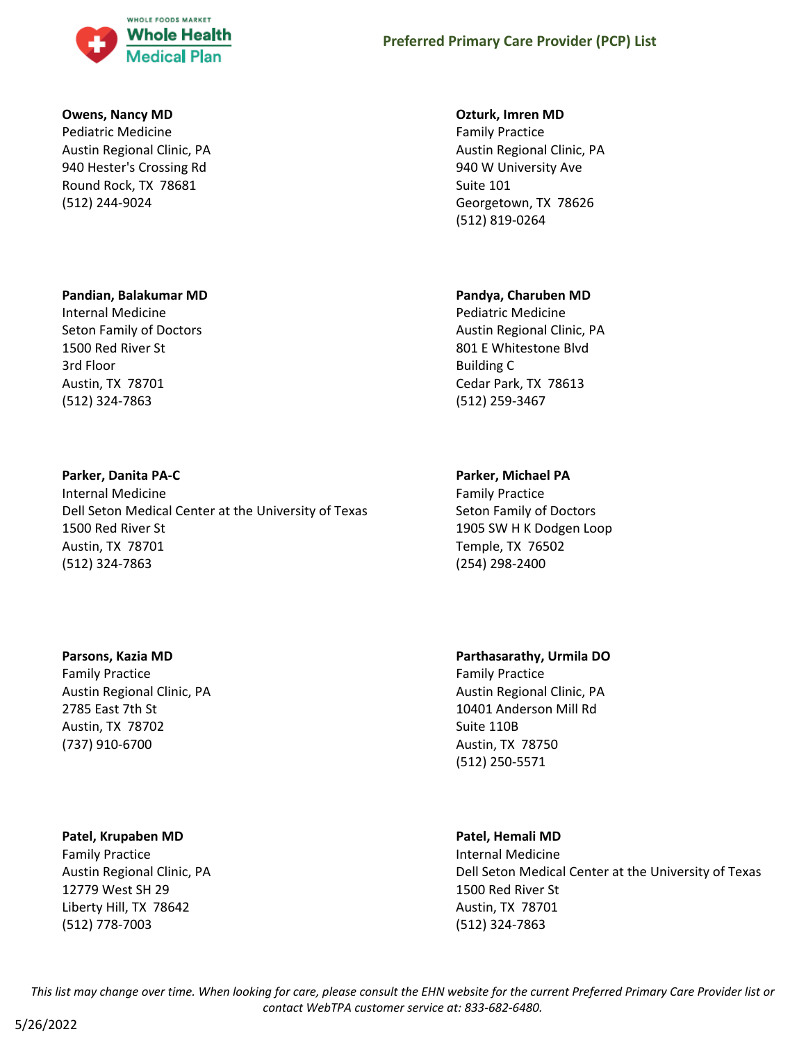**Owens, Nancy MD**
Pediatric Medicine
Austin Regional Clinic, PA
940 Hester's Crossing Rd
Round Rock, TX 78681
(512) 244-9024

**Ozturk, Imren MD**
Family Practice
Austin Regional Clinic, PA
940 W University Ave
Suite 101
Georgetown, TX 78626
(512) 819-0264

**Pandian, Balakumar MD**
Internal Medicine
Seton Family of Doctors
1500 Red River St
3rd Floor
Austin, TX 78701
(512) 324-7863

**Pandya, Charuben MD**
Pediatric Medicine
Austin Regional Clinic, PA
801 E Whitestone Blvd
Building C
Cedar Park, TX 78613
(512) 259-3467

**Parker, Danita PA-C**
Internal Medicine
Dell Seton Medical Center at the University of Texas
1500 Red River St
Austin, TX 78701
(512) 324-7863

**Parker, Michael PA**
Family Practice
Seton Family of Doctors
1905 SW H K Dodgen Loop
Temple, TX 76502
(254) 298-2400

**Parsons, Kazia MD**
Family Practice
Austin Regional Clinic, PA
2785 East 7th St
Austin, TX 78702
(737) 910-6700

**Parthasarathy, Urmila DO**
Family Practice
Austin Regional Clinic, PA
10401 Anderson Mill Rd
Suite 110B
Austin, TX 78750
(512) 250-5571

**Patel, Krupaben MD**
Family Practice
Austin Regional Clinic, PA
12779 West SH 29
Liberty Hill, TX 78642
(512) 778-7003

**Patel, Hemali MD**
Internal Medicine
Dell Seton Medical Center at the University of Texas
1500 Red River St
Austin, TX 78701
(512) 324-7863

*This list may change over time. When looking for care, please consult the EHN website for the current Preferred Primary Care Provider list or contact WebTPA customer service at: 833-682-6480.*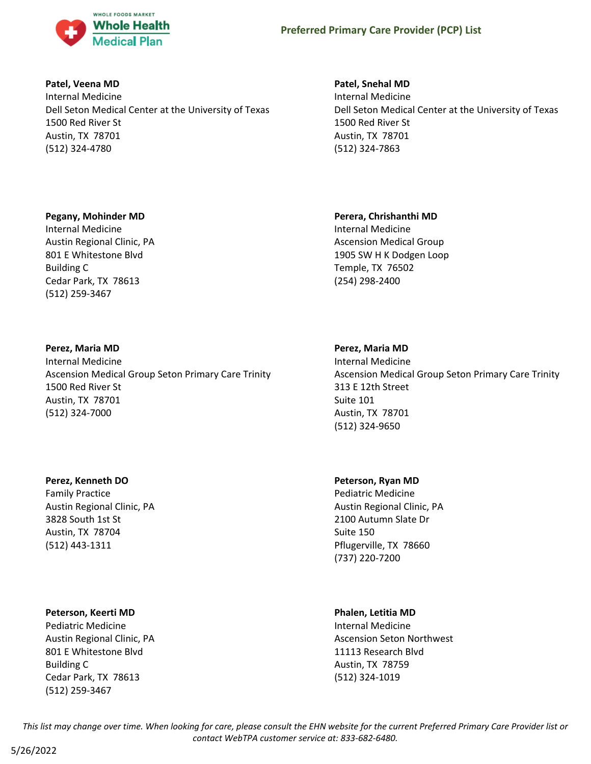**Patel, Veena MD**
Internal Medicine
Dell Seton Medical Center at the University of Texas
1500 Red River St
Austin, TX 78701
(512) 324-4780

**Patel, Snehal MD**
Internal Medicine
Dell Seton Medical Center at the University of Texas
1500 Red River St
Austin, TX 78701
(512) 324-7863

**Pegany, Mohinder MD**
Internal Medicine
Austin Regional Clinic, PA
801 E Whitestone Blvd
Building C
Cedar Park, TX 78613
(512) 259-3467

**Perera, Chrishanthi MD**
Internal Medicine
Ascension Medical Group
1905 SW H K Dodgen Loop
Temple, TX 76502
(254) 298-2400

**Perez, Maria MD**
Internal Medicine
Ascension Medical Group Seton Primary Care Trinity
1500 Red River St
Austin, TX 78701
(512) 324-7000

**Perez, Maria MD**
Internal Medicine
Ascension Medical Group Seton Primary Care Trinity
313 E 12th Street
Suite 101
Austin, TX 78701
(512) 324-9650

**Perez, Kenneth DO**
Family Practice
Austin Regional Clinic, PA
3828 South 1st St
Austin, TX 78704
(512) 443-1311

**Peterson, Ryan MD**
Pediatric Medicine
Austin Regional Clinic, PA
2100 Autumn Slate Dr
Suite 150
Pflugerville, TX 78660
(737) 220-7200

**Peterson, Keerti MD**
Pediatric Medicine
Austin Regional Clinic, PA
801 E Whitestone Blvd
Building C
Cedar Park, TX 78613
(512) 259-3467

**Phalen, Letitia MD**
Internal Medicine
Ascension Seton Northwest
11113 Research Blvd
Austin, TX 78759
(512) 324-1019

*This list may change over time. When looking for care, please consult the EHN website for the current Preferred Primary Care Provider list or contact WebTPA customer service at: 833-682-6480.*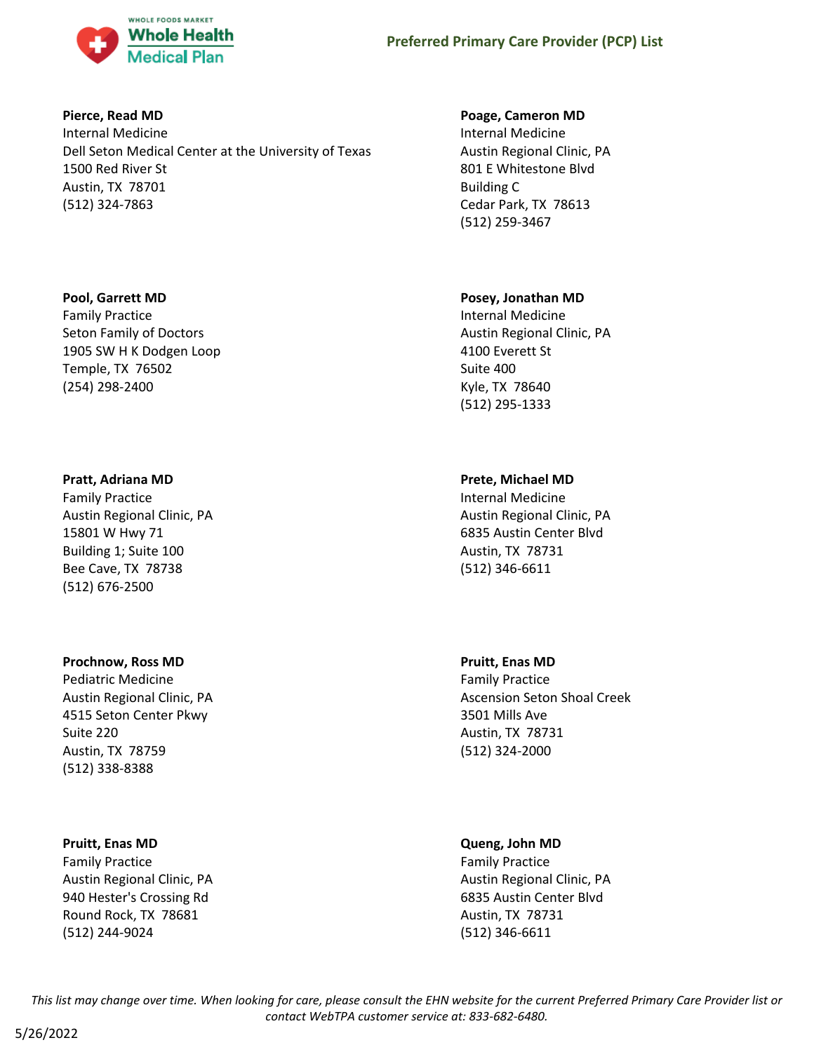**Pierce, Read MD**
Internal Medicine
Dell Seton Medical Center at the University of Texas
1500 Red River St
Austin, TX 78701
(512) 324-7863

**Poage, Cameron MD**
Internal Medicine
Austin Regional Clinic, PA
801 E Whitestone Blvd
Building C
Cedar Park, TX 78613
(512) 259-3467

**Pool, Garrett MD**
Family Practice
Seton Family of Doctors
1905 SW H K Dodgen Loop
Temple, TX 76502
(254) 298-2400

**Posey, Jonathan MD**
Internal Medicine
Austin Regional Clinic, PA
4100 Everett St
Suite 400
Kyle, TX 78640
(512) 295-1333

**Pratt, Adriana MD**
Family Practice
Austin Regional Clinic, PA
15801 W Hwy 71
Building 1; Suite 100
Bee Cave, TX 78738
(512) 676-2500

**Prete, Michael MD**
Internal Medicine
Austin Regional Clinic, PA
6835 Austin Center Blvd
Austin, TX 78731
(512) 346-6611

**Prochnow, Ross MD**
Pediatric Medicine
Austin Regional Clinic, PA
4515 Seton Center Pkwy
Suite 220
Austin, TX 78759
(512) 338-8388

**Pruitt, Enas MD**
Family Practice
Ascension Seton Shoal Creek
3501 Mills Ave
Austin, TX 78731
(512) 324-2000

**Pruitt, Enas MD**
Family Practice
Austin Regional Clinic, PA
940 Hester's Crossing Rd
Round Rock, TX 78681
(512) 244-9024

**Queng, John MD**
Family Practice
Austin Regional Clinic, PA
6835 Austin Center Blvd
Austin, TX 78731
(512) 346-6611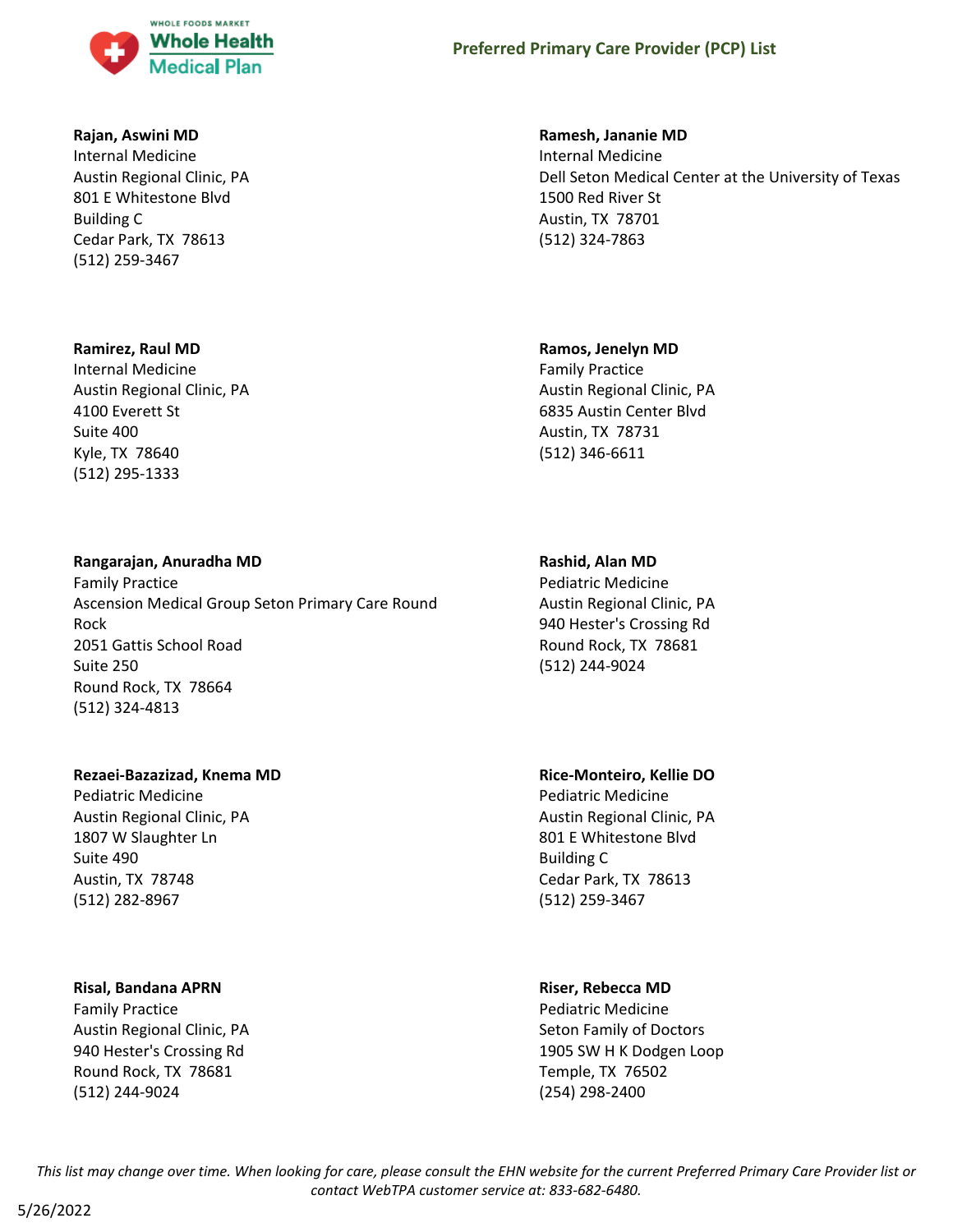**Rajan, Aswini MD**
Internal Medicine
Austin Regional Clinic, PA
801 E Whitestone Blvd
Building C
Cedar Park, TX 78613
(512) 259-3467

**Ramesh, Jananie MD**
Internal Medicine
Dell Seton Medical Center at the University of Texas
1500 Red River St
Austin, TX 78701
(512) 324-7863

**Ramirez, Raul MD**
Internal Medicine
Austin Regional Clinic, PA
4100 Everett St
Suite 400
Kyle, TX 78640
(512) 295-1333

**Ramos, Jenelyn MD**
Family Practice
Austin Regional Clinic, PA
6835 Austin Center Blvd
Austin, TX 78731
(512) 346-6611

**Rangarajan, Anuradha MD**
Family Practice
Ascension Medical Group Seton Primary Care Round Rock
2051 Gattis School Road
Suite 250
Round Rock, TX 78664
(512) 324-4813

**Rashid, Alan MD**
Pediatric Medicine
Austin Regional Clinic, PA
940 Hester's Crossing Rd
Round Rock, TX 78681
(512) 244-9024

**Rezaei-Bazazizad, Knema MD**
Pediatric Medicine
Austin Regional Clinic, PA
1807 W Slaughter Ln
Suite 490
Austin, TX 78748
(512) 282-8967

**Rice-Monteiro, Kellie DO**
Pediatric Medicine
Austin Regional Clinic, PA
801 E Whitestone Blvd
Building C
Cedar Park, TX 78613
(512) 259-3467

**Risal, Bandana APRN**
Family Practice
Austin Regional Clinic, PA
940 Hester's Crossing Rd
Round Rock, TX 78681
(512) 244-9024

**Riser, Rebecca MD**
Pediatric Medicine
Seton Family of Doctors
1905 SW H K Dodgen Loop
Temple, TX 76502
(254) 298-2400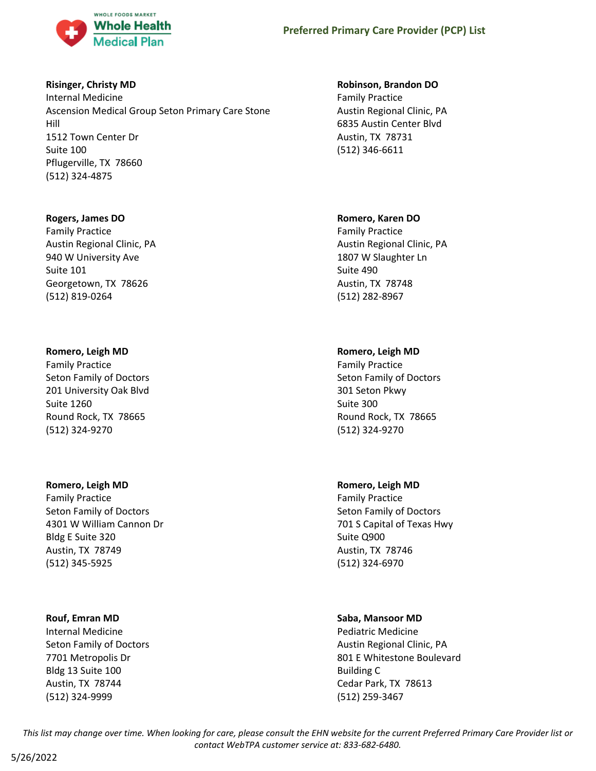**Risinger, Christy MD**
Internal Medicine
Ascension Medical Group Seton Primary Care Stone Hill
1512 Town Center Dr
Suite 100
Pflugerville, TX 78660
(512) 324-4875

**Robinson, Brandon DO**
Family Practice
Austin Regional Clinic, PA
6835 Austin Center Blvd
Austin, TX 78731
(512) 346-6611

**Rogers, James DO**
Family Practice
Austin Regional Clinic, PA
940 W University Ave
Suite 101
Georgetown, TX 78626
(512) 819-0264

**Romero, Karen DO**
Family Practice
Austin Regional Clinic, PA
1807 W Slaughter Ln
Suite 490
Austin, TX 78748
(512) 282-8967

**Romero, Leigh MD**
Family Practice
Seton Family of Doctors
201 University Oak Blvd
Suite 1260
Round Rock, TX 78665
(512) 324-9270

**Romero, Leigh MD**
Family Practice
Seton Family of Doctors
301 Seton Pkwy
Suite 300
Round Rock, TX 78665
(512) 324-9270

**Romero, Leigh MD**
Family Practice
Seton Family of Doctors
4301 W William Cannon Dr
Bldg E Suite 320
Austin, TX 78749
(512) 345-5925

**Romero, Leigh MD**
Family Practice
Seton Family of Doctors
701 S Capital of Texas Hwy
Suite Q900
Austin, TX 78746
(512) 324-6970

**Rouf, Emran MD**
Internal Medicine
Seton Family of Doctors
7701 Metropolis Dr
Bldg 13 Suite 100
Austin, TX 78744
(512) 324-9999

**Saba, Mansoor MD**
Pediatric Medicine
Austin Regional Clinic, PA
801 E Whitestone Boulevard
Building C
Cedar Park, TX 78613
(512) 259-3467

*This list may change over time. When looking for care, please consult the EHN website for the current Preferred Primary Care Provider list or contact WebTPA customer service at: 833-682-6480.*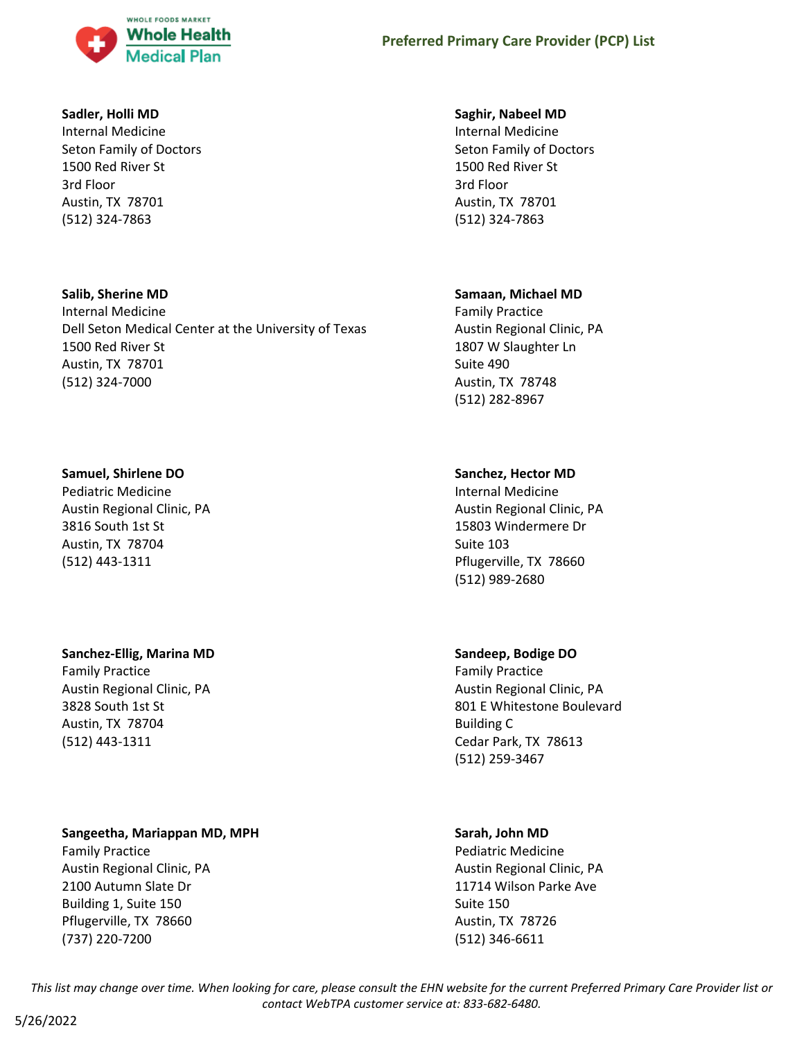**Sadler, Holli MD**
Internal Medicine
Seton Family of Doctors
1500 Red River St
3rd Floor
Austin, TX 78701
(512) 324-7863

**Saghir, Nabeel MD**
Internal Medicine
Seton Family of Doctors
1500 Red River St
3rd Floor
Austin, TX 78701
(512) 324-7863

**Salib, Sherine MD**
Internal Medicine
Dell Seton Medical Center at the University of Texas
1500 Red River St
Austin, TX 78701
(512) 324-7000

**Samaan, Michael MD**
Family Practice
Austin Regional Clinic, PA
1807 W Slaughter Ln
Suite 490
Austin, TX 78748
(512) 282-8967

**Samuel, Shirlene DO**
Pediatric Medicine
Austin Regional Clinic, PA
3816 South 1st St
Austin, TX 78704
(512) 443-1311

**Sanchez, Hector MD**
Internal Medicine
Austin Regional Clinic, PA
15803 Windermere Dr
Suite 103
Pflugerville, TX 78660
(512) 989-2680

**Sanchez-Ellig, Marina MD**
Family Practice
Austin Regional Clinic, PA
3828 South 1st St
Austin, TX 78704
(512) 443-1311

**Sandeep, Bodige DO**
Family Practice
Austin Regional Clinic, PA
801 E Whitestone Boulevard
Building C
Cedar Park, TX 78613
(512) 259-3467

**Sangeetha, Mariappan MD, MPH**
Family Practice
Austin Regional Clinic, PA
2100 Autumn Slate Dr
Building 1, Suite 150
Pflugerville, TX 78660
(737) 220-7200

**Sarah, John MD**
Pediatric Medicine
Austin Regional Clinic, PA
11714 Wilson Parke Ave
Suite 150
Austin, TX 78726
(512) 346-6611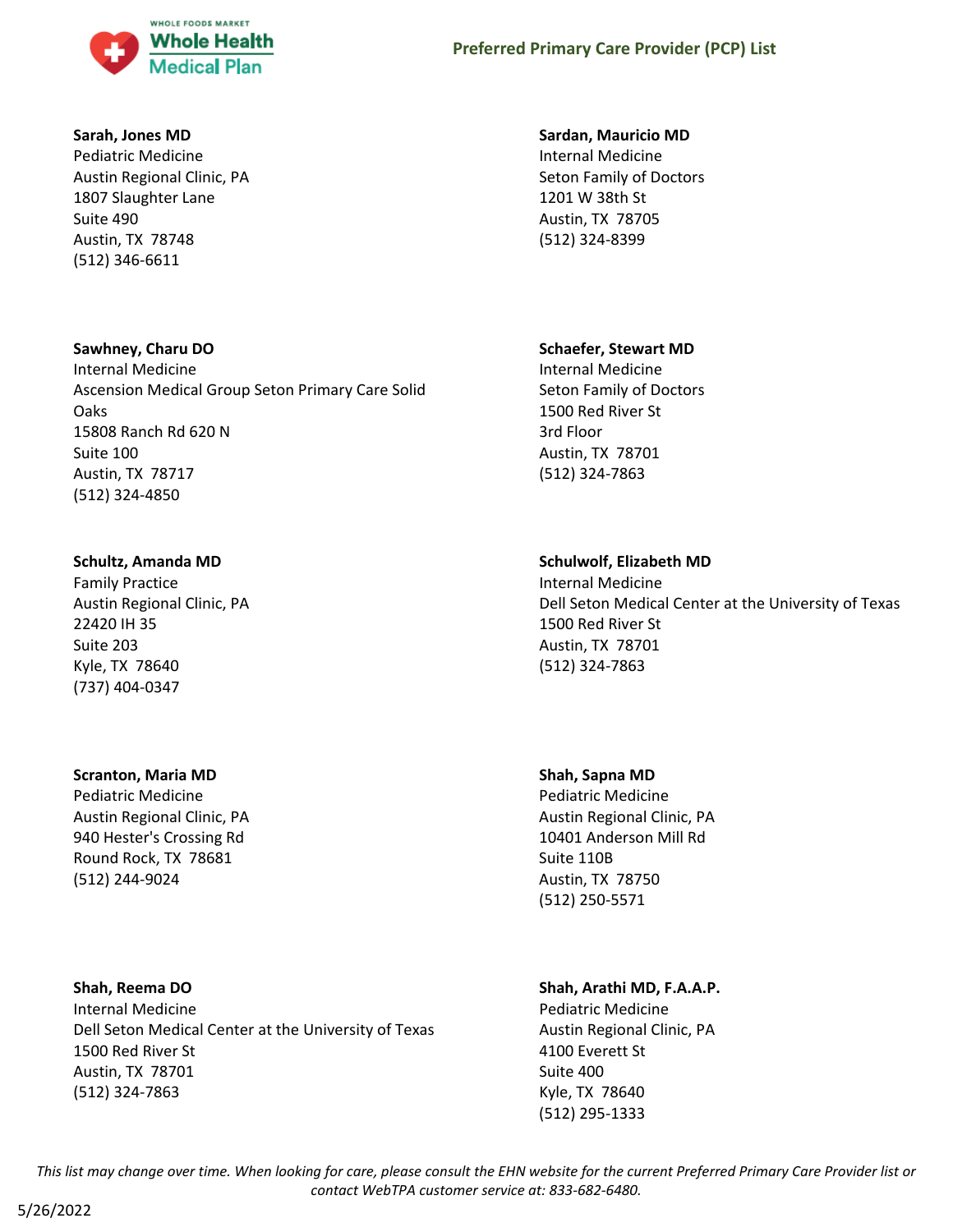**Sarah, Jones MD**
Pediatric Medicine
Austin Regional Clinic, PA
1807 Slaughter Lane
Suite 490
Austin, TX 78748
(512) 346-6611

**Sardan, Mauricio MD**
Internal Medicine
Seton Family of Doctors
1201 W 38th St
Austin, TX 78705
(512) 324-8399

**Sawhney, Charu DO**
Internal Medicine
Ascension Medical Group Seton Primary Care Solid Oaks
15808 Ranch Rd 620 N
Suite 100
Austin, TX 78717
(512) 324-4850

**Schaefer, Stewart MD**
Internal Medicine
Seton Family of Doctors
1500 Red River St
3rd Floor
Austin, TX 78701
(512) 324-7863

**Schultz, Amanda MD**
Family Practice
Austin Regional Clinic, PA
22420 IH 35
Suite 203
Kyle, TX 78640
(737) 404-0347

**Schulwolf, Elizabeth MD**
Internal Medicine
Dell Seton Medical Center at the University of Texas
1500 Red River St
Austin, TX 78701
(512) 324-7863

**Scranton, Maria MD**
Pediatric Medicine
Austin Regional Clinic, PA
940 Hester's Crossing Rd
Round Rock, TX 78681
(512) 244-9024

**Shah, Sapna MD**
Pediatric Medicine
Austin Regional Clinic, PA
10401 Anderson Mill Rd
Suite 110B
Austin, TX 78750
(512) 250-5571

**Shah, Reema DO**
Internal Medicine
Dell Seton Medical Center at the University of Texas
1500 Red River St
Austin, TX 78701
(512) 324-7863

**Shah, Arathi MD, F.A.A.P.**
Pediatric Medicine
Austin Regional Clinic, PA
4100 Everett St
Suite 400
Kyle, TX 78640
(512) 295-1333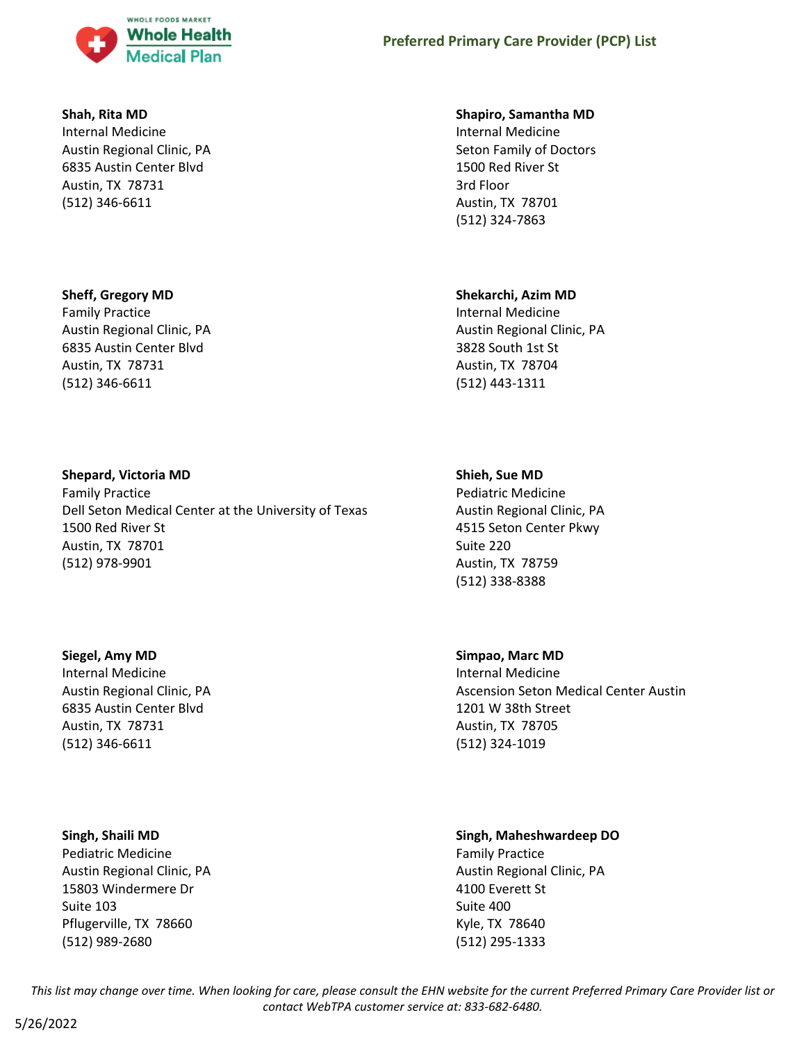**Shah, Rita MD**
Internal Medicine
Austin Regional Clinic, PA
6835 Austin Center Blvd
Austin, TX 78731
(512) 346-6611

**Shapiro, Samantha MD**
Internal Medicine
Seton Family of Doctors
1500 Red River St
3rd Floor
Austin, TX 78701
(512) 324-7863

**Sheff, Gregory MD**
Family Practice
Austin Regional Clinic, PA
6835 Austin Center Blvd
Austin, TX 78731
(512) 346-6611

**Shekarchi, Azim MD**
Internal Medicine
Austin Regional Clinic, PA
3828 South 1st St
Austin, TX 78704
(512) 443-1311

**Shepard, Victoria MD**
Family Practice
Dell Seton Medical Center at the University of Texas
1500 Red River St
Austin, TX 78701
(512) 978-9901

**Shieh, Sue MD**
Pediatric Medicine
Austin Regional Clinic, PA
4515 Seton Center Pkwy
Suite 220
Austin, TX 78759
(512) 338-8388

**Siegel, Amy MD**
Internal Medicine
Austin Regional Clinic, PA
6835 Austin Center Blvd
Austin, TX 78731
(512) 346-6611

**Simpao, Marc MD**
Internal Medicine
Ascension Seton Medical Center Austin
1201 W 38th Street
Austin, TX 78705
(512) 324-1019

**Singh, Shaili MD**
Pediatric Medicine
Austin Regional Clinic, PA
15803 Windermere Dr
Suite 103
Pflugerville, TX 78660
(512) 989-2680

**Singh, Maheshwardeep DO**
Family Practice
Austin Regional Clinic, PA
4100 Everett St
Suite 400
Kyle, TX 78640
(512) 295-1333

*This list may change over time. When looking for care, please consult the EHN website for the current Preferred Primary Care Provider list or contact WebTPA customer service at: 833-682-6480.*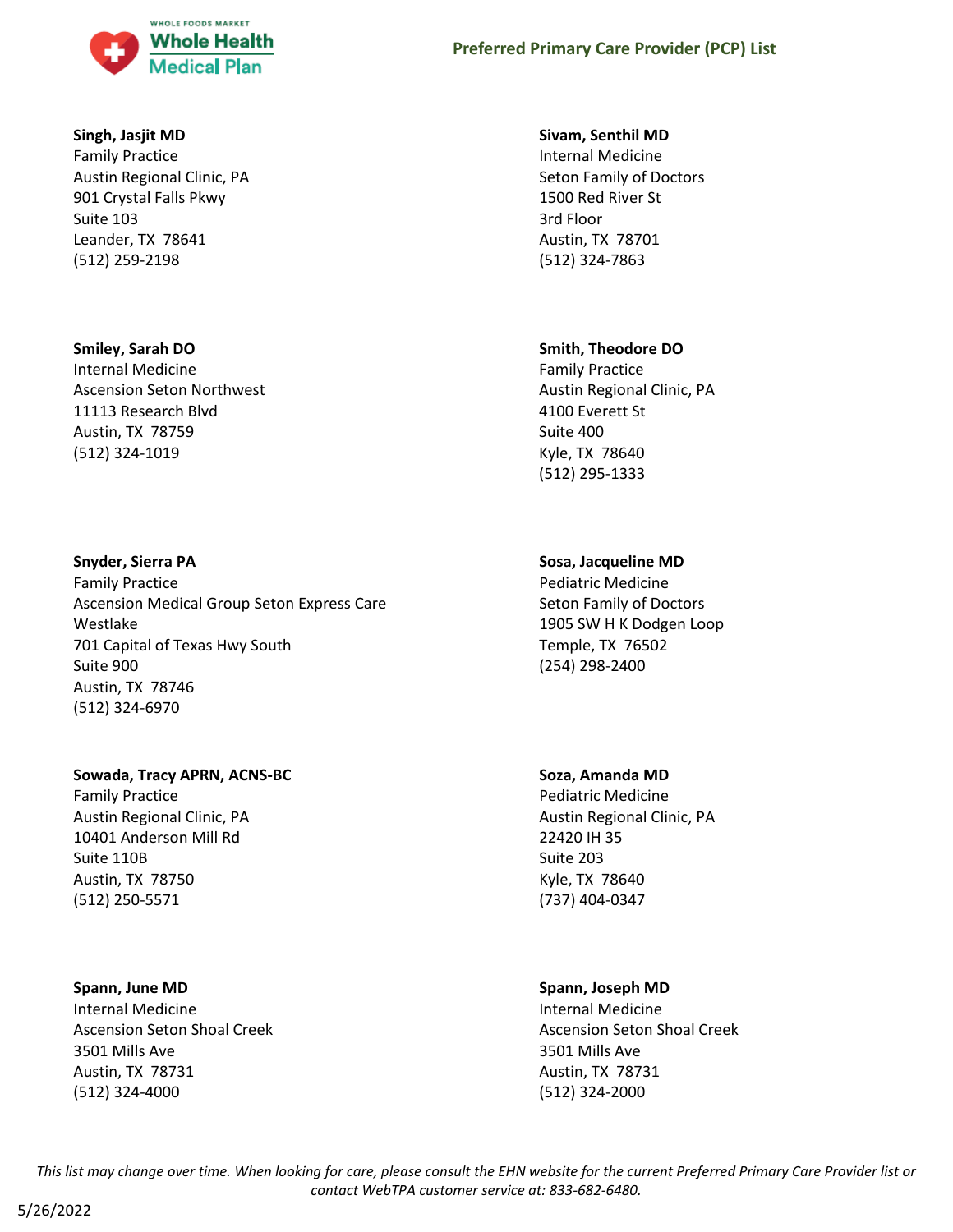**Singh, Jasjit MD**
Family Practice
Austin Regional Clinic, PA
901 Crystal Falls Pkwy
Suite 103
Leander, TX 78641
(512) 259-2198

**Sivam, Senthil MD**
Internal Medicine
Seton Family of Doctors
1500 Red River St
3rd Floor
Austin, TX 78701
(512) 324-7863

**Smiley, Sarah DO**
Internal Medicine
Ascension Seton Northwest
11113 Research Blvd
Austin, TX 78759
(512) 324-1019

**Smith, Theodore DO**
Family Practice
Austin Regional Clinic, PA
4100 Everett St
Suite 400
Kyle, TX 78640
(512) 295-1333

**Snyder, Sierra PA**
Family Practice
Ascension Medical Group Seton Express Care Westlake
701 Capital of Texas Hwy South
Suite 900
Austin, TX 78746
(512) 324-6970

**Sosa, Jacqueline MD**
Pediatric Medicine
Seton Family of Doctors
1905 SW H K Dodgen Loop
Temple, TX 76502
(254) 298-2400

**Sowada, Tracy APRN, ACNS-BC**
Family Practice
Austin Regional Clinic, PA
10401 Anderson Mill Rd
Suite 110B
Austin, TX 78750
(512) 250-5571

**Soza, Amanda MD**
Pediatric Medicine
Austin Regional Clinic, PA
22420 IH 35
Suite 203
Kyle, TX 78640
(737) 404-0347

**Spann, June MD**
Internal Medicine
Ascension Seton Shoal Creek
3501 Mills Ave
Austin, TX 78731
(512) 324-4000

**Spann, Joseph MD**
Internal Medicine
Ascension Seton Shoal Creek
3501 Mills Ave
Austin, TX 78731
(512) 324-2000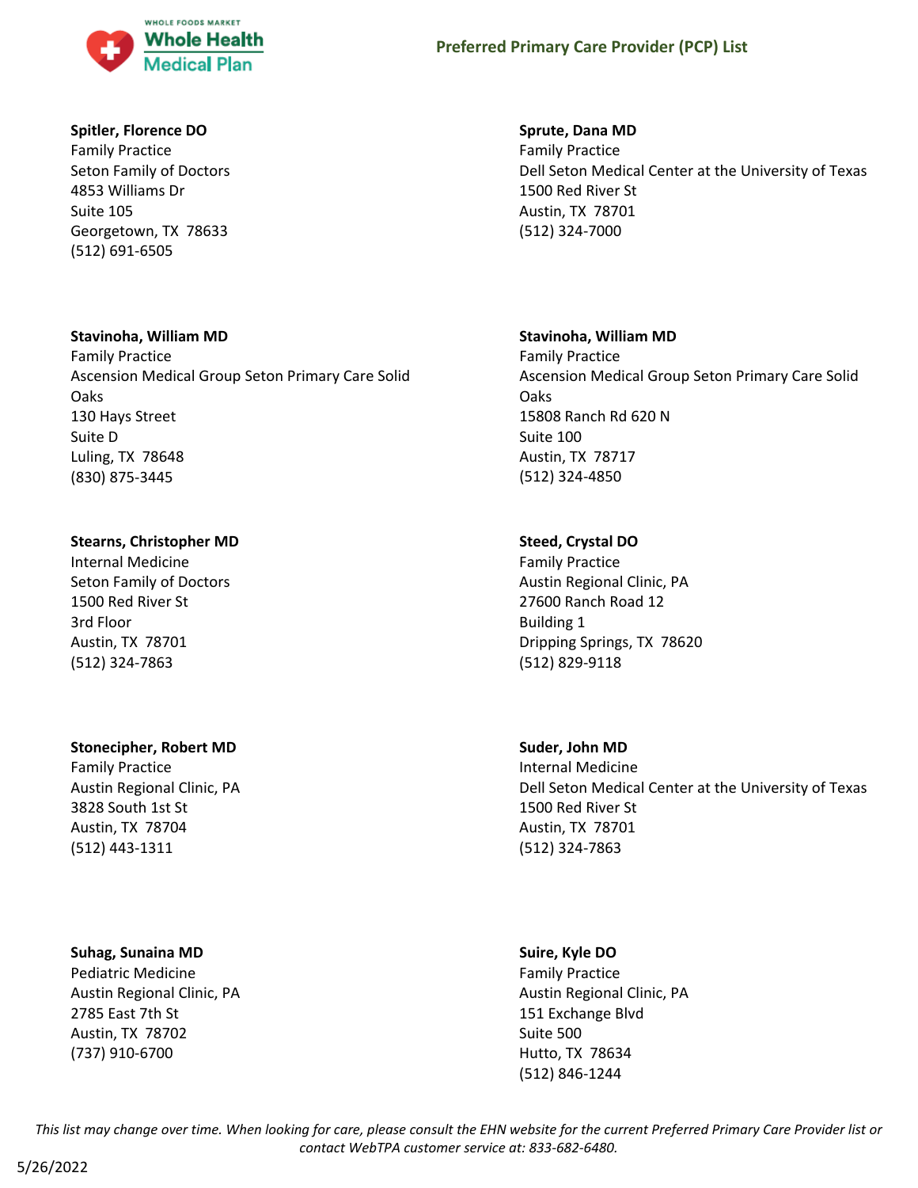**Spitler, Florence DO**
Family Practice
Seton Family of Doctors
4853 Williams Dr
Suite 105
Georgetown, TX  78633
(512) 691-6505

**Sprute, Dana MD**
Family Practice
Dell Seton Medical Center at the University of Texas
1500 Red River St
Austin, TX  78701
(512) 324-7000

**Stavinoha, William MD**
Family Practice
Ascension Medical Group Seton Primary Care Solid Oaks
130 Hays Street
Suite D
Luling, TX  78648
(830) 875-3445

**Stavinoha, William MD**
Family Practice
Ascension Medical Group Seton Primary Care Solid Oaks
15808 Ranch Rd 620 N
Suite 100
Austin, TX  78717
(512) 324-4850

**Stearns, Christopher MD**
Internal Medicine
Seton Family of Doctors
1500 Red River St
3rd Floor
Austin, TX  78701
(512) 324-7863

**Steed, Crystal DO**
Family Practice
Austin Regional Clinic, PA
27600 Ranch Road 12
Building 1
Dripping Springs, TX  78620
(512) 829-9118

**Stonecipher, Robert MD**
Family Practice
Austin Regional Clinic, PA
3828 South 1st St
Austin, TX  78704
(512) 443-1311

**Suder, John MD**
Internal Medicine
Dell Seton Medical Center at the University of Texas
1500 Red River St
Austin, TX  78701
(512) 324-7863

**Suhag, Sunaina MD**
Pediatric Medicine
Austin Regional Clinic, PA
2785 East 7th St
Austin, TX  78702
(737) 910-6700

**Suire, Kyle DO**
Family Practice
Austin Regional Clinic, PA
151 Exchange Blvd
Suite 500
Hutto, TX  78634
(512) 846-1244

*This list may change over time. When looking for care, please consult the EHN website for the current Preferred Primary Care Provider list or contact WebTPA customer service at: 833-682-6480.*

5/26/2022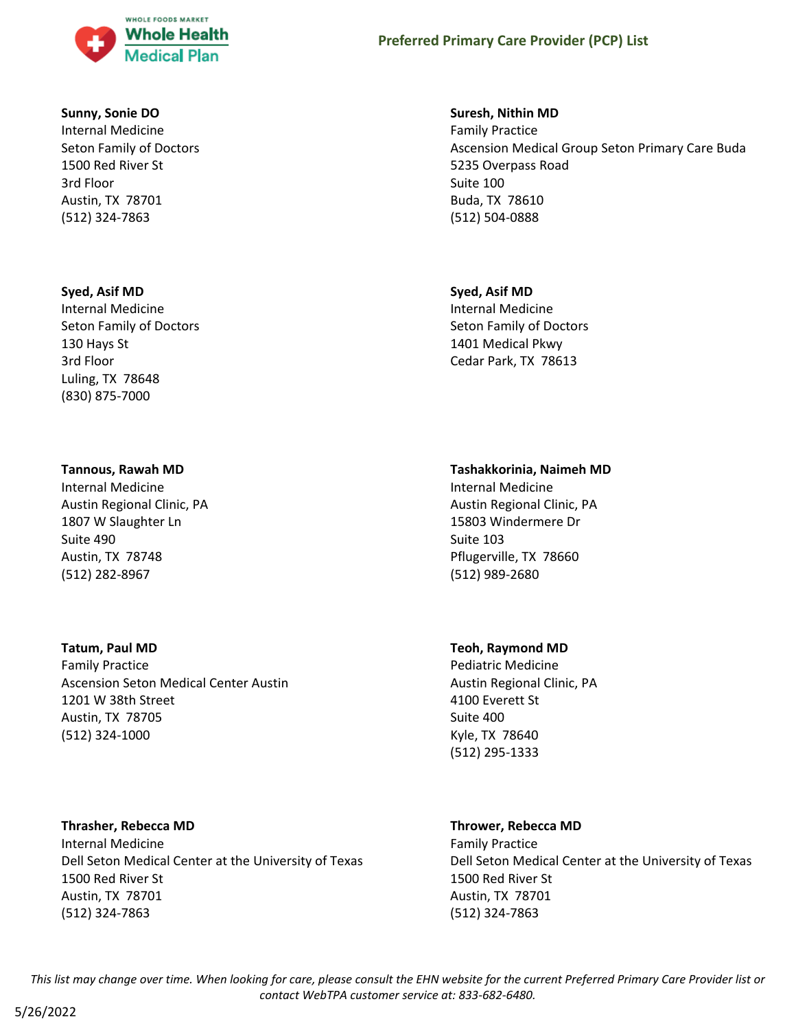**Sunny, Sonie DO**
Internal Medicine
Seton Family of Doctors
1500 Red River St
3rd Floor
Austin, TX 78701
(512) 324-7863

**Suresh, Nithin MD**
Family Practice
Ascension Medical Group Seton Primary Care Buda
5235 Overpass Road
Suite 100
Buda, TX 78610
(512) 504-0888

**Syed, Asif MD**
Internal Medicine
Seton Family of Doctors
130 Hays St
3rd Floor
Luling, TX 78648
(830) 875-7000

**Syed, Asif MD**
Internal Medicine
Seton Family of Doctors
1401 Medical Pkwy
Cedar Park, TX 78613

**Tannous, Rawah MD**
Internal Medicine
Austin Regional Clinic, PA
1807 W Slaughter Ln
Suite 490
Austin, TX 78748
(512) 282-8967

**Tashakkorinia, Naimeh MD**
Internal Medicine
Austin Regional Clinic, PA
15803 Windermere Dr
Suite 103
Pflugerville, TX 78660
(512) 989-2680

**Tatum, Paul MD**
Family Practice
Ascension Seton Medical Center Austin
1201 W 38th Street
Austin, TX 78705
(512) 324-1000

**Teoh, Raymond MD**
Pediatric Medicine
Austin Regional Clinic, PA
4100 Everett St
Suite 400
Kyle, TX 78640
(512) 295-1333

**Thrasher, Rebecca MD**
Internal Medicine
Dell Seton Medical Center at the University of Texas
1500 Red River St
Austin, TX 78701
(512) 324-7863

**Thrower, Rebecca MD**
Family Practice
Dell Seton Medical Center at the University of Texas
1500 Red River St
Austin, TX 78701
(512) 324-7863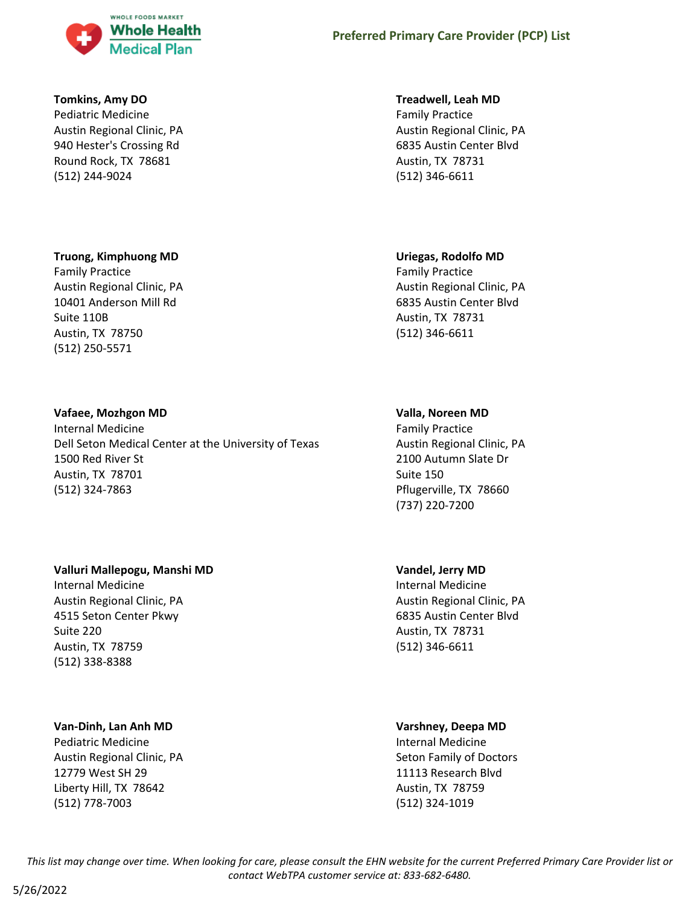**Tomkins, Amy DO**
Pediatric Medicine
Austin Regional Clinic, PA
940 Hester's Crossing Rd
Round Rock, TX 78681
(512) 244-9024

**Treadwell, Leah MD**
Family Practice
Austin Regional Clinic, PA
6835 Austin Center Blvd
Austin, TX 78731
(512) 346-6611

**Truong, Kimphuong MD**
Family Practice
Austin Regional Clinic, PA
10401 Anderson Mill Rd
Suite 110B
Austin, TX 78750
(512) 250-5571

**Uriegas, Rodolfo MD**
Family Practice
Austin Regional Clinic, PA
6835 Austin Center Blvd
Austin, TX 78731
(512) 346-6611

**Vafaee, Mozhgon MD**
Internal Medicine
Dell Seton Medical Center at the University of Texas
1500 Red River St
Austin, TX 78701
(512) 324-7863

**Valla, Noreen MD**
Family Practice
Austin Regional Clinic, PA
2100 Autumn Slate Dr
Suite 150
Pflugerville, TX 78660
(737) 220-7200

**Valluri Mallepogu, Manshi MD**
Internal Medicine
Austin Regional Clinic, PA
4515 Seton Center Pkwy
Suite 220
Austin, TX 78759
(512) 338-8388

**Vandel, Jerry MD**
Internal Medicine
Austin Regional Clinic, PA
6835 Austin Center Blvd
Austin, TX 78731
(512) 346-6611

**Van-Dinh, Lan Anh MD**
Pediatric Medicine
Austin Regional Clinic, PA
12779 West SH 29
Liberty Hill, TX 78642
(512) 778-7003

**Varshney, Deepa MD**
Internal Medicine
Seton Family of Doctors
11113 Research Blvd
Austin, TX 78759
(512) 324-1019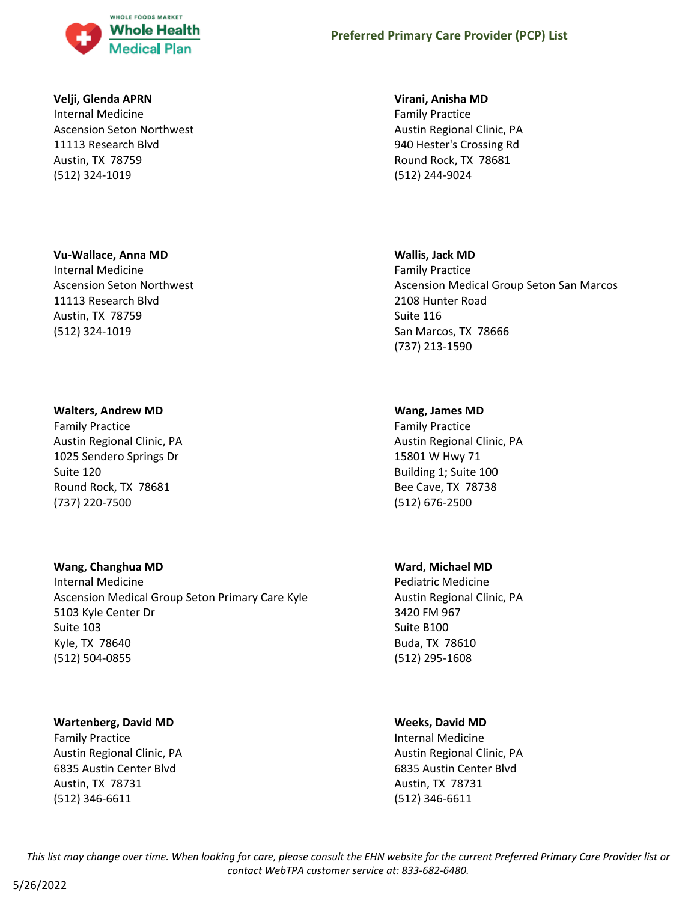**Velji, Glenda APRN**
Internal Medicine
Ascension Seton Northwest
11113 Research Blvd
Austin, TX 78759
(512) 324-1019

**Virani, Anisha MD**
Family Practice
Austin Regional Clinic, PA
940 Hester's Crossing Rd
Round Rock, TX 78681
(512) 244-9024

**Vu-Wallace, Anna MD**
Internal Medicine
Ascension Seton Northwest
11113 Research Blvd
Austin, TX 78759
(512) 324-1019

**Wallis, Jack MD**
Family Practice
Ascension Medical Group Seton San Marcos
2108 Hunter Road
Suite 116
San Marcos, TX 78666
(737) 213-1590

**Walters, Andrew MD**
Family Practice
Austin Regional Clinic, PA
1025 Sendero Springs Dr
Suite 120
Round Rock, TX 78681
(737) 220-7500

**Wang, James MD**
Family Practice
Austin Regional Clinic, PA
15801 W Hwy 71
Building 1; Suite 100
Bee Cave, TX 78738
(512) 676-2500

**Wang, Changhua MD**
Internal Medicine
Ascension Medical Group Seton Primary Care Kyle
5103 Kyle Center Dr
Suite 103
Kyle, TX 78640
(512) 504-0855

**Ward, Michael MD**
Pediatric Medicine
Austin Regional Clinic, PA
3420 FM 967
Suite B100
Buda, TX 78610
(512) 295-1608

**Wartenberg, David MD**
Family Practice
Austin Regional Clinic, PA
6835 Austin Center Blvd
Austin, TX 78731
(512) 346-6611

**Weeks, David MD**
Internal Medicine
Austin Regional Clinic, PA
6835 Austin Center Blvd
Austin, TX 78731
(512) 346-6611

*This list may change over time. When looking for care, please consult the EHN website for the current Preferred Primary Care Provider list or contact WebTPA customer service at: 833-682-6480.*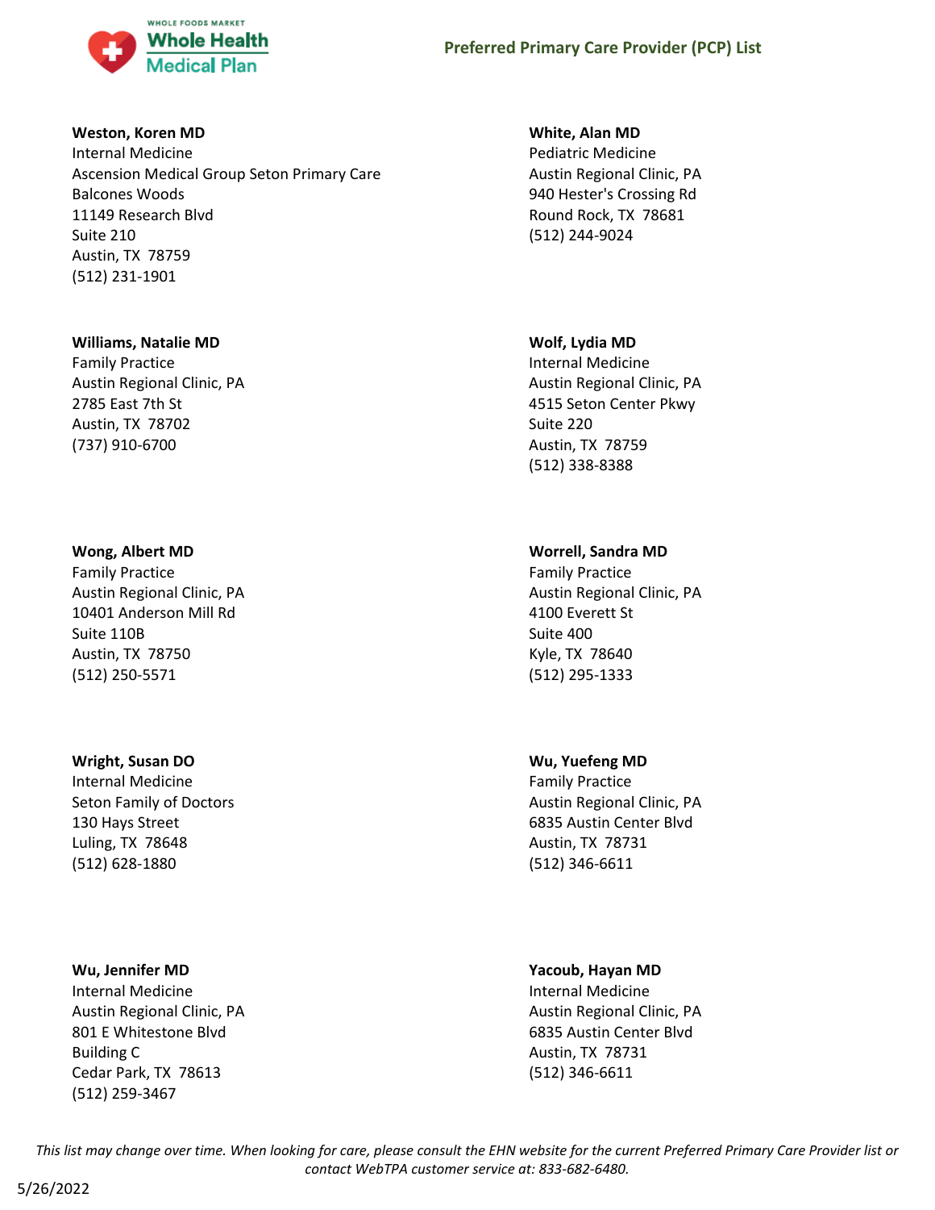**Weston, Koren MD**
Internal Medicine
Ascension Medical Group Seton Primary Care
Balcones Woods
11149 Research Blvd
Suite 210
Austin, TX 78759
(512) 231-1901

**White, Alan MD**
Pediatric Medicine
Austin Regional Clinic, PA
940 Hester's Crossing Rd
Round Rock, TX 78681
(512) 244-9024

**Williams, Natalie MD**
Family Practice
Austin Regional Clinic, PA
2785 East 7th St
Austin, TX 78702
(737) 910-6700

**Wolf, Lydia MD**
Internal Medicine
Austin Regional Clinic, PA
4515 Seton Center Pkwy
Suite 220
Austin, TX 78759
(512) 338-8388

**Wong, Albert MD**
Family Practice
Austin Regional Clinic, PA
10401 Anderson Mill Rd
Suite 110B
Austin, TX 78750
(512) 250-5571

**Worrell, Sandra MD**
Family Practice
Austin Regional Clinic, PA
4100 Everett St
Suite 400
Kyle, TX 78640
(512) 295-1333

**Wright, Susan DO**
Internal Medicine
Seton Family of Doctors
130 Hays Street
Luling, TX 78648
(512) 628-1880

**Wu, Yuefeng MD**
Family Practice
Austin Regional Clinic, PA
6835 Austin Center Blvd
Austin, TX 78731
(512) 346-6611

**Wu, Jennifer MD**
Internal Medicine
Austin Regional Clinic, PA
801 E Whitestone Blvd
Building C
Cedar Park, TX 78613
(512) 259-3467

**Yacoub, Hayan MD**
Internal Medicine
Austin Regional Clinic, PA
6835 Austin Center Blvd
Austin, TX 78731
(512) 346-6611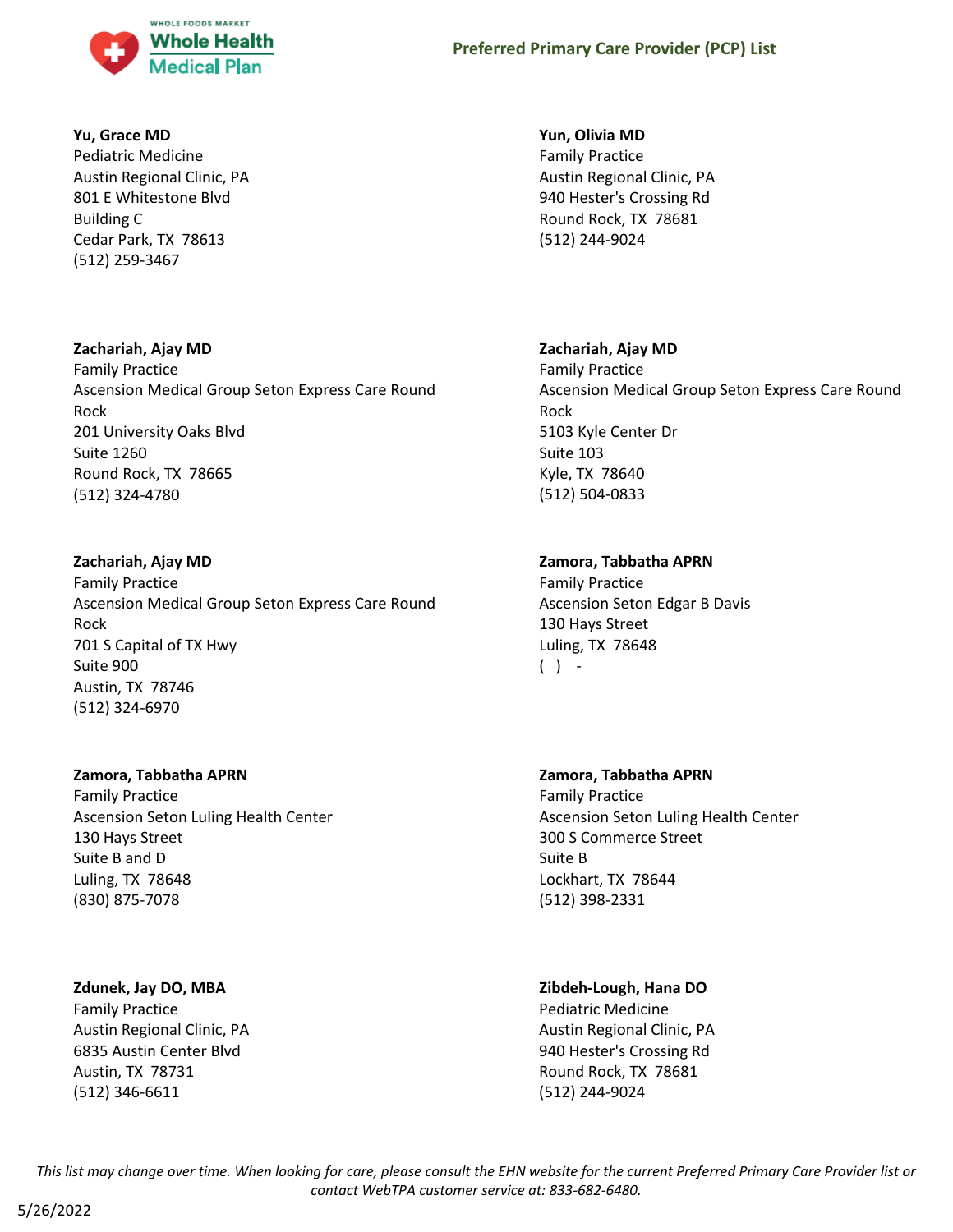**Yu, Grace MD**
Pediatric Medicine
Austin Regional Clinic, PA
801 E Whitestone Blvd
Building C
Cedar Park, TX 78613
(512) 259-3467

**Yun, Olivia MD**
Family Practice
Austin Regional Clinic, PA
940 Hester's Crossing Rd
Round Rock, TX 78681
(512) 244-9024

**Zachariah, Ajay MD**
Family Practice
Ascension Medical Group Seton Express Care Round Rock
201 University Oaks Blvd
Suite 1260
Round Rock, TX 78665
(512) 324-4780

**Zachariah, Ajay MD**
Family Practice
Ascension Medical Group Seton Express Care Round Rock
5103 Kyle Center Dr
Suite 103
Kyle, TX 78640
(512) 504-0833

**Zachariah, Ajay MD**
Family Practice
Ascension Medical Group Seton Express Care Round Rock
701 S Capital of TX Hwy
Suite 900
Austin, TX 78746
(512) 324-6970

**Zamora, Tabbatha APRN**
Family Practice
Ascension Seton Edgar B Davis
130 Hays Street
Luling, TX 78648
( ) -

**Zamora, Tabbatha APRN**
Family Practice
Ascension Seton Luling Health Center
130 Hays Street
Suite B and D
Luling, TX 78648
(830) 875-7078

**Zamora, Tabbatha APRN**
Family Practice
Ascension Seton Luling Health Center
300 S Commerce Street
Suite B
Lockhart, TX 78644
(512) 398-2331

**Zdunek, Jay DO, MBA**
Family Practice
Austin Regional Clinic, PA
6835 Austin Center Blvd
Austin, TX 78731
(512) 346-6611

**Zibdeh-Lough, Hana DO**
Pediatric Medicine
Austin Regional Clinic, PA
940 Hester's Crossing Rd
Round Rock, TX 78681
(512) 244-9024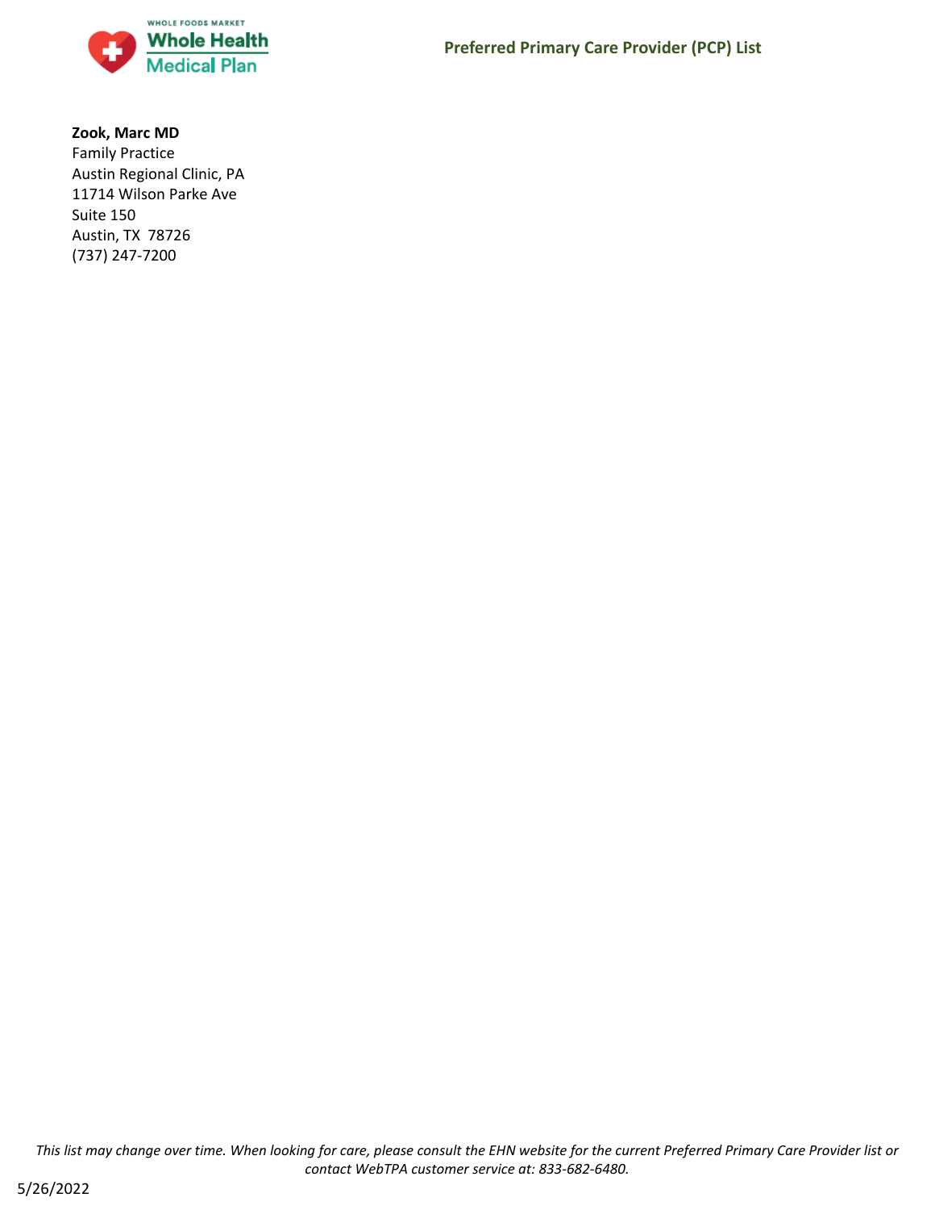**Zook, Marc MD**
Family Practice
Austin Regional Clinic, PA
11714 Wilson Parke Ave
Suite 150
Austin, TX 78726
(737) 247-7200

*This list may change over time. When looking for care, please consult the EHN website for the current Preferred Primary Care Provider list or contact WebTPA customer service at: 833-682-6480.*

5/26/2022